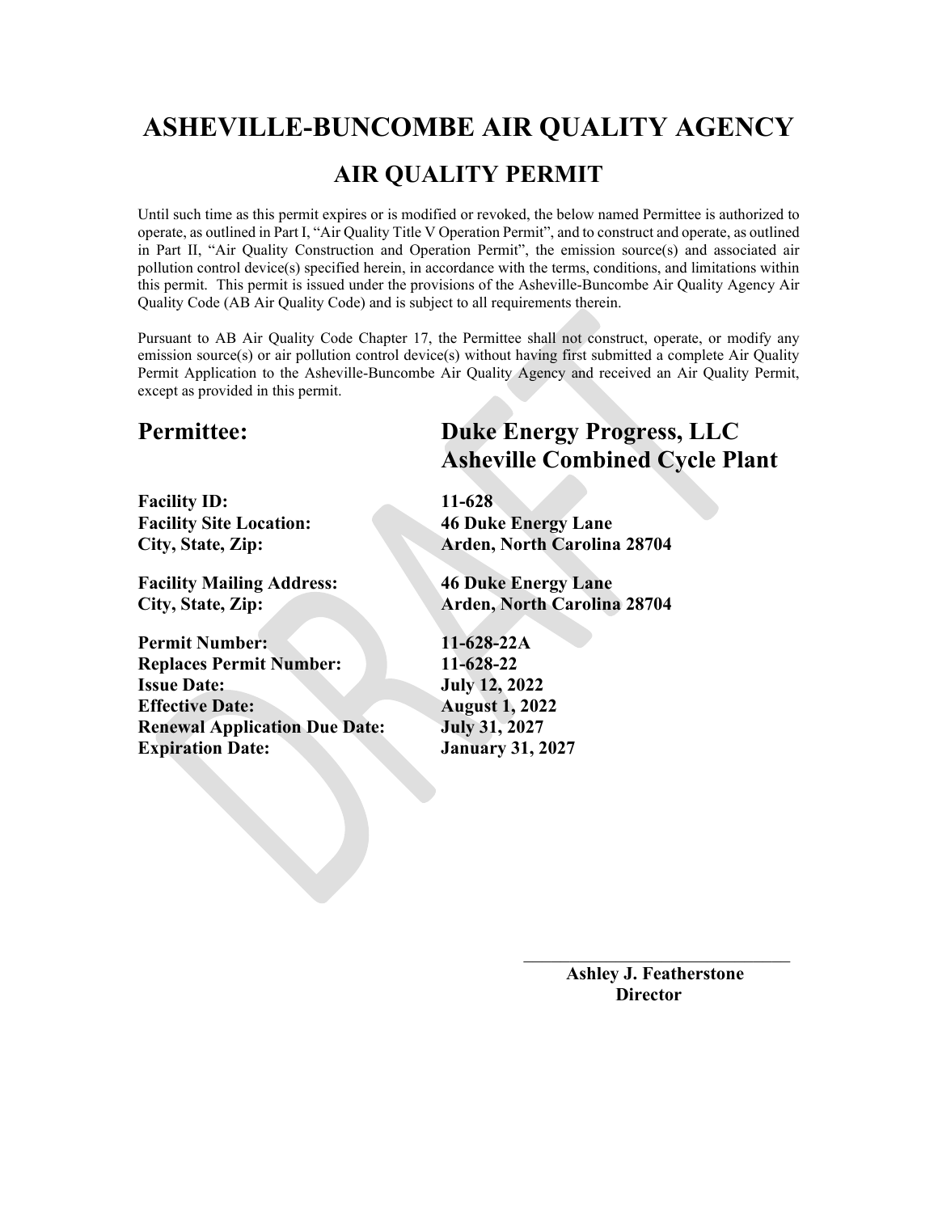# ASHEVILLE-BUNCOMBE AIR QUALITY AGENCY

## AIR QUALITY PERMIT

Until such time as this permit expires or is modified or revoked, the below named Permittee is authorized to operate, as outlined in Part I, "Air Quality Title V Operation Permit", and to construct and operate, as outlined in Part II, "Air Quality Construction and Operation Permit", the emission source(s) and associated air pollution control device(s) specified herein, in accordance with the terms, conditions, and limitations within this permit. This permit is issued under the provisions of the Asheville-Buncombe Air Quality Agency Air Quality Code (AB Air Quality Code) and is subject to all requirements therein.

Pursuant to AB Air Quality Code Chapter 17, the Permittee shall not construct, operate, or modify any emission source(s) or air pollution control device(s) without having first submitted a complete Air Quality Permit Application to the Asheville-Buncombe Air Quality Agency and received an Air Quality Permit, except as provided in this permit.

**Permittee:** **Duke Energy Progress, LLC**
**Asheville Combined Cycle Plant**

**Facility ID:** **11-628**
**Facility Site Location:** **46 Duke Energy Lane**
**City, State, Zip:** **Arden, North Carolina 28704**

**Facility Mailing Address:** **46 Duke Energy Lane**
**City, State, Zip:** **Arden, North Carolina 28704**

**Permit Number:** **11-628-22A**
**Replaces Permit Number:** **11-628-22**
**Issue Date:** **July 12, 2022**
**Effective Date:** **August 1, 2022**
**Renewal Application Due Date:** **July 31, 2027**
**Expiration Date:** **January 31, 2027**

\_\_\_\_\_\_\_\_\_\_\_\_\_\_\_\_\_\_\_\_\_\_\_\_\_\_\_\_\_\_\_\_

**Ashley J. Featherstone**
**Director**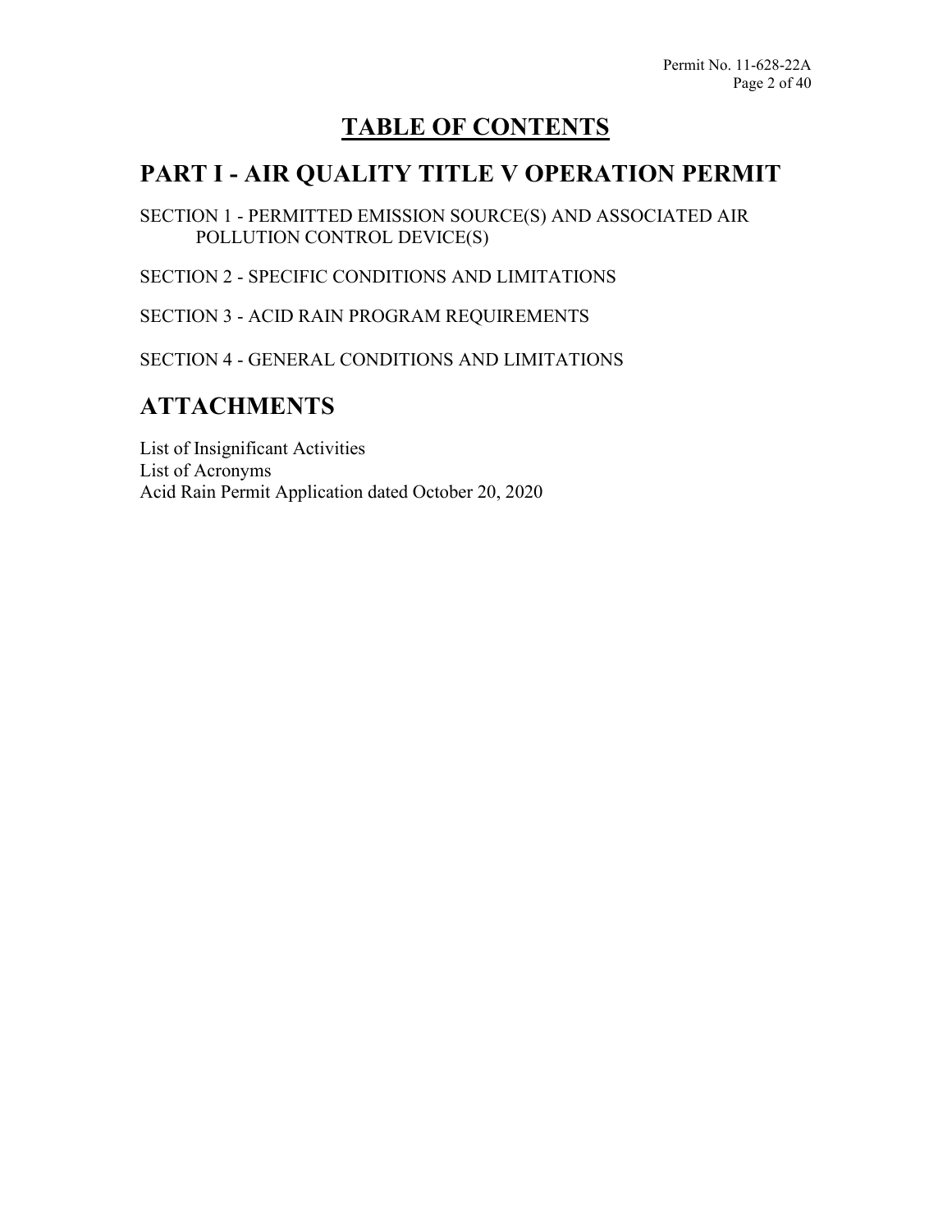# TABLE OF CONTENTS

## PART I - AIR QUALITY TITLE V OPERATION PERMIT

SECTION 1 - PERMITTED EMISSION SOURCE(S) AND ASSOCIATED AIR POLLUTION CONTROL DEVICE(S)

SECTION 2 - SPECIFIC CONDITIONS AND LIMITATIONS

SECTION 3 - ACID RAIN PROGRAM REQUIREMENTS

SECTION 4 - GENERAL CONDITIONS AND LIMITATIONS

## ATTACHMENTS

List of Insignificant Activities
List of Acronyms
Acid Rain Permit Application dated October 20, 2020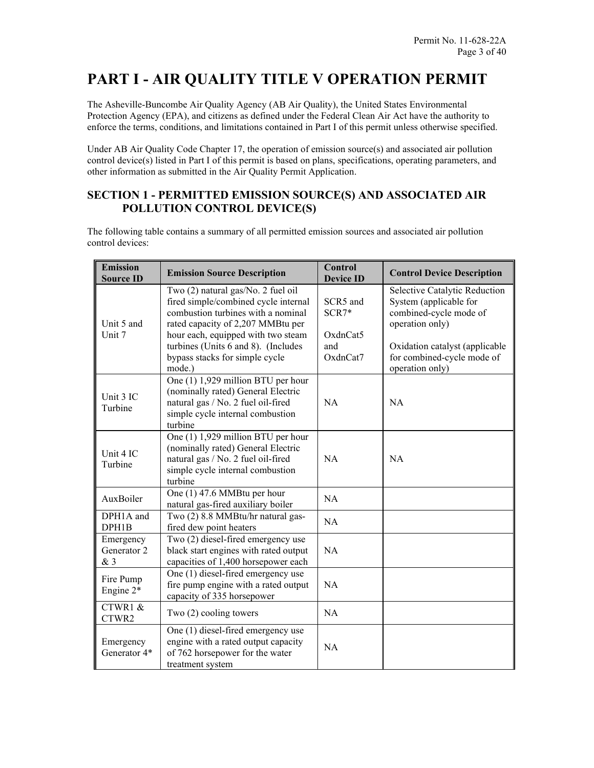# PART I - AIR QUALITY TITLE V OPERATION PERMIT

The Asheville-Buncombe Air Quality Agency (AB Air Quality), the United States Environmental Protection Agency (EPA), and citizens as defined under the Federal Clean Air Act have the authority to enforce the terms, conditions, and limitations contained in Part I of this permit unless otherwise specified.

Under AB Air Quality Code Chapter 17, the operation of emission source(s) and associated air pollution control device(s) listed in Part I of this permit is based on plans, specifications, operating parameters, and other information as submitted in the Air Quality Permit Application.

## SECTION 1 - PERMITTED EMISSION SOURCE(S) AND ASSOCIATED AIR POLLUTION CONTROL DEVICE(S)

The following table contains a summary of all permitted emission sources and associated air pollution control devices:

| Emission Source ID | Emission Source Description | Control Device ID | Control Device Description |
|---|---|---|---|
| Unit 5 and Unit 7 | Two (2) natural gas/No. 2 fuel oil fired simple/combined cycle internal combustion turbines with a nominal rated capacity of 2,207 MMBtu per hour each, equipped with two steam turbines (Units 6 and 8). (Includes bypass stacks for simple cycle mode.) | SCR5 and SCR7*<br><br>OxdnCat5 and OxdnCat7 | Selective Catalytic Reduction System (applicable for combined-cycle mode of operation only)<br><br>Oxidation catalyst (applicable for combined-cycle mode of operation only) |
| Unit 3 IC Turbine | One (1) 1,929 million BTU per hour (nominally rated) General Electric natural gas / No. 2 fuel oil-fired simple cycle internal combustion turbine | NA | NA |
| Unit 4 IC Turbine | One (1) 1,929 million BTU per hour (nominally rated) General Electric natural gas / No. 2 fuel oil-fired simple cycle internal combustion turbine | NA | NA |
| AuxBoiler | One (1) 47.6 MMBtu per hour natural gas-fired auxiliary boiler | NA | |
| DPH1A and DPH1B | Two (2) 8.8 MMBtu/hr natural gas-fired dew point heaters | NA | |
| Emergency Generator 2 & 3 | Two (2) diesel-fired emergency use black start engines with rated output capacities of 1,400 horsepower each | NA | |
| Fire Pump Engine 2* | One (1) diesel-fired emergency use fire pump engine with a rated output capacity of 335 horsepower | NA | |
| CTWR1 & CTWR2 | Two (2) cooling towers | NA | |
| Emergency Generator 4* | One (1) diesel-fired emergency use engine with a rated output capacity of 762 horsepower for the water treatment system | NA | |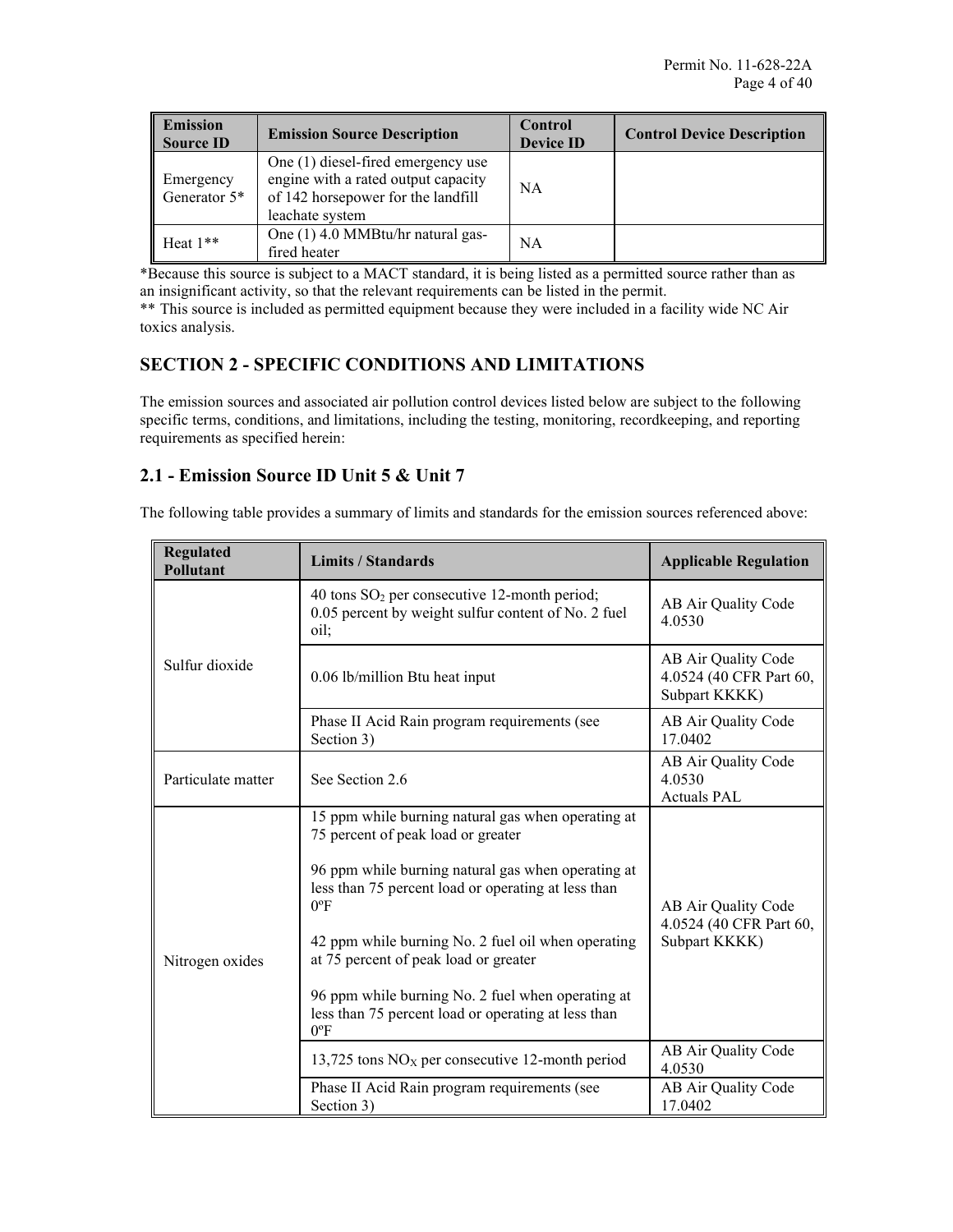| Emission Source ID | Emission Source Description | Control Device ID | Control Device Description |
|---|---|---|---|
| Emergency Generator 5* | One (1) diesel-fired emergency use engine with a rated output capacity of 142 horsepower for the landfill leachate system | NA | |
| Heat 1** | One (1) 4.0 MMBtu/hr natural gas-fired heater | NA | |

*Because this source is subject to a MACT standard, it is being listed as a permitted source rather than as an insignificant activity, so that the relevant requirements can be listed in the permit.

** This source is included as permitted equipment because they were included in a facility wide NC Air toxics analysis.

## SECTION 2 - SPECIFIC CONDITIONS AND LIMITATIONS

The emission sources and associated air pollution control devices listed below are subject to the following specific terms, conditions, and limitations, including the testing, monitoring, recordkeeping, and reporting requirements as specified herein:

### 2.1 - Emission Source ID Unit 5 & Unit 7

The following table provides a summary of limits and standards for the emission sources referenced above:

| Regulated Pollutant | Limits / Standards | Applicable Regulation |
|---|---|---|
| Sulfur dioxide | 40 tons $SO_2$ per consecutive 12-month period; 0.05 percent by weight sulfur content of No. 2 fuel oil; | AB Air Quality Code 4.0530 |
| | 0.06 lb/million Btu heat input | AB Air Quality Code 4.0524 (40 CFR Part 60, Subpart KKKK) |
| | Phase II Acid Rain program requirements (see Section 3) | AB Air Quality Code 17.0402 |
| Particulate matter | See Section 2.6 | AB Air Quality Code 4.0530 Actuals PAL |
| Nitrogen oxides | 15 ppm while burning natural gas when operating at 75 percent of peak load or greater<br><br>96 ppm while burning natural gas when operating at less than 75 percent load or operating at less than 0ºF<br><br>42 ppm while burning No. 2 fuel oil when operating at 75 percent of peak load or greater<br><br>96 ppm while burning No. 2 fuel when operating at less than 75 percent load or operating at less than 0ºF | AB Air Quality Code 4.0524 (40 CFR Part 60, Subpart KKKK) |
| | 13,725 tons $NO_X$ per consecutive 12-month period | AB Air Quality Code 4.0530 |
| | Phase II Acid Rain program requirements (see Section 3) | AB Air Quality Code 17.0402 |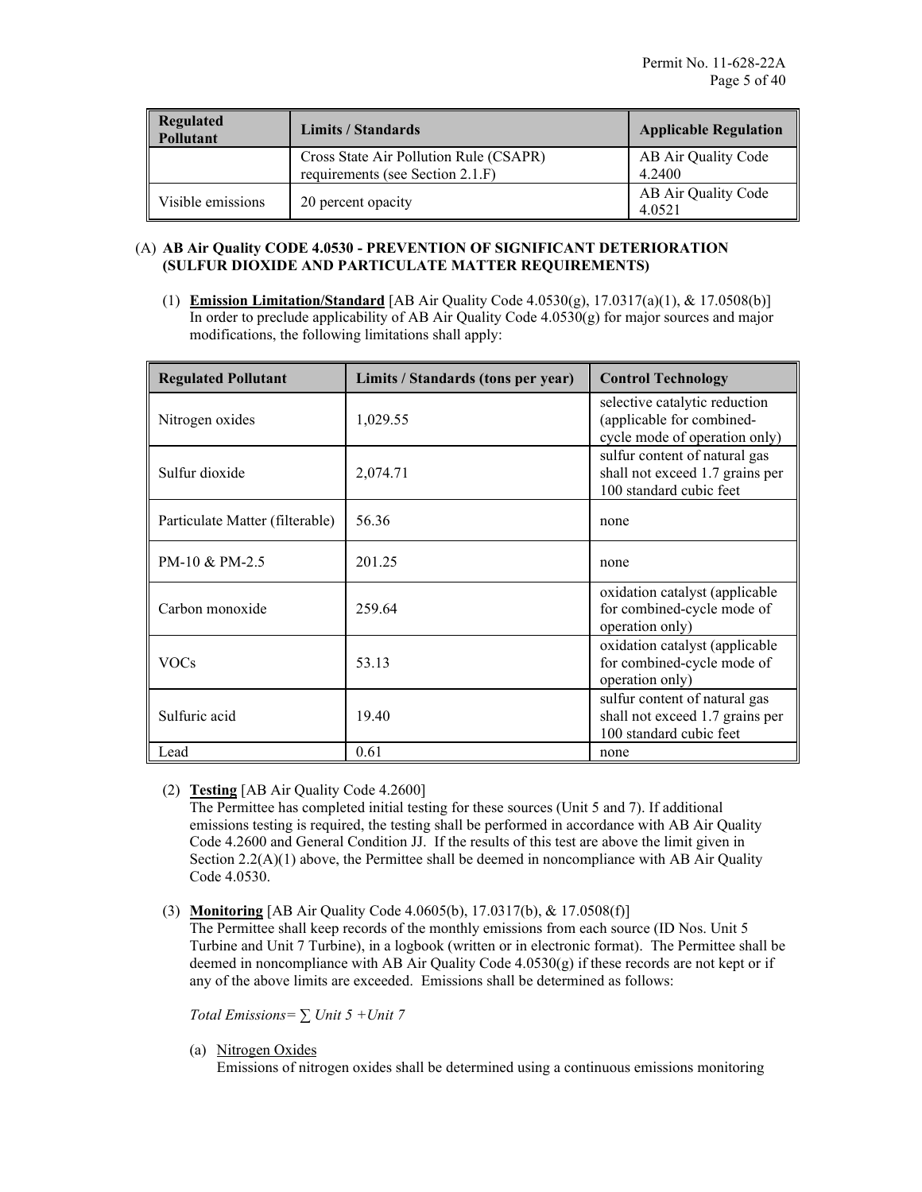| Regulated Pollutant | Limits / Standards | Applicable Regulation |
|---|---|---|
| | Cross State Air Pollution Rule (CSAPR) requirements (see Section 2.1.F) | AB Air Quality Code 4.2400 |
| Visible emissions | 20 percent opacity | AB Air Quality Code 4.0521 |

(A) **AB Air Quality CODE 4.0530 - PREVENTION OF SIGNIFICANT DETERIORATION (SULFUR DIOXIDE AND PARTICULATE MATTER REQUIREMENTS)**

(1) **Emission Limitation/Standard** [AB Air Quality Code 4.0530(g), 17.0317(a)(1), & 17.0508(b)]
In order to preclude applicability of AB Air Quality Code 4.0530(g) for major sources and major modifications, the following limitations shall apply:

| Regulated Pollutant | Limits / Standards (tons per year) | Control Technology |
|---|---|---|
| Nitrogen oxides | 1,029.55 | selective catalytic reduction (applicable for combined-cycle mode of operation only) |
| Sulfur dioxide | 2,074.71 | sulfur content of natural gas shall not exceed 1.7 grains per 100 standard cubic feet |
| Particulate Matter (filterable) | 56.36 | none |
| PM-10 & PM-2.5 | 201.25 | none |
| Carbon monoxide | 259.64 | oxidation catalyst (applicable for combined-cycle mode of operation only) |
| VOCs | 53.13 | oxidation catalyst (applicable for combined-cycle mode of operation only) |
| Sulfuric acid | 19.40 | sulfur content of natural gas shall not exceed 1.7 grains per 100 standard cubic feet |
| Lead | 0.61 | none |

(2) **Testing** [AB Air Quality Code 4.2600]
The Permittee has completed initial testing for these sources (Unit 5 and 7). If additional emissions testing is required, the testing shall be performed in accordance with AB Air Quality Code 4.2600 and General Condition JJ. If the results of this test are above the limit given in Section 2.2(A)(1) above, the Permittee shall be deemed in noncompliance with AB Air Quality Code 4.0530.

(3) **Monitoring** [AB Air Quality Code 4.0605(b), 17.0317(b), & 17.0508(f)]
The Permittee shall keep records of the monthly emissions from each source (ID Nos. Unit 5 Turbine and Unit 7 Turbine), in a logbook (written or in electronic format). The Permittee shall be deemed in noncompliance with AB Air Quality Code 4.0530(g) if these records are not kept or if any of the above limits are exceeded. Emissions shall be determined as follows:

*Total Emissions= ∑ Unit 5 +Unit 7*

(a) Nitrogen Oxides
Emissions of nitrogen oxides shall be determined using a continuous emissions monitoring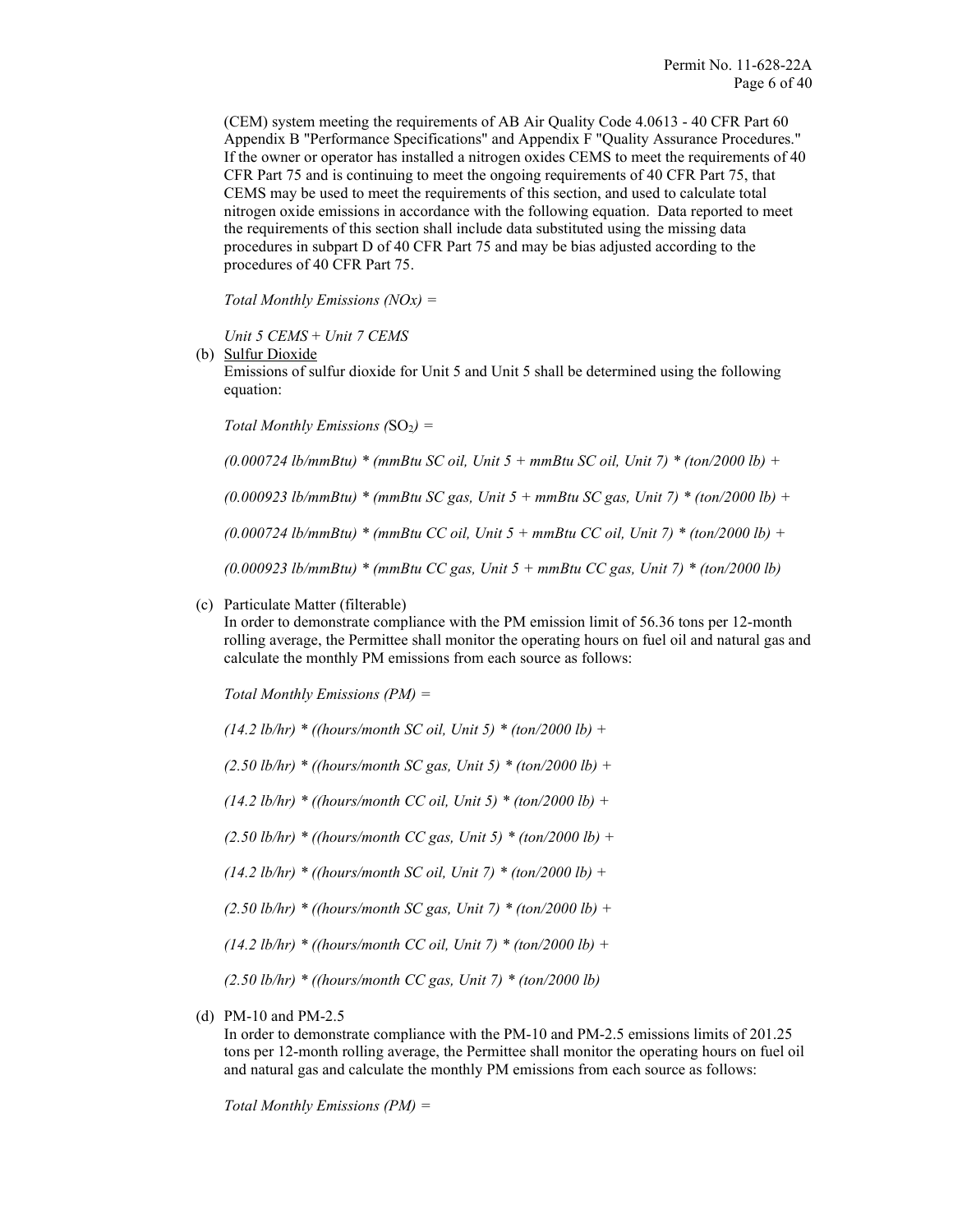(CEM) system meeting the requirements of AB Air Quality Code 4.0613 - 40 CFR Part 60 Appendix B "Performance Specifications" and Appendix F "Quality Assurance Procedures." If the owner or operator has installed a nitrogen oxides CEMS to meet the requirements of 40 CFR Part 75 and is continuing to meet the ongoing requirements of 40 CFR Part 75, that CEMS may be used to meet the requirements of this section, and used to calculate total nitrogen oxide emissions in accordance with the following equation. Data reported to meet the requirements of this section shall include data substituted using the missing data procedures in subpart D of 40 CFR Part 75 and may be bias adjusted according to the procedures of 40 CFR Part 75.

*Total Monthly Emissions (NOx) =*

*Unit 5 CEMS + Unit 7 CEMS*

(b) <u>Sulfur Dioxide</u>
Emissions of sulfur dioxide for Unit 5 and Unit 5 shall be determined using the following equation:

*Total Monthly Emissions (*$SO_2$*) =*

*(0.000724 lb/mmBtu) * (mmBtu SC oil, Unit 5 + mmBtu SC oil, Unit 7) * (ton/2000 lb) +*

*(0.000923 lb/mmBtu) * (mmBtu SC gas, Unit 5 + mmBtu SC gas, Unit 7) * (ton/2000 lb) +*

*(0.000724 lb/mmBtu) * (mmBtu CC oil, Unit 5 + mmBtu CC oil, Unit 7) * (ton/2000 lb) +*

*(0.000923 lb/mmBtu) * (mmBtu CC gas, Unit 5 + mmBtu CC gas, Unit 7) * (ton/2000 lb)*

(c) Particulate Matter (filterable)
In order to demonstrate compliance with the PM emission limit of 56.36 tons per 12-month rolling average, the Permittee shall monitor the operating hours on fuel oil and natural gas and calculate the monthly PM emissions from each source as follows:

*Total Monthly Emissions (PM) =*

*(14.2 lb/hr) * ((hours/month SC oil, Unit 5) * (ton/2000 lb) +*

*(2.50 lb/hr) * ((hours/month SC gas, Unit 5) * (ton/2000 lb) +*

*(14.2 lb/hr) * ((hours/month CC oil, Unit 5) * (ton/2000 lb) +*

*(2.50 lb/hr) * ((hours/month CC gas, Unit 5) * (ton/2000 lb) +*

*(14.2 lb/hr) * ((hours/month SC oil, Unit 7) * (ton/2000 lb) +*

*(2.50 lb/hr) * ((hours/month SC gas, Unit 7) * (ton/2000 lb) +*

*(14.2 lb/hr) * ((hours/month CC oil, Unit 7) * (ton/2000 lb) +*

*(2.50 lb/hr) * ((hours/month CC gas, Unit 7) * (ton/2000 lb)*

(d) PM-10 and PM-2.5
In order to demonstrate compliance with the PM-10 and PM-2.5 emissions limits of 201.25 tons per 12-month rolling average, the Permittee shall monitor the operating hours on fuel oil and natural gas and calculate the monthly PM emissions from each source as follows:

*Total Monthly Emissions (PM) =*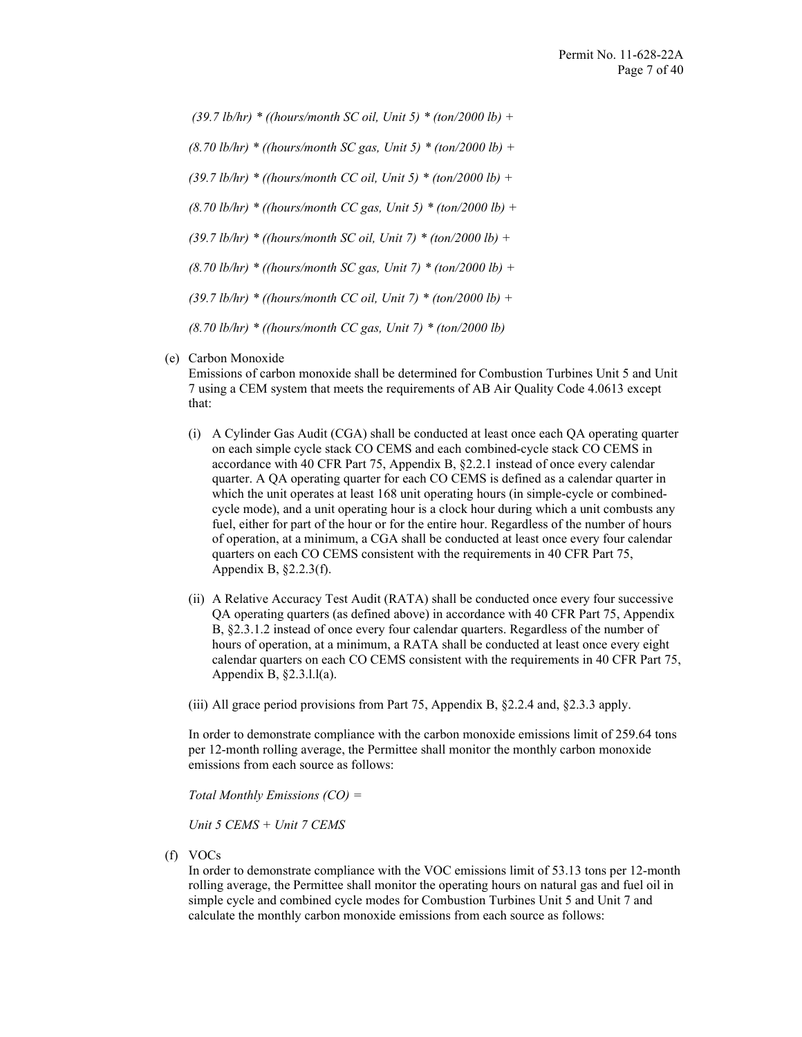*(39.7 lb/hr) * ((hours/month SC oil, Unit 5) * (ton/2000 lb) +*

*(8.70 lb/hr) * ((hours/month SC gas, Unit 5) * (ton/2000 lb) +*

*(39.7 lb/hr) * ((hours/month CC oil, Unit 5) * (ton/2000 lb) +*

*(8.70 lb/hr) * ((hours/month CC gas, Unit 5) * (ton/2000 lb) +*

*(39.7 lb/hr) * ((hours/month SC oil, Unit 7) * (ton/2000 lb) +*

*(8.70 lb/hr) * ((hours/month SC gas, Unit 7) * (ton/2000 lb) +*

*(39.7 lb/hr) * ((hours/month CC oil, Unit 7) * (ton/2000 lb) +*

*(8.70 lb/hr) * ((hours/month CC gas, Unit 7) * (ton/2000 lb)*

(e) Carbon Monoxide
Emissions of carbon monoxide shall be determined for Combustion Turbines Unit 5 and Unit 7 using a CEM system that meets the requirements of AB Air Quality Code 4.0613 except that:

(i) A Cylinder Gas Audit (CGA) shall be conducted at least once each QA operating quarter on each simple cycle stack CO CEMS and each combined-cycle stack CO CEMS in accordance with 40 CFR Part 75, Appendix B, §2.2.1 instead of once every calendar quarter. A QA operating quarter for each CO CEMS is defined as a calendar quarter in which the unit operates at least 168 unit operating hours (in simple-cycle or combined-cycle mode), and a unit operating hour is a clock hour during which a unit combusts any fuel, either for part of the hour or for the entire hour. Regardless of the number of hours of operation, at a minimum, a CGA shall be conducted at least once every four calendar quarters on each CO CEMS consistent with the requirements in 40 CFR Part 75, Appendix B, §2.2.3(f).

(ii) A Relative Accuracy Test Audit (RATA) shall be conducted once every four successive QA operating quarters (as defined above) in accordance with 40 CFR Part 75, Appendix B, §2.3.1.2 instead of once every four calendar quarters. Regardless of the number of hours of operation, at a minimum, a RATA shall be conducted at least once every eight calendar quarters on each CO CEMS consistent with the requirements in 40 CFR Part 75, Appendix B, §2.3.l.l(a).

(iii) All grace period provisions from Part 75, Appendix B, §2.2.4 and, §2.3.3 apply.

In order to demonstrate compliance with the carbon monoxide emissions limit of 259.64 tons per 12-month rolling average, the Permittee shall monitor the monthly carbon monoxide emissions from each source as follows:

*Total Monthly Emissions (CO) =*

*Unit 5 CEMS + Unit 7 CEMS*

(f) VOCs
In order to demonstrate compliance with the VOC emissions limit of 53.13 tons per 12-month rolling average, the Permittee shall monitor the operating hours on natural gas and fuel oil in simple cycle and combined cycle modes for Combustion Turbines Unit 5 and Unit 7 and calculate the monthly carbon monoxide emissions from each source as follows: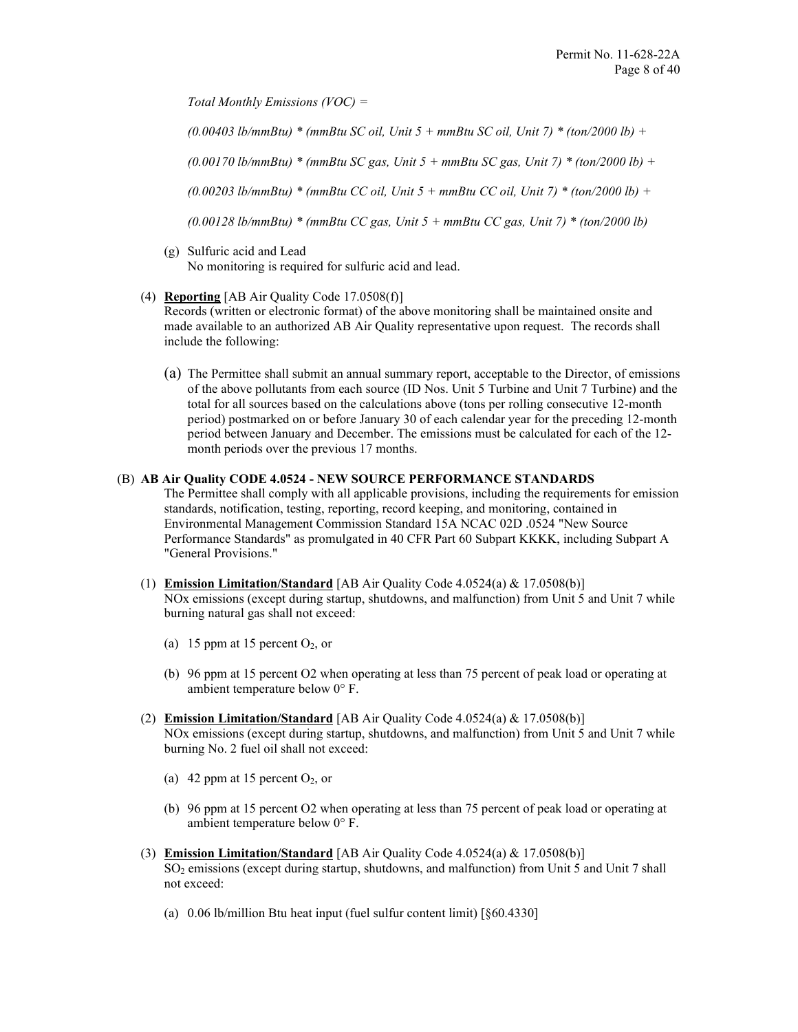*Total Monthly Emissions (VOC) =*

*(0.00403 lb/mmBtu) * (mmBtu SC oil, Unit 5 + mmBtu SC oil, Unit 7) * (ton/2000 lb) +*

*(0.00170 lb/mmBtu) * (mmBtu SC gas, Unit 5 + mmBtu SC gas, Unit 7) * (ton/2000 lb) +*

*(0.00203 lb/mmBtu) * (mmBtu CC oil, Unit 5 + mmBtu CC oil, Unit 7) * (ton/2000 lb) +*

*(0.00128 lb/mmBtu) * (mmBtu CC gas, Unit 5 + mmBtu CC gas, Unit 7) * (ton/2000 lb)*

(g) Sulfuric acid and Lead
No monitoring is required for sulfuric acid and lead.

(4) **Reporting** [AB Air Quality Code 17.0508(f)]
Records (written or electronic format) of the above monitoring shall be maintained onsite and made available to an authorized AB Air Quality representative upon request. The records shall include the following:

(a) The Permittee shall submit an annual summary report, acceptable to the Director, of emissions of the above pollutants from each source (ID Nos. Unit 5 Turbine and Unit 7 Turbine) and the total for all sources based on the calculations above (tons per rolling consecutive 12-month period) postmarked on or before January 30 of each calendar year for the preceding 12-month period between January and December. The emissions must be calculated for each of the 12-month periods over the previous 17 months.

(B) **AB Air Quality CODE 4.0524 - NEW SOURCE PERFORMANCE STANDARDS**
The Permittee shall comply with all applicable provisions, including the requirements for emission standards, notification, testing, reporting, record keeping, and monitoring, contained in Environmental Management Commission Standard 15A NCAC 02D .0524 "New Source Performance Standards" as promulgated in 40 CFR Part 60 Subpart KKKK, including Subpart A "General Provisions."

(1) **Emission Limitation/Standard** [AB Air Quality Code 4.0524(a) & 17.0508(b)]
NOx emissions (except during startup, shutdowns, and malfunction) from Unit 5 and Unit 7 while burning natural gas shall not exceed:

(a) 15 ppm at 15 percent $O_2$, or

(b) 96 ppm at 15 percent O2 when operating at less than 75 percent of peak load or operating at ambient temperature below 0° F.

(2) **Emission Limitation/Standard** [AB Air Quality Code 4.0524(a) & 17.0508(b)]
NOx emissions (except during startup, shutdowns, and malfunction) from Unit 5 and Unit 7 while burning No. 2 fuel oil shall not exceed:

(a) 42 ppm at 15 percent $O_2$, or

(b) 96 ppm at 15 percent O2 when operating at less than 75 percent of peak load or operating at ambient temperature below 0° F.

(3) **Emission Limitation/Standard** [AB Air Quality Code 4.0524(a) & 17.0508(b)]
$SO_2$ emissions (except during startup, shutdowns, and malfunction) from Unit 5 and Unit 7 shall not exceed:

(a) 0.06 lb/million Btu heat input (fuel sulfur content limit) [§60.4330]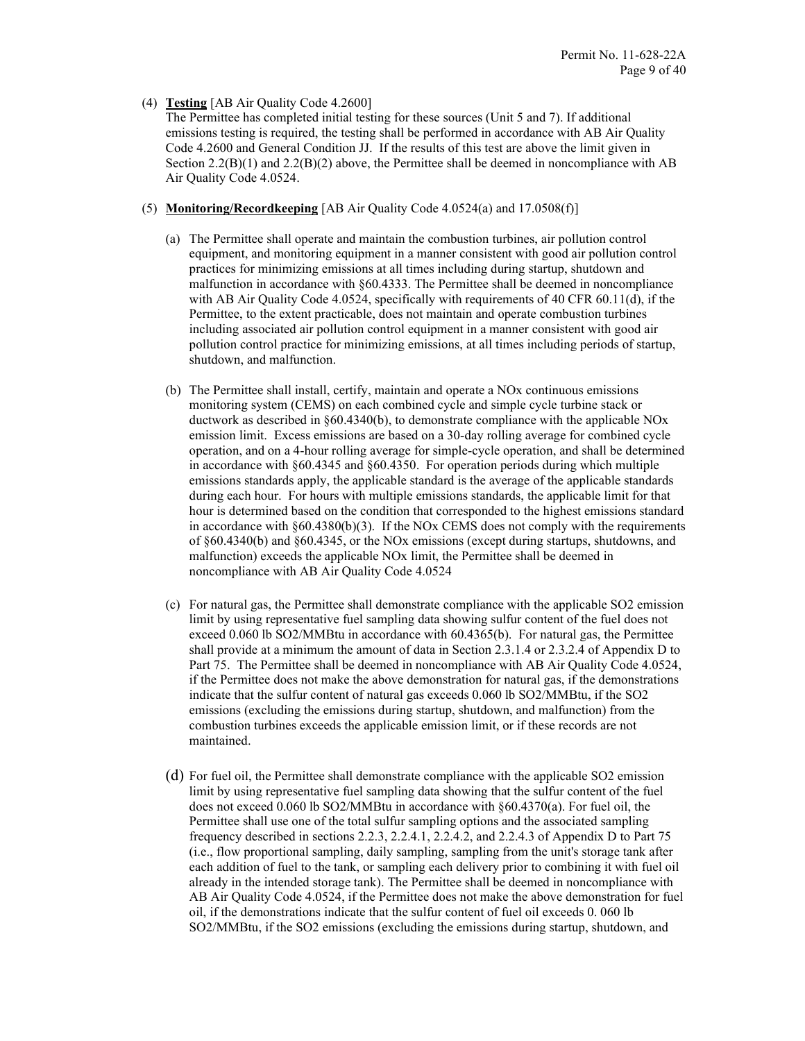(4) **Testing** [AB Air Quality Code 4.2600]

The Permittee has completed initial testing for these sources (Unit 5 and 7). If additional emissions testing is required, the testing shall be performed in accordance with AB Air Quality Code 4.2600 and General Condition JJ. If the results of this test are above the limit given in Section 2.2(B)(1) and 2.2(B)(2) above, the Permittee shall be deemed in noncompliance with AB Air Quality Code 4.0524.

(5) **Monitoring/Recordkeeping** [AB Air Quality Code 4.0524(a) and 17.0508(f)]

(a) The Permittee shall operate and maintain the combustion turbines, air pollution control equipment, and monitoring equipment in a manner consistent with good air pollution control practices for minimizing emissions at all times including during startup, shutdown and malfunction in accordance with §60.4333. The Permittee shall be deemed in noncompliance with AB Air Quality Code 4.0524, specifically with requirements of 40 CFR 60.11(d), if the Permittee, to the extent practicable, does not maintain and operate combustion turbines including associated air pollution control equipment in a manner consistent with good air pollution control practice for minimizing emissions, at all times including periods of startup, shutdown, and malfunction.

(b) The Permittee shall install, certify, maintain and operate a NOx continuous emissions monitoring system (CEMS) on each combined cycle and simple cycle turbine stack or ductwork as described in §60.4340(b), to demonstrate compliance with the applicable NOx emission limit. Excess emissions are based on a 30-day rolling average for combined cycle operation, and on a 4-hour rolling average for simple-cycle operation, and shall be determined in accordance with §60.4345 and §60.4350. For operation periods during which multiple emissions standards apply, the applicable standard is the average of the applicable standards during each hour. For hours with multiple emissions standards, the applicable limit for that hour is determined based on the condition that corresponded to the highest emissions standard in accordance with §60.4380(b)(3). If the NOx CEMS does not comply with the requirements of §60.4340(b) and §60.4345, or the NOx emissions (except during startups, shutdowns, and malfunction) exceeds the applicable NOx limit, the Permittee shall be deemed in noncompliance with AB Air Quality Code 4.0524

(c) For natural gas, the Permittee shall demonstrate compliance with the applicable SO2 emission limit by using representative fuel sampling data showing sulfur content of the fuel does not exceed 0.060 lb SO2/MMBtu in accordance with 60.4365(b). For natural gas, the Permittee shall provide at a minimum the amount of data in Section 2.3.1.4 or 2.3.2.4 of Appendix D to Part 75. The Permittee shall be deemed in noncompliance with AB Air Quality Code 4.0524, if the Permittee does not make the above demonstration for natural gas, if the demonstrations indicate that the sulfur content of natural gas exceeds 0.060 lb SO2/MMBtu, if the SO2 emissions (excluding the emissions during startup, shutdown, and malfunction) from the combustion turbines exceeds the applicable emission limit, or if these records are not maintained.

(d) For fuel oil, the Permittee shall demonstrate compliance with the applicable SO2 emission limit by using representative fuel sampling data showing that the sulfur content of the fuel does not exceed 0.060 lb SO2/MMBtu in accordance with §60.4370(a). For fuel oil, the Permittee shall use one of the total sulfur sampling options and the associated sampling frequency described in sections 2.2.3, 2.2.4.1, 2.2.4.2, and 2.2.4.3 of Appendix D to Part 75 (i.e., flow proportional sampling, daily sampling, sampling from the unit's storage tank after each addition of fuel to the tank, or sampling each delivery prior to combining it with fuel oil already in the intended storage tank). The Permittee shall be deemed in noncompliance with AB Air Quality Code 4.0524, if the Permittee does not make the above demonstration for fuel oil, if the demonstrations indicate that the sulfur content of fuel oil exceeds 0. 060 lb SO2/MMBtu, if the SO2 emissions (excluding the emissions during startup, shutdown, and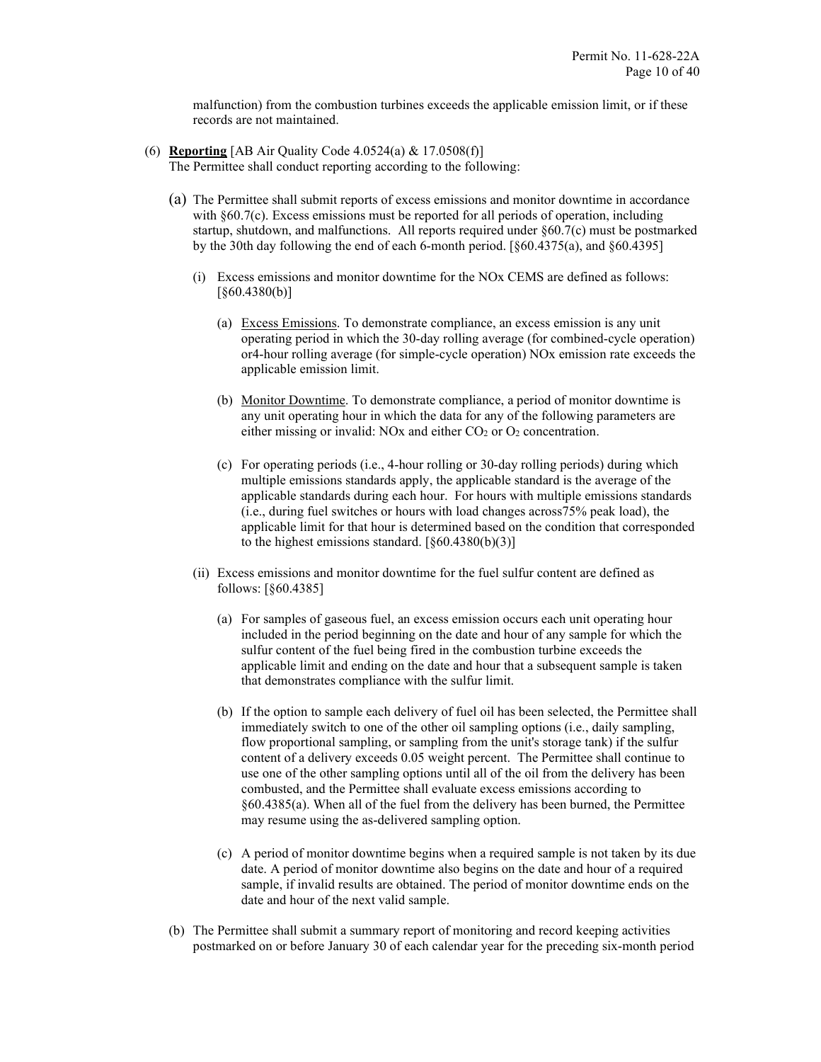malfunction) from the combustion turbines exceeds the applicable emission limit, or if these records are not maintained.

(6) **Reporting** [AB Air Quality Code 4.0524(a) & 17.0508(f)]
The Permittee shall conduct reporting according to the following:

(a) The Permittee shall submit reports of excess emissions and monitor downtime in accordance with §60.7(c). Excess emissions must be reported for all periods of operation, including startup, shutdown, and malfunctions. All reports required under §60.7(c) must be postmarked by the 30th day following the end of each 6-month period. [§60.4375(a), and §60.4395]

(i) Excess emissions and monitor downtime for the NOx CEMS are defined as follows: [§60.4380(b)]

(a) Excess Emissions. To demonstrate compliance, an excess emission is any unit operating period in which the 30-day rolling average (for combined-cycle operation) or4-hour rolling average (for simple-cycle operation) NOx emission rate exceeds the applicable emission limit.

(b) Monitor Downtime. To demonstrate compliance, a period of monitor downtime is any unit operating hour in which the data for any of the following parameters are either missing or invalid: NOx and either $CO_2$ or $O_2$ concentration.

(c) For operating periods (i.e., 4-hour rolling or 30-day rolling periods) during which multiple emissions standards apply, the applicable standard is the average of the applicable standards during each hour. For hours with multiple emissions standards (i.e., during fuel switches or hours with load changes across75% peak load), the applicable limit for that hour is determined based on the condition that corresponded to the highest emissions standard. [§60.4380(b)(3)]

(ii) Excess emissions and monitor downtime for the fuel sulfur content are defined as follows: [§60.4385]

(a) For samples of gaseous fuel, an excess emission occurs each unit operating hour included in the period beginning on the date and hour of any sample for which the sulfur content of the fuel being fired in the combustion turbine exceeds the applicable limit and ending on the date and hour that a subsequent sample is taken that demonstrates compliance with the sulfur limit.

(b) If the option to sample each delivery of fuel oil has been selected, the Permittee shall immediately switch to one of the other oil sampling options (i.e., daily sampling, flow proportional sampling, or sampling from the unit's storage tank) if the sulfur content of a delivery exceeds 0.05 weight percent. The Permittee shall continue to use one of the other sampling options until all of the oil from the delivery has been combusted, and the Permittee shall evaluate excess emissions according to §60.4385(a). When all of the fuel from the delivery has been burned, the Permittee may resume using the as-delivered sampling option.

(c) A period of monitor downtime begins when a required sample is not taken by its due date. A period of monitor downtime also begins on the date and hour of a required sample, if invalid results are obtained. The period of monitor downtime ends on the date and hour of the next valid sample.

(b) The Permittee shall submit a summary report of monitoring and record keeping activities postmarked on or before January 30 of each calendar year for the preceding six-month period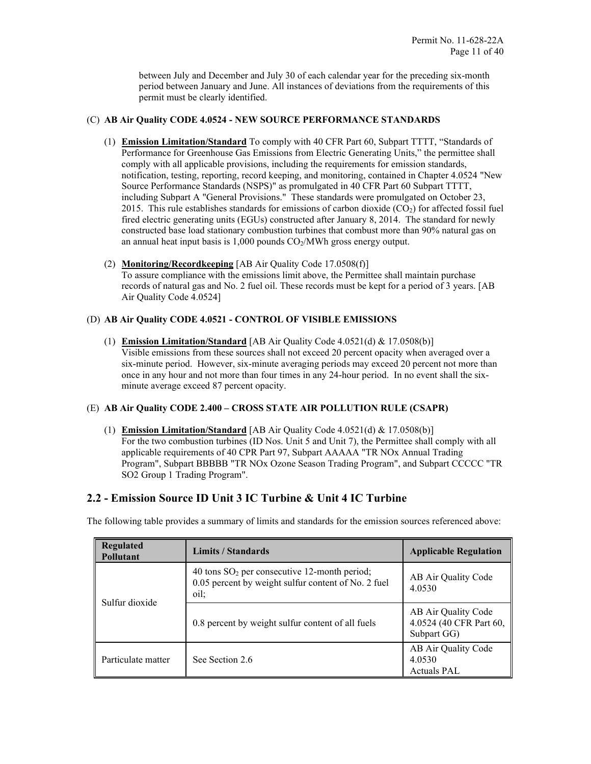between July and December and July 30 of each calendar year for the preceding six-month period between January and June. All instances of deviations from the requirements of this permit must be clearly identified.

(C) **AB Air Quality CODE 4.0524 - NEW SOURCE PERFORMANCE STANDARDS**

(1) **Emission Limitation/Standard** To comply with 40 CFR Part 60, Subpart TTTT, "Standards of Performance for Greenhouse Gas Emissions from Electric Generating Units," the permittee shall comply with all applicable provisions, including the requirements for emission standards, notification, testing, reporting, record keeping, and monitoring, contained in Chapter 4.0524 "New Source Performance Standards (NSPS)" as promulgated in 40 CFR Part 60 Subpart TTTT, including Subpart A "General Provisions." These standards were promulgated on October 23, 2015. This rule establishes standards for emissions of carbon dioxide ($CO_2$) for affected fossil fuel fired electric generating units (EGUs) constructed after January 8, 2014. The standard for newly constructed base load stationary combustion turbines that combust more than 90% natural gas on an annual heat input basis is 1,000 pounds $CO_2$/MWh gross energy output.

(2) **Monitoring/Recordkeeping** [AB Air Quality Code 17.0508(f)]
To assure compliance with the emissions limit above, the Permittee shall maintain purchase records of natural gas and No. 2 fuel oil. These records must be kept for a period of 3 years. [AB Air Quality Code 4.0524]

(D) **AB Air Quality CODE 4.0521 - CONTROL OF VISIBLE EMISSIONS**

(1) **Emission Limitation/Standard** [AB Air Quality Code 4.0521(d) & 17.0508(b)]
Visible emissions from these sources shall not exceed 20 percent opacity when averaged over a six-minute period. However, six-minute averaging periods may exceed 20 percent not more than once in any hour and not more than four times in any 24-hour period. In no event shall the six-minute average exceed 87 percent opacity.

(E) **AB Air Quality CODE 2.400 – CROSS STATE AIR POLLUTION RULE (CSAPR)**

(1) **Emission Limitation/Standard** [AB Air Quality Code 4.0521(d) & 17.0508(b)]
For the two combustion turbines (ID Nos. Unit 5 and Unit 7), the Permittee shall comply with all applicable requirements of 40 CPR Part 97, Subpart AAAAA "TR NOx Annual Trading Program", Subpart BBBBB "TR NOx Ozone Season Trading Program", and Subpart CCCCC "TR SO2 Group 1 Trading Program".

## 2.2 - Emission Source ID Unit 3 IC Turbine & Unit 4 IC Turbine

The following table provides a summary of limits and standards for the emission sources referenced above:

| Regulated Pollutant | Limits / Standards | Applicable Regulation |
|---|---|---|
| Sulfur dioxide | 40 tons $SO_2$ per consecutive 12-month period; 0.05 percent by weight sulfur content of No. 2 fuel oil; | AB Air Quality Code 4.0530 |
| | 0.8 percent by weight sulfur content of all fuels | AB Air Quality Code 4.0524 (40 CFR Part 60, Subpart GG) |
| Particulate matter | See Section 2.6 | AB Air Quality Code 4.0530<br>Actuals PAL |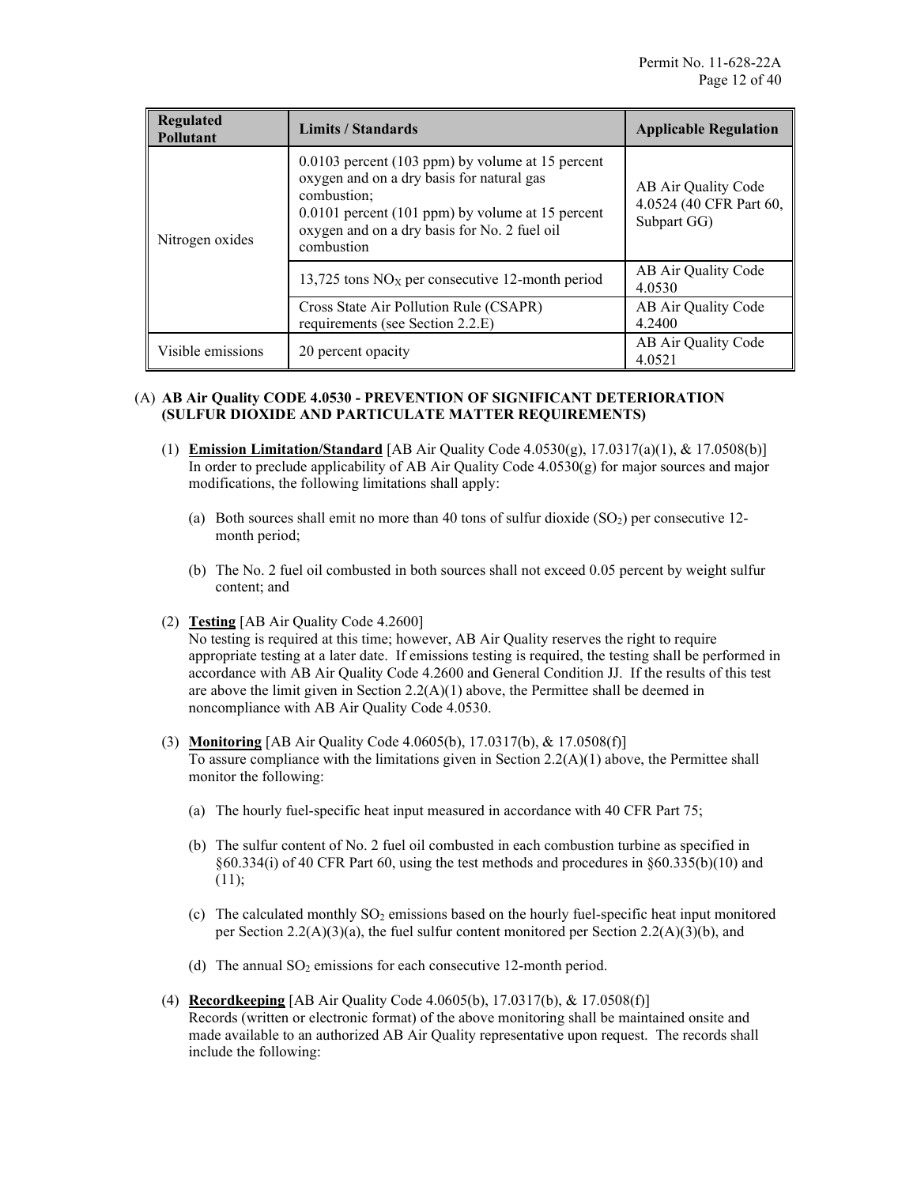| Regulated Pollutant | Limits / Standards | Applicable Regulation |
|---|---|---|
| Nitrogen oxides | 0.0103 percent (103 ppm) by volume at 15 percent oxygen and on a dry basis for natural gas combustion; 0.0101 percent (101 ppm) by volume at 15 percent oxygen and on a dry basis for No. 2 fuel oil combustion | AB Air Quality Code 4.0524 (40 CFR Part 60, Subpart GG) |
| | 13,725 tons $NO_X$ per consecutive 12-month period | AB Air Quality Code 4.0530 |
| | Cross State Air Pollution Rule (CSAPR) requirements (see Section 2.2.E) | AB Air Quality Code 4.2400 |
| Visible emissions | 20 percent opacity | AB Air Quality Code 4.0521 |

(A) **AB Air Quality CODE 4.0530 - PREVENTION OF SIGNIFICANT DETERIORATION (SULFUR DIOXIDE AND PARTICULATE MATTER REQUIREMENTS)**

(1) **Emission Limitation/Standard** [AB Air Quality Code 4.0530(g), 17.0317(a)(1), & 17.0508(b)]
In order to preclude applicability of AB Air Quality Code 4.0530(g) for major sources and major modifications, the following limitations shall apply:

(a) Both sources shall emit no more than 40 tons of sulfur dioxide ($SO_2$) per consecutive 12-month period;

(b) The No. 2 fuel oil combusted in both sources shall not exceed 0.05 percent by weight sulfur content; and

(2) **Testing** [AB Air Quality Code 4.2600]
No testing is required at this time; however, AB Air Quality reserves the right to require appropriate testing at a later date. If emissions testing is required, the testing shall be performed in accordance with AB Air Quality Code 4.2600 and General Condition JJ. If the results of this test are above the limit given in Section 2.2(A)(1) above, the Permittee shall be deemed in noncompliance with AB Air Quality Code 4.0530.

(3) **Monitoring** [AB Air Quality Code 4.0605(b), 17.0317(b), & 17.0508(f)]
To assure compliance with the limitations given in Section 2.2(A)(1) above, the Permittee shall monitor the following:

(a) The hourly fuel-specific heat input measured in accordance with 40 CFR Part 75;

(b) The sulfur content of No. 2 fuel oil combusted in each combustion turbine as specified in §60.334(i) of 40 CFR Part 60, using the test methods and procedures in §60.335(b)(10) and (11);

(c) The calculated monthly $SO_2$ emissions based on the hourly fuel-specific heat input monitored per Section 2.2(A)(3)(a), the fuel sulfur content monitored per Section 2.2(A)(3)(b), and

(d) The annual $SO_2$ emissions for each consecutive 12-month period.

(4) **Recordkeeping** [AB Air Quality Code 4.0605(b), 17.0317(b), & 17.0508(f)]
Records (written or electronic format) of the above monitoring shall be maintained onsite and made available to an authorized AB Air Quality representative upon request. The records shall include the following: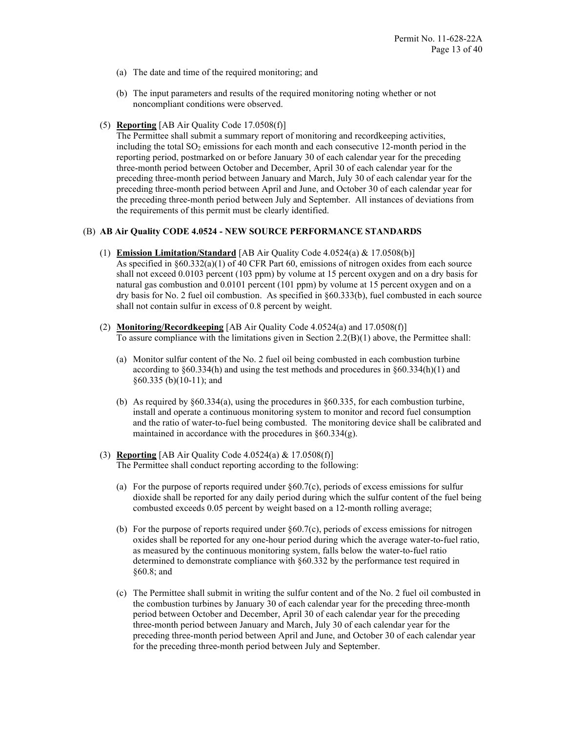(a) The date and time of the required monitoring; and

(b) The input parameters and results of the required monitoring noting whether or not noncompliant conditions were observed.

(5) **Reporting** [AB Air Quality Code 17.0508(f)]
The Permittee shall submit a summary report of monitoring and recordkeeping activities, including the total $SO_2$ emissions for each month and each consecutive 12-month period in the reporting period, postmarked on or before January 30 of each calendar year for the preceding three-month period between October and December, April 30 of each calendar year for the preceding three-month period between January and March, July 30 of each calendar year for the preceding three-month period between April and June, and October 30 of each calendar year for the preceding three-month period between July and September. All instances of deviations from the requirements of this permit must be clearly identified.

(B) **AB Air Quality CODE 4.0524 - NEW SOURCE PERFORMANCE STANDARDS**

(1) **Emission Limitation/Standard** [AB Air Quality Code 4.0524(a) & 17.0508(b)]
As specified in §60.332(a)(1) of 40 CFR Part 60, emissions of nitrogen oxides from each source shall not exceed 0.0103 percent (103 ppm) by volume at 15 percent oxygen and on a dry basis for natural gas combustion and 0.0101 percent (101 ppm) by volume at 15 percent oxygen and on a dry basis for No. 2 fuel oil combustion. As specified in §60.333(b), fuel combusted in each source shall not contain sulfur in excess of 0.8 percent by weight.

(2) **Monitoring/Recordkeeping** [AB Air Quality Code 4.0524(a) and 17.0508(f)]
To assure compliance with the limitations given in Section 2.2(B)(1) above, the Permittee shall:

(a) Monitor sulfur content of the No. 2 fuel oil being combusted in each combustion turbine according to §60.334(h) and using the test methods and procedures in §60.334(h)(1) and §60.335 (b)(10-11); and

(b) As required by §60.334(a), using the procedures in §60.335, for each combustion turbine, install and operate a continuous monitoring system to monitor and record fuel consumption and the ratio of water-to-fuel being combusted. The monitoring device shall be calibrated and maintained in accordance with the procedures in §60.334(g).

(3) **Reporting** [AB Air Quality Code 4.0524(a) & 17.0508(f)]
The Permittee shall conduct reporting according to the following:

(a) For the purpose of reports required under §60.7(c), periods of excess emissions for sulfur dioxide shall be reported for any daily period during which the sulfur content of the fuel being combusted exceeds 0.05 percent by weight based on a 12-month rolling average;

(b) For the purpose of reports required under §60.7(c), periods of excess emissions for nitrogen oxides shall be reported for any one-hour period during which the average water-to-fuel ratio, as measured by the continuous monitoring system, falls below the water-to-fuel ratio determined to demonstrate compliance with §60.332 by the performance test required in §60.8; and

(c) The Permittee shall submit in writing the sulfur content and of the No. 2 fuel oil combusted in the combustion turbines by January 30 of each calendar year for the preceding three-month period between October and December, April 30 of each calendar year for the preceding three-month period between January and March, July 30 of each calendar year for the preceding three-month period between April and June, and October 30 of each calendar year for the preceding three-month period between July and September.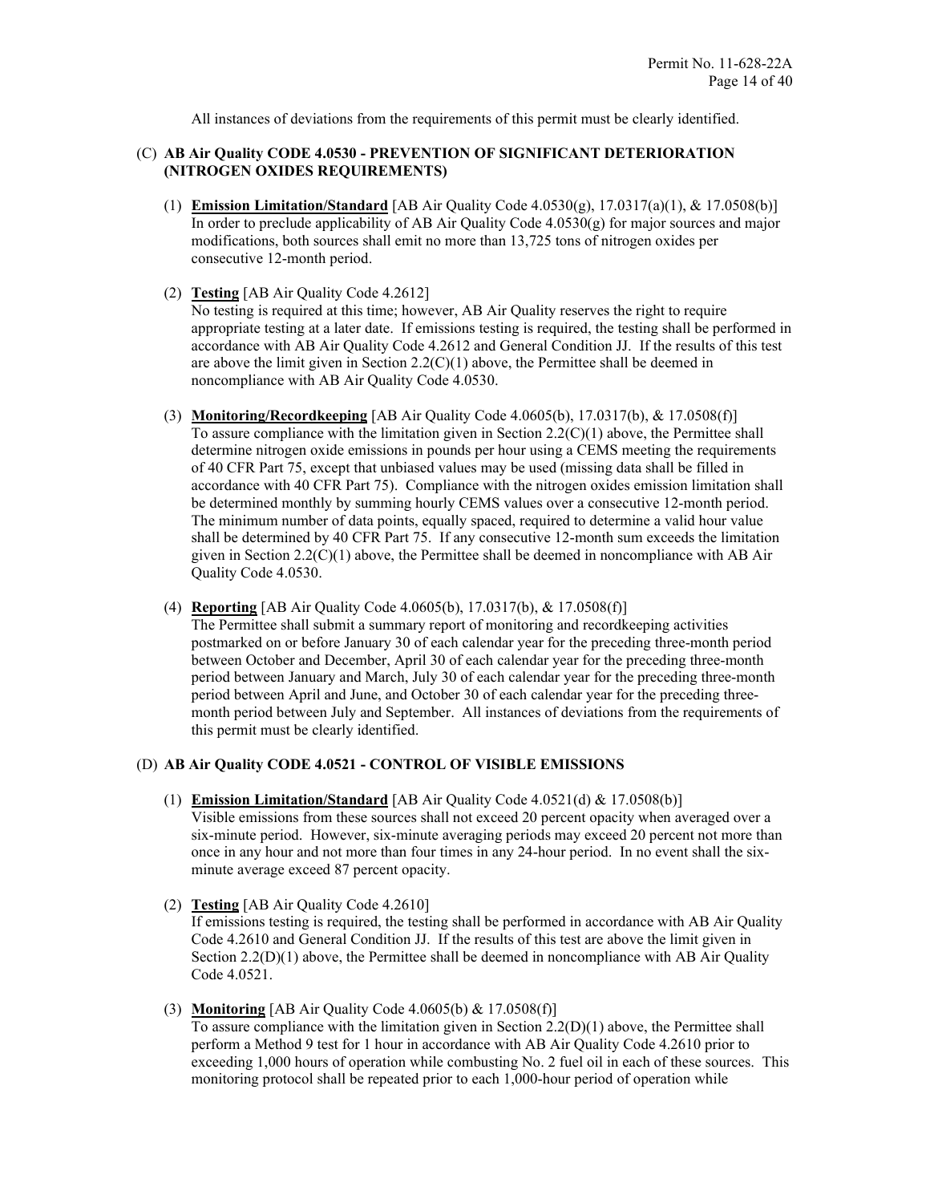All instances of deviations from the requirements of this permit must be clearly identified.

(C) **AB Air Quality CODE 4.0530 - PREVENTION OF SIGNIFICANT DETERIORATION (NITROGEN OXIDES REQUIREMENTS)**

(1) **Emission Limitation/Standard** [AB Air Quality Code 4.0530(g), 17.0317(a)(1), & 17.0508(b)]
In order to preclude applicability of AB Air Quality Code 4.0530(g) for major sources and major modifications, both sources shall emit no more than 13,725 tons of nitrogen oxides per consecutive 12-month period.

(2) **Testing** [AB Air Quality Code 4.2612]
No testing is required at this time; however, AB Air Quality reserves the right to require appropriate testing at a later date. If emissions testing is required, the testing shall be performed in accordance with AB Air Quality Code 4.2612 and General Condition JJ. If the results of this test are above the limit given in Section 2.2(C)(1) above, the Permittee shall be deemed in noncompliance with AB Air Quality Code 4.0530.

(3) **Monitoring/Recordkeeping** [AB Air Quality Code 4.0605(b), 17.0317(b), & 17.0508(f)]
To assure compliance with the limitation given in Section 2.2(C)(1) above, the Permittee shall determine nitrogen oxide emissions in pounds per hour using a CEMS meeting the requirements of 40 CFR Part 75, except that unbiased values may be used (missing data shall be filled in accordance with 40 CFR Part 75). Compliance with the nitrogen oxides emission limitation shall be determined monthly by summing hourly CEMS values over a consecutive 12-month period. The minimum number of data points, equally spaced, required to determine a valid hour value shall be determined by 40 CFR Part 75. If any consecutive 12-month sum exceeds the limitation given in Section 2.2(C)(1) above, the Permittee shall be deemed in noncompliance with AB Air Quality Code 4.0530.

(4) **Reporting** [AB Air Quality Code 4.0605(b), 17.0317(b), & 17.0508(f)]
The Permittee shall submit a summary report of monitoring and recordkeeping activities postmarked on or before January 30 of each calendar year for the preceding three-month period between October and December, April 30 of each calendar year for the preceding three-month period between January and March, July 30 of each calendar year for the preceding three-month period between April and June, and October 30 of each calendar year for the preceding three-month period between July and September. All instances of deviations from the requirements of this permit must be clearly identified.

(D) **AB Air Quality CODE 4.0521 - CONTROL OF VISIBLE EMISSIONS**

(1) **Emission Limitation/Standard** [AB Air Quality Code 4.0521(d) & 17.0508(b)]
Visible emissions from these sources shall not exceed 20 percent opacity when averaged over a six-minute period. However, six-minute averaging periods may exceed 20 percent not more than once in any hour and not more than four times in any 24-hour period. In no event shall the six-minute average exceed 87 percent opacity.

(2) **Testing** [AB Air Quality Code 4.2610]
If emissions testing is required, the testing shall be performed in accordance with AB Air Quality Code 4.2610 and General Condition JJ. If the results of this test are above the limit given in Section 2.2(D)(1) above, the Permittee shall be deemed in noncompliance with AB Air Quality Code 4.0521.

(3) **Monitoring** [AB Air Quality Code 4.0605(b) & 17.0508(f)]
To assure compliance with the limitation given in Section 2.2(D)(1) above, the Permittee shall perform a Method 9 test for 1 hour in accordance with AB Air Quality Code 4.2610 prior to exceeding 1,000 hours of operation while combusting No. 2 fuel oil in each of these sources. This monitoring protocol shall be repeated prior to each 1,000-hour period of operation while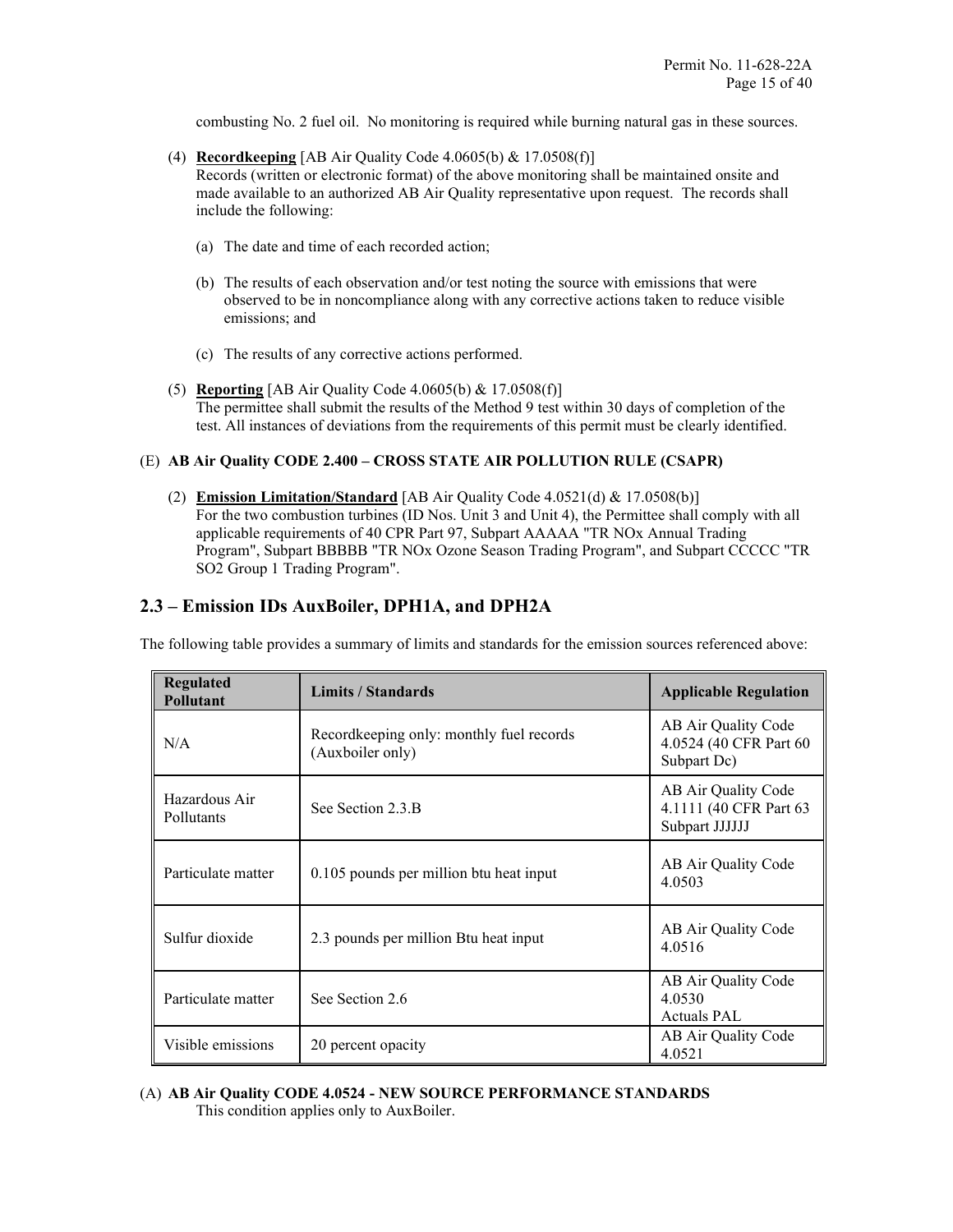combusting No. 2 fuel oil. No monitoring is required while burning natural gas in these sources.

(4) **Recordkeeping** [AB Air Quality Code 4.0605(b) & 17.0508(f)]
Records (written or electronic format) of the above monitoring shall be maintained onsite and made available to an authorized AB Air Quality representative upon request. The records shall include the following:

(a) The date and time of each recorded action;

(b) The results of each observation and/or test noting the source with emissions that were observed to be in noncompliance along with any corrective actions taken to reduce visible emissions; and

(c) The results of any corrective actions performed.

(5) **Reporting** [AB Air Quality Code 4.0605(b) & 17.0508(f)]
The permittee shall submit the results of the Method 9 test within 30 days of completion of the test. All instances of deviations from the requirements of this permit must be clearly identified.

(E) **AB Air Quality CODE 2.400 – CROSS STATE AIR POLLUTION RULE (CSAPR)**

(2) **Emission Limitation/Standard** [AB Air Quality Code 4.0521(d) & 17.0508(b)]
For the two combustion turbines (ID Nos. Unit 3 and Unit 4), the Permittee shall comply with all applicable requirements of 40 CPR Part 97, Subpart AAAAA "TR NOx Annual Trading Program", Subpart BBBBB "TR NOx Ozone Season Trading Program", and Subpart CCCCC "TR SO2 Group 1 Trading Program".

## 2.3 – Emission IDs AuxBoiler, DPH1A, and DPH2A

The following table provides a summary of limits and standards for the emission sources referenced above:

| Regulated Pollutant | Limits / Standards | Applicable Regulation |
|---|---|---|
| N/A | Recordkeeping only: monthly fuel records (Auxboiler only) | AB Air Quality Code 4.0524 (40 CFR Part 60 Subpart Dc) |
| Hazardous Air Pollutants | See Section 2.3.B | AB Air Quality Code 4.1111 (40 CFR Part 63 Subpart JJJJJJ |
| Particulate matter | 0.105 pounds per million btu heat input | AB Air Quality Code 4.0503 |
| Sulfur dioxide | 2.3 pounds per million Btu heat input | AB Air Quality Code 4.0516 |
| Particulate matter | See Section 2.6 | AB Air Quality Code 4.0530 Actuals PAL |
| Visible emissions | 20 percent opacity | AB Air Quality Code 4.0521 |

(A) **AB Air Quality CODE 4.0524 - NEW SOURCE PERFORMANCE STANDARDS**
This condition applies only to AuxBoiler.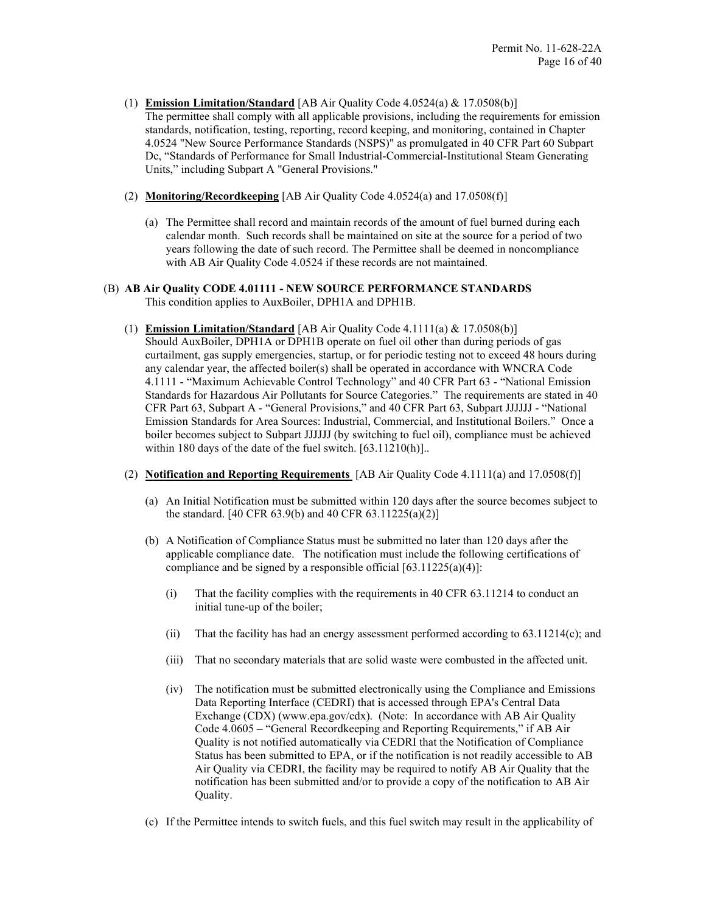(1) **Emission Limitation/Standard** [AB Air Quality Code 4.0524(a) & 17.0508(b)]
The permittee shall comply with all applicable provisions, including the requirements for emission standards, notification, testing, reporting, record keeping, and monitoring, contained in Chapter 4.0524 "New Source Performance Standards (NSPS)" as promulgated in 40 CFR Part 60 Subpart Dc, "Standards of Performance for Small Industrial-Commercial-Institutional Steam Generating Units," including Subpart A "General Provisions."

(2) **Monitoring/Recordkeeping** [AB Air Quality Code 4.0524(a) and 17.0508(f)]

(a) The Permittee shall record and maintain records of the amount of fuel burned during each calendar month. Such records shall be maintained on site at the source for a period of two years following the date of such record. The Permittee shall be deemed in noncompliance with AB Air Quality Code 4.0524 if these records are not maintained.

(B) **AB Air Quality CODE 4.01111 - NEW SOURCE PERFORMANCE STANDARDS**
This condition applies to AuxBoiler, DPH1A and DPH1B.

(1) **Emission Limitation/Standard** [AB Air Quality Code 4.1111(a) & 17.0508(b)]
Should AuxBoiler, DPH1A or DPH1B operate on fuel oil other than during periods of gas curtailment, gas supply emergencies, startup, or for periodic testing not to exceed 48 hours during any calendar year, the affected boiler(s) shall be operated in accordance with WNCRA Code 4.1111 - "Maximum Achievable Control Technology" and 40 CFR Part 63 - "National Emission Standards for Hazardous Air Pollutants for Source Categories." The requirements are stated in 40 CFR Part 63, Subpart A - "General Provisions," and 40 CFR Part 63, Subpart JJJJJJ - "National Emission Standards for Area Sources: Industrial, Commercial, and Institutional Boilers." Once a boiler becomes subject to Subpart JJJJJJ (by switching to fuel oil), compliance must be achieved within 180 days of the date of the fuel switch. [63.11210(h)]..

(2) **Notification and Reporting Requirements** [AB Air Quality Code 4.1111(a) and 17.0508(f)]

(a) An Initial Notification must be submitted within 120 days after the source becomes subject to the standard. [40 CFR 63.9(b) and 40 CFR 63.11225(a)(2)]

(b) A Notification of Compliance Status must be submitted no later than 120 days after the applicable compliance date. The notification must include the following certifications of compliance and be signed by a responsible official [63.11225(a)(4)]:

(i) That the facility complies with the requirements in 40 CFR 63.11214 to conduct an initial tune-up of the boiler;

(ii) That the facility has had an energy assessment performed according to 63.11214(c); and

(iii) That no secondary materials that are solid waste were combusted in the affected unit.

(iv) The notification must be submitted electronically using the Compliance and Emissions Data Reporting Interface (CEDRI) that is accessed through EPA's Central Data Exchange (CDX) (www.epa.gov/cdx). (Note: In accordance with AB Air Quality Code 4.0605 – "General Recordkeeping and Reporting Requirements," if AB Air Quality is not notified automatically via CEDRI that the Notification of Compliance Status has been submitted to EPA, or if the notification is not readily accessible to AB Air Quality via CEDRI, the facility may be required to notify AB Air Quality that the notification has been submitted and/or to provide a copy of the notification to AB Air Quality.

(c) If the Permittee intends to switch fuels, and this fuel switch may result in the applicability of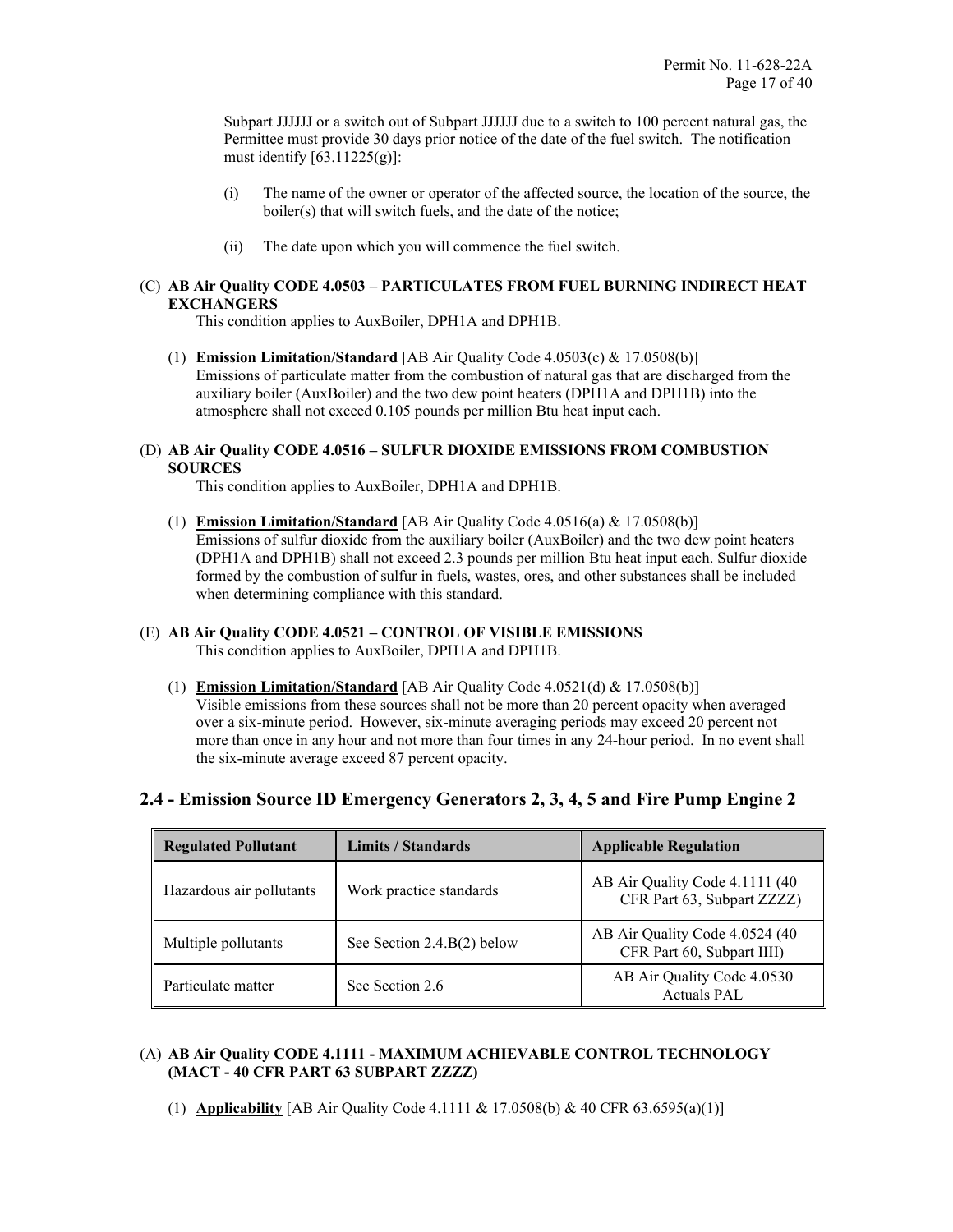Subpart JJJJJJ or a switch out of Subpart JJJJJJ due to a switch to 100 percent natural gas, the Permittee must provide 30 days prior notice of the date of the fuel switch. The notification must identify [63.11225(g)]:

(i) The name of the owner or operator of the affected source, the location of the source, the boiler(s) that will switch fuels, and the date of the notice;

(ii) The date upon which you will commence the fuel switch.

(C) **AB Air Quality CODE 4.0503 – PARTICULATES FROM FUEL BURNING INDIRECT HEAT EXCHANGERS**

This condition applies to AuxBoiler, DPH1A and DPH1B.

(1) **Emission Limitation/Standard** [AB Air Quality Code 4.0503(c) & 17.0508(b)]
Emissions of particulate matter from the combustion of natural gas that are discharged from the auxiliary boiler (AuxBoiler) and the two dew point heaters (DPH1A and DPH1B) into the atmosphere shall not exceed 0.105 pounds per million Btu heat input each.

(D) **AB Air Quality CODE 4.0516 – SULFUR DIOXIDE EMISSIONS FROM COMBUSTION SOURCES**

This condition applies to AuxBoiler, DPH1A and DPH1B.

(1) **Emission Limitation/Standard** [AB Air Quality Code 4.0516(a) & 17.0508(b)]
Emissions of sulfur dioxide from the auxiliary boiler (AuxBoiler) and the two dew point heaters (DPH1A and DPH1B) shall not exceed 2.3 pounds per million Btu heat input each. Sulfur dioxide formed by the combustion of sulfur in fuels, wastes, ores, and other substances shall be included when determining compliance with this standard.

(E) **AB Air Quality CODE 4.0521 – CONTROL OF VISIBLE EMISSIONS**

This condition applies to AuxBoiler, DPH1A and DPH1B.

(1) **Emission Limitation/Standard** [AB Air Quality Code 4.0521(d) & 17.0508(b)]
Visible emissions from these sources shall not be more than 20 percent opacity when averaged over a six-minute period. However, six-minute averaging periods may exceed 20 percent not more than once in any hour and not more than four times in any 24-hour period. In no event shall the six-minute average exceed 87 percent opacity.

## 2.4 - Emission Source ID Emergency Generators 2, 3, 4, 5 and Fire Pump Engine 2

| Regulated Pollutant | Limits / Standards | Applicable Regulation |
|---|---|---|
| Hazardous air pollutants | Work practice standards | AB Air Quality Code 4.1111 (40 CFR Part 63, Subpart ZZZZ) |
| Multiple pollutants | See Section 2.4.B(2) below | AB Air Quality Code 4.0524 (40 CFR Part 60, Subpart IIII) |
| Particulate matter | See Section 2.6 | AB Air Quality Code 4.0530 Actuals PAL |

(A) **AB Air Quality CODE 4.1111 - MAXIMUM ACHIEVABLE CONTROL TECHNOLOGY (MACT - 40 CFR PART 63 SUBPART ZZZZ)**

(1) **Applicability** [AB Air Quality Code 4.1111 & 17.0508(b) & 40 CFR 63.6595(a)(1)]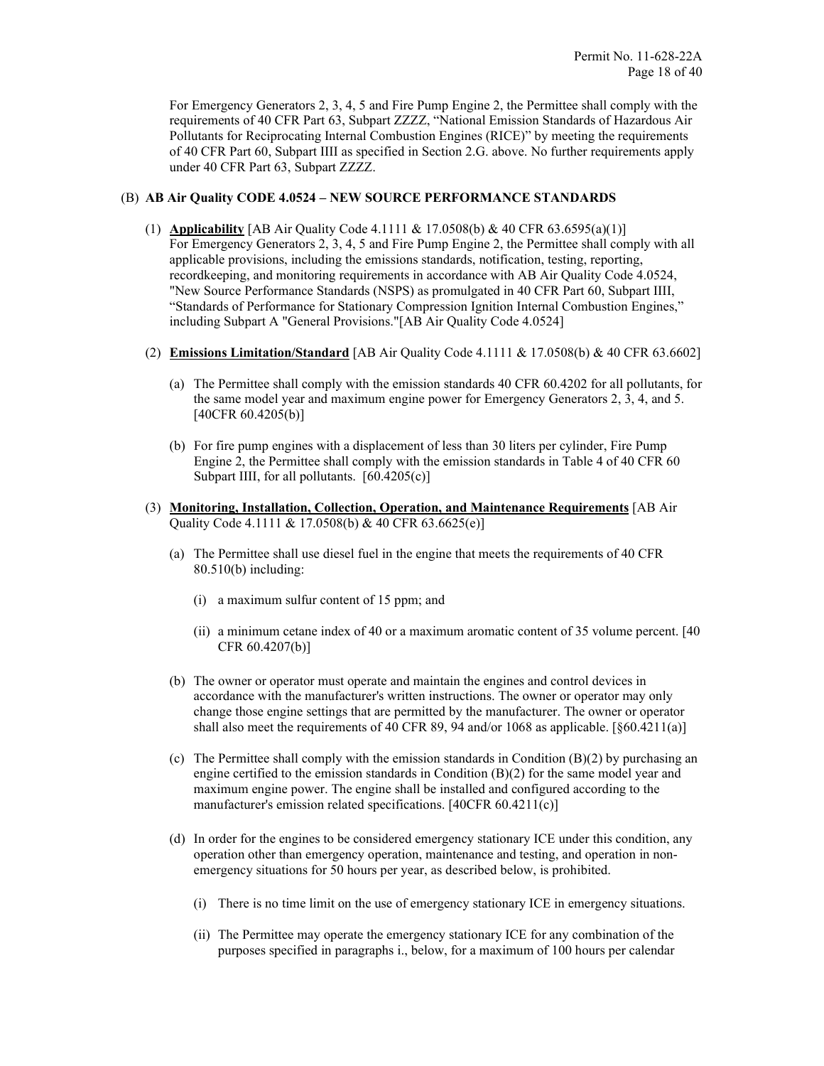For Emergency Generators 2, 3, 4, 5 and Fire Pump Engine 2, the Permittee shall comply with the requirements of 40 CFR Part 63, Subpart ZZZZ, "National Emission Standards of Hazardous Air Pollutants for Reciprocating Internal Combustion Engines (RICE)" by meeting the requirements of 40 CFR Part 60, Subpart IIII as specified in Section 2.G. above. No further requirements apply under 40 CFR Part 63, Subpart ZZZZ.

(B) **AB Air Quality CODE 4.0524 – NEW SOURCE PERFORMANCE STANDARDS**

(1) **Applicability** [AB Air Quality Code 4.1111 & 17.0508(b) & 40 CFR 63.6595(a)(1)]
For Emergency Generators 2, 3, 4, 5 and Fire Pump Engine 2, the Permittee shall comply with all applicable provisions, including the emissions standards, notification, testing, reporting, recordkeeping, and monitoring requirements in accordance with AB Air Quality Code 4.0524, "New Source Performance Standards (NSPS) as promulgated in 40 CFR Part 60, Subpart IIII, "Standards of Performance for Stationary Compression Ignition Internal Combustion Engines," including Subpart A "General Provisions."[AB Air Quality Code 4.0524]

(2) **Emissions Limitation/Standard** [AB Air Quality Code 4.1111 & 17.0508(b) & 40 CFR 63.6602]

(a) The Permittee shall comply with the emission standards 40 CFR 60.4202 for all pollutants, for the same model year and maximum engine power for Emergency Generators 2, 3, 4, and 5. [40CFR 60.4205(b)]

(b) For fire pump engines with a displacement of less than 30 liters per cylinder, Fire Pump Engine 2, the Permittee shall comply with the emission standards in Table 4 of 40 CFR 60 Subpart IIII, for all pollutants. [60.4205(c)]

(3) **Monitoring, Installation, Collection, Operation, and Maintenance Requirements** [AB Air Quality Code 4.1111 & 17.0508(b) & 40 CFR 63.6625(e)]

(a) The Permittee shall use diesel fuel in the engine that meets the requirements of 40 CFR 80.510(b) including:

(i) a maximum sulfur content of 15 ppm; and

(ii) a minimum cetane index of 40 or a maximum aromatic content of 35 volume percent. [40 CFR 60.4207(b)]

(b) The owner or operator must operate and maintain the engines and control devices in accordance with the manufacturer's written instructions. The owner or operator may only change those engine settings that are permitted by the manufacturer. The owner or operator shall also meet the requirements of 40 CFR 89, 94 and/or 1068 as applicable. [§60.4211(a)]

(c) The Permittee shall comply with the emission standards in Condition (B)(2) by purchasing an engine certified to the emission standards in Condition (B)(2) for the same model year and maximum engine power. The engine shall be installed and configured according to the manufacturer's emission related specifications. [40CFR 60.4211(c)]

(d) In order for the engines to be considered emergency stationary ICE under this condition, any operation other than emergency operation, maintenance and testing, and operation in non-emergency situations for 50 hours per year, as described below, is prohibited.

(i) There is no time limit on the use of emergency stationary ICE in emergency situations.

(ii) The Permittee may operate the emergency stationary ICE for any combination of the purposes specified in paragraphs i., below, for a maximum of 100 hours per calendar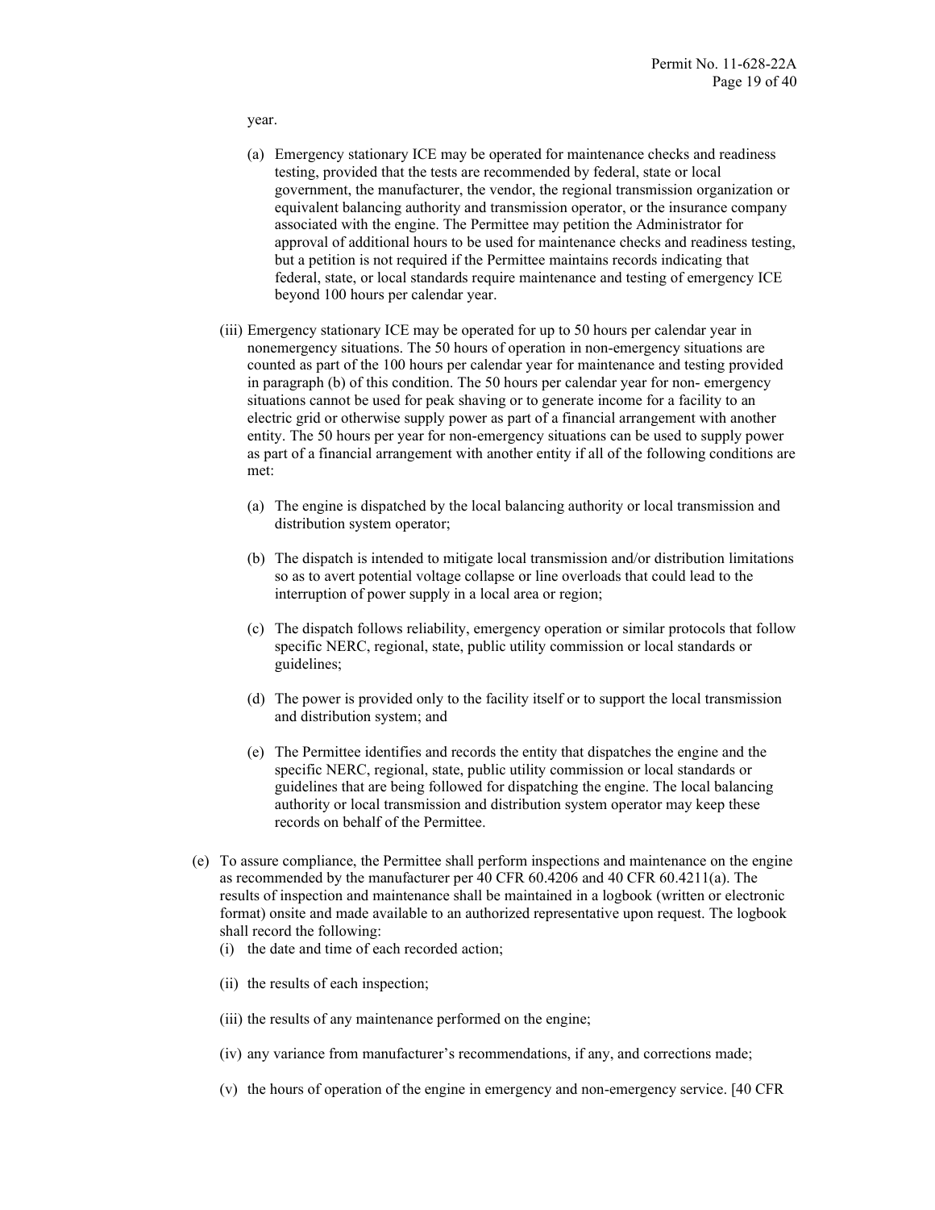year.

(a) Emergency stationary ICE may be operated for maintenance checks and readiness testing, provided that the tests are recommended by federal, state or local government, the manufacturer, the vendor, the regional transmission organization or equivalent balancing authority and transmission operator, or the insurance company associated with the engine. The Permittee may petition the Administrator for approval of additional hours to be used for maintenance checks and readiness testing, but a petition is not required if the Permittee maintains records indicating that federal, state, or local standards require maintenance and testing of emergency ICE beyond 100 hours per calendar year.

(iii) Emergency stationary ICE may be operated for up to 50 hours per calendar year in nonemergency situations. The 50 hours of operation in non-emergency situations are counted as part of the 100 hours per calendar year for maintenance and testing provided in paragraph (b) of this condition. The 50 hours per calendar year for non- emergency situations cannot be used for peak shaving or to generate income for a facility to an electric grid or otherwise supply power as part of a financial arrangement with another entity. The 50 hours per year for non-emergency situations can be used to supply power as part of a financial arrangement with another entity if all of the following conditions are met:

(a) The engine is dispatched by the local balancing authority or local transmission and distribution system operator;

(b) The dispatch is intended to mitigate local transmission and/or distribution limitations so as to avert potential voltage collapse or line overloads that could lead to the interruption of power supply in a local area or region;

(c) The dispatch follows reliability, emergency operation or similar protocols that follow specific NERC, regional, state, public utility commission or local standards or guidelines;

(d) The power is provided only to the facility itself or to support the local transmission and distribution system; and

(e) The Permittee identifies and records the entity that dispatches the engine and the specific NERC, regional, state, public utility commission or local standards or guidelines that are being followed for dispatching the engine. The local balancing authority or local transmission and distribution system operator may keep these records on behalf of the Permittee.

(e) To assure compliance, the Permittee shall perform inspections and maintenance on the engine as recommended by the manufacturer per 40 CFR 60.4206 and 40 CFR 60.4211(a). The results of inspection and maintenance shall be maintained in a logbook (written or electronic format) onsite and made available to an authorized representative upon request. The logbook shall record the following:

(i) the date and time of each recorded action;

(ii) the results of each inspection;

(iii) the results of any maintenance performed on the engine;

(iv) any variance from manufacturer's recommendations, if any, and corrections made;

(v) the hours of operation of the engine in emergency and non-emergency service. [40 CFR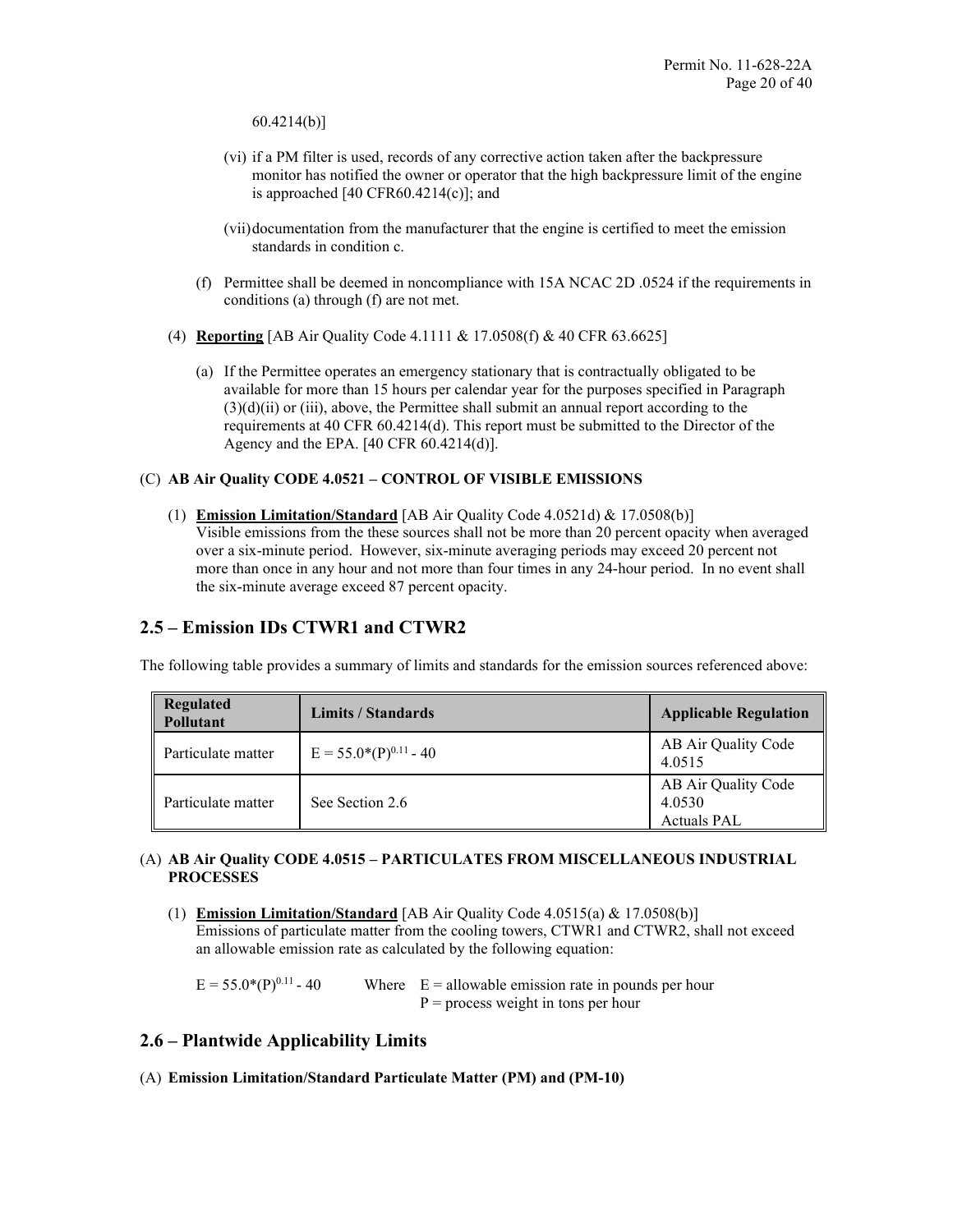60.4214(b)]

(vi) if a PM filter is used, records of any corrective action taken after the backpressure monitor has notified the owner or operator that the high backpressure limit of the engine is approached [40 CFR60.4214(c)]; and

(vii) documentation from the manufacturer that the engine is certified to meet the emission standards in condition c.

(f) Permittee shall be deemed in noncompliance with 15A NCAC 2D .0524 if the requirements in conditions (a) through (f) are not met.

(4) **Reporting** [AB Air Quality Code 4.1111 & 17.0508(f) & 40 CFR 63.6625]

(a) If the Permittee operates an emergency stationary that is contractually obligated to be available for more than 15 hours per calendar year for the purposes specified in Paragraph (3)(d)(ii) or (iii), above, the Permittee shall submit an annual report according to the requirements at 40 CFR 60.4214(d). This report must be submitted to the Director of the Agency and the EPA. [40 CFR 60.4214(d)].

(C) **AB Air Quality CODE 4.0521 – CONTROL OF VISIBLE EMISSIONS**

(1) **Emission Limitation/Standard** [AB Air Quality Code 4.0521d) & 17.0508(b)]
Visible emissions from the these sources shall not be more than 20 percent opacity when averaged over a six-minute period. However, six-minute averaging periods may exceed 20 percent not more than once in any hour and not more than four times in any 24-hour period. In no event shall the six-minute average exceed 87 percent opacity.

## 2.5 – Emission IDs CTWR1 and CTWR2

The following table provides a summary of limits and standards for the emission sources referenced above:

| Regulated Pollutant | Limits / Standards | Applicable Regulation |
|---|---|---|
| Particulate matter | $E = 55.0*(P)^{0.11} - 40$ | AB Air Quality Code 4.0515 |
| Particulate matter | See Section 2.6 | AB Air Quality Code 4.0530 Actuals PAL |

(A) **AB Air Quality CODE 4.0515 – PARTICULATES FROM MISCELLANEOUS INDUSTRIAL PROCESSES**

(1) **Emission Limitation/Standard** [AB Air Quality Code 4.0515(a) & 17.0508(b)]
Emissions of particulate matter from the cooling towers, CTWR1 and CTWR2, shall not exceed an allowable emission rate as calculated by the following equation:

$E = 55.0*(P)^{0.11} - 40$  Where E = allowable emission rate in pounds per hour
P = process weight in tons per hour

## 2.6 – Plantwide Applicability Limits

(A) **Emission Limitation/Standard Particulate Matter (PM) and (PM-10)**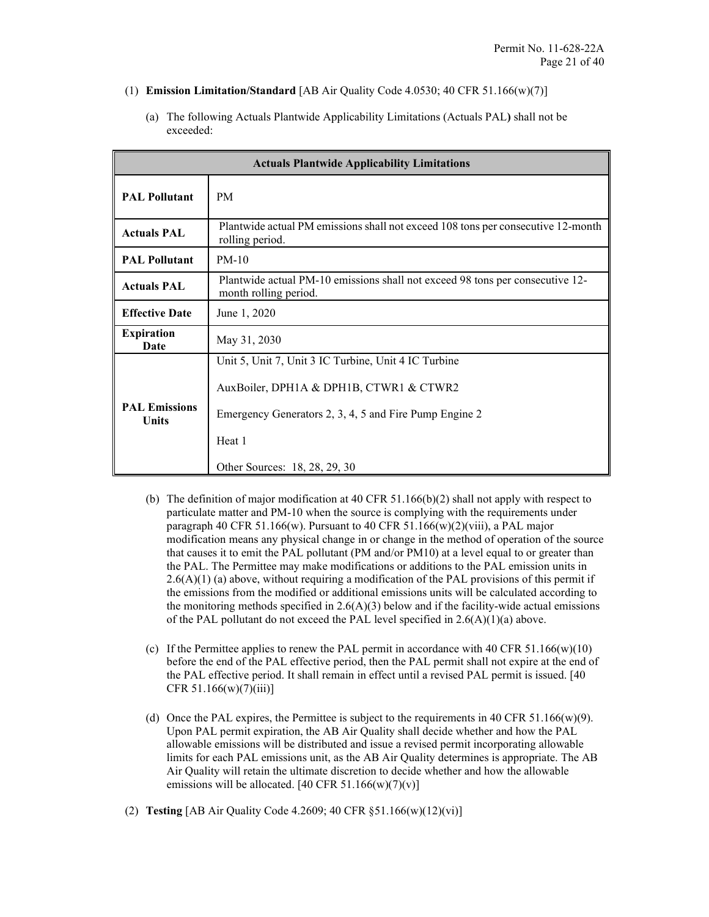(1) **Emission Limitation/Standard** [AB Air Quality Code 4.0530; 40 CFR 51.166(w)(7)]

(a) The following Actuals Plantwide Applicability Limitations (Actuals PAL**)** shall not be exceeded:

| Actuals Plantwide Applicability Limitations | |
|---|---|
| **PAL Pollutant** | PM |
| **Actuals PAL** | Plantwide actual PM emissions shall not exceed 108 tons per consecutive 12-month rolling period. |
| **PAL Pollutant** | PM-10 |
| **Actuals PAL** | Plantwide actual PM-10 emissions shall not exceed 98 tons per consecutive 12-month rolling period. |
| **Effective Date** | June 1, 2020 |
| **Expiration Date** | May 31, 2030 |
| **PAL Emissions Units** | Unit 5, Unit 7, Unit 3 IC Turbine, Unit 4 IC Turbine<br><br>AuxBoiler, DPH1A & DPH1B, CTWR1 & CTWR2<br><br>Emergency Generators 2, 3, 4, 5 and Fire Pump Engine 2<br><br>Heat 1<br><br>Other Sources: 18, 28, 29, 30 |

(b) The definition of major modification at 40 CFR 51.166(b)(2) shall not apply with respect to particulate matter and PM-10 when the source is complying with the requirements under paragraph 40 CFR 51.166(w). Pursuant to 40 CFR 51.166(w)(2)(viii), a PAL major modification means any physical change in or change in the method of operation of the source that causes it to emit the PAL pollutant (PM and/or PM10) at a level equal to or greater than the PAL. The Permittee may make modifications or additions to the PAL emission units in 2.6(A)(1) (a) above, without requiring a modification of the PAL provisions of this permit if the emissions from the modified or additional emissions units will be calculated according to the monitoring methods specified in 2.6(A)(3) below and if the facility-wide actual emissions of the PAL pollutant do not exceed the PAL level specified in 2.6(A)(1)(a) above.

(c) If the Permittee applies to renew the PAL permit in accordance with 40 CFR 51.166(w)(10) before the end of the PAL effective period, then the PAL permit shall not expire at the end of the PAL effective period. It shall remain in effect until a revised PAL permit is issued. [40 CFR 51.166(w)(7)(iii)]

(d) Once the PAL expires, the Permittee is subject to the requirements in 40 CFR 51.166(w)(9). Upon PAL permit expiration, the AB Air Quality shall decide whether and how the PAL allowable emissions will be distributed and issue a revised permit incorporating allowable limits for each PAL emissions unit, as the AB Air Quality determines is appropriate. The AB Air Quality will retain the ultimate discretion to decide whether and how the allowable emissions will be allocated. [40 CFR 51.166(w)(7)(v)]

(2) **Testing** [AB Air Quality Code 4.2609; 40 CFR §51.166(w)(12)(vi)]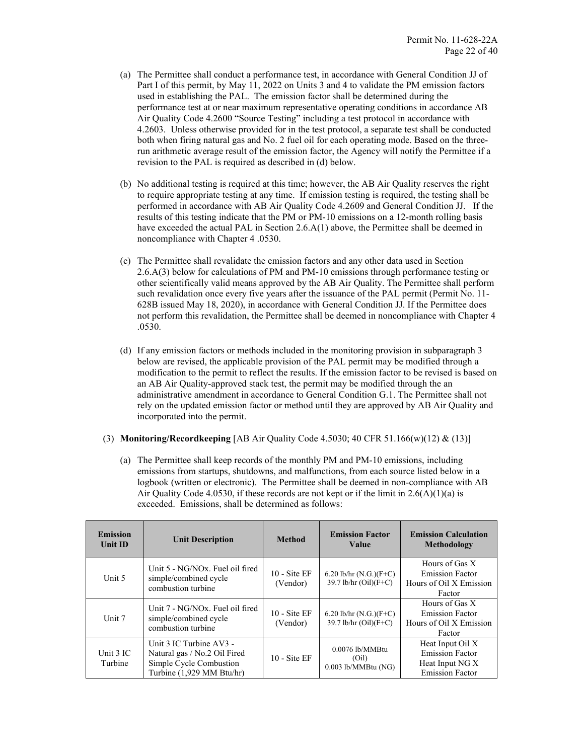(a) The Permittee shall conduct a performance test, in accordance with General Condition JJ of Part I of this permit, by May 11, 2022 on Units 3 and 4 to validate the PM emission factors used in establishing the PAL. The emission factor shall be determined during the performance test at or near maximum representative operating conditions in accordance AB Air Quality Code 4.2600 "Source Testing" including a test protocol in accordance with 4.2603. Unless otherwise provided for in the test protocol, a separate test shall be conducted both when firing natural gas and No. 2 fuel oil for each operating mode. Based on the three-run arithmetic average result of the emission factor, the Agency will notify the Permittee if a revision to the PAL is required as described in (d) below.

(b) No additional testing is required at this time; however, the AB Air Quality reserves the right to require appropriate testing at any time. If emission testing is required, the testing shall be performed in accordance with AB Air Quality Code 4.2609 and General Condition JJ. If the results of this testing indicate that the PM or PM-10 emissions on a 12-month rolling basis have exceeded the actual PAL in Section 2.6.A(1) above, the Permittee shall be deemed in noncompliance with Chapter 4 .0530.

(c) The Permittee shall revalidate the emission factors and any other data used in Section 2.6.A(3) below for calculations of PM and PM-10 emissions through performance testing or other scientifically valid means approved by the AB Air Quality. The Permittee shall perform such revalidation once every five years after the issuance of the PAL permit (Permit No. 11-628B issued May 18, 2020), in accordance with General Condition JJ. If the Permittee does not perform this revalidation, the Permittee shall be deemed in noncompliance with Chapter 4 .0530.

(d) If any emission factors or methods included in the monitoring provision in subparagraph 3 below are revised, the applicable provision of the PAL permit may be modified through a modification to the permit to reflect the results. If the emission factor to be revised is based on an AB Air Quality-approved stack test, the permit may be modified through the an administrative amendment in accordance to General Condition G.1. The Permittee shall not rely on the updated emission factor or method until they are approved by AB Air Quality and incorporated into the permit.

(3) **Monitoring/Recordkeeping** [AB Air Quality Code 4.5030; 40 CFR 51.166(w)(12) & (13)]

(a) The Permittee shall keep records of the monthly PM and PM-10 emissions, including emissions from startups, shutdowns, and malfunctions, from each source listed below in a logbook (written or electronic). The Permittee shall be deemed in non-compliance with AB Air Quality Code 4.0530, if these records are not kept or if the limit in 2.6(A)(1)(a) is exceeded. Emissions, shall be determined as follows:

| Emission Unit ID | Unit Description | Method | Emission Factor Value | Emission Calculation Methodology |
|---|---|---|---|---|
| Unit 5 | Unit 5 - NG/NOx. Fuel oil fired simple/combined cycle combustion turbine | 10 - Site EF (Vendor) | 6.20 lb/hr (N.G.)(F+C)<br>39.7 lb/hr (Oil)(F+C) | Hours of Gas X Emission Factor<br>Hours of Oil X Emission Factor |
| Unit 7 | Unit 7 - NG/NOx. Fuel oil fired simple/combined cycle combustion turbine | 10 - Site EF (Vendor) | 6.20 lb/hr (N.G.)(F+C)<br>39.7 lb/hr (Oil)(F+C) | Hours of Gas X Emission Factor<br>Hours of Oil X Emission Factor |
| Unit 3 IC Turbine | Unit 3 IC Turbine AV3 - Natural gas / No.2 Oil Fired Simple Cycle Combustion Turbine (1,929 MM Btu/hr) | 10 - Site EF | 0.0076 lb/MMBtu (Oil)<br>0.003 lb/MMBtu (NG) | Heat Input Oil X Emission Factor<br>Heat Input NG X Emission Factor |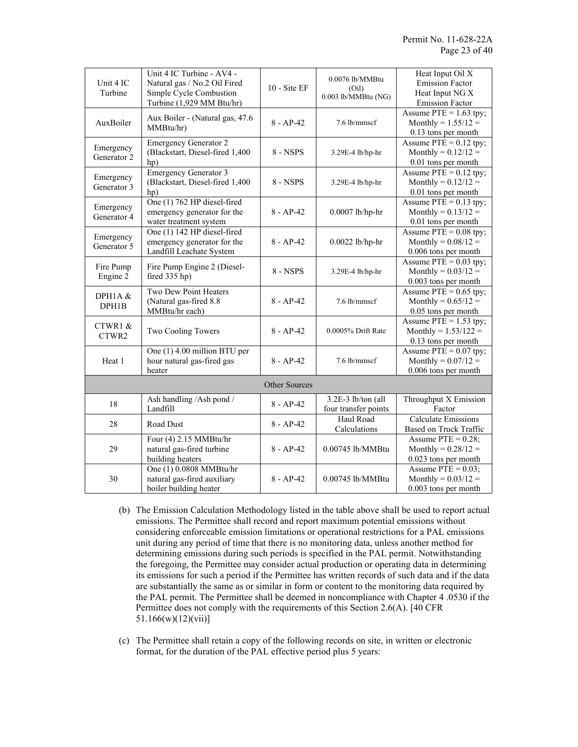| Unit 4 IC Turbine | Unit 4 IC Turbine - AV4 - Natural gas / No.2 Oil Fired Simple Cycle Combustion Turbine (1,929 MM Btu/hr) | 10 - Site EF | 0.0076 lb/MMBtu (Oil) 0.003 lb/MMBtu (NG) | Heat Input Oil X Emission Factor Heat Input NG X Emission Factor |
|---|---|---|---|---|
| AuxBoiler | Aux Boiler - (Natural gas, 47.6 MMBtu/hr) | 8 - AP-42 | 7.6 lb/mmscf | Assume PTE = 1.63 tpy; Monthly = 1.55/12 = 0.13 tons per month |
| Emergency Generator 2 | Emergency Generator 2 (Blackstart, Diesel-fired 1,400 hp) | 8 - NSPS | 3.29E-4 lb/hp-hr | Assume PTE = 0.12 tpy; Monthly = 0.12/12 = 0.01 tons per month |
| Emergency Generator 3 | Emergency Generator 3 (Blackstart, Diesel-fired 1,400 hp) | 8 - NSPS | 3.29E-4 lb/hp-hr | Assume PTE = 0.12 tpy; Monthly = 0.12/12 = 0.01 tons per month |
| Emergency Generator 4 | One (1) 762 HP diesel-fired emergency generator for the water treatment system | 8 - AP-42 | 0.0007 lb/hp-hr | Assume PTE = 0.13 tpy; Monthly = 0.13/12 = 0.01 tons per month |
| Emergency Generator 5 | One (1) 142 HP diesel-fired emergency generator for the Landfill Leachate System | 8 - AP-42 | 0.0022 lb/hp-hr | Assume PTE = 0.08 tpy; Monthly = 0.08/12 = 0.006 tons per month |
| Fire Pump Engine 2 | Fire Pump Engine 2 (Diesel-fired 335 hp) | 8 - NSPS | 3.29E-4 lb/hp-hr | Assume PTE = 0.03 tpy; Monthly = 0.03/12 = 0.003 tons per month |
| DPH1A & DPH1B | Two Dew Point Heaters (Natural gas-fired 8.8 MMBtu/hr each) | 8 - AP-42 | 7.6 lb/mmscf | Assume PTE = 0.65 tpy; Monthly = 0.65/12 = 0.05 tons per month |
| CTWR1 & CTWR2 | Two Cooling Towers | 8 - AP-42 | 0.0005% Drift Rate | Assume PTE = 1.53 tpy; Monthly = 1.53/122 = 0.13 tons per month |
| Heat 1 | One (1) 4.00 million BTU per hour natural gas-fired gas heater | 8 - AP-42 | 7.6 lb/mmscf | Assume PTE = 0.07 tpy; Monthly = 0.07/12 = 0.006 tons per month |
| | | Other Sources | | |
| 18 | Ash handling /Ash pond / Landfill | 8 - AP-42 | 3.2E-3 lb/ton (all four transfer points | Throughput X Emission Factor |
| 28 | Road Dust | 8 - AP-42 | Haul Road Calculations | Calculate Emissions Based on Truck Traffic |
| 29 | Four (4) 2.15 MMBtu/hr natural gas-fired turbine building heaters | 8 - AP-42 | 0.00745 lb/MMBtu | Assume PTE = 0.28; Monthly = 0.28/12 = 0.023 tons per month |
| 30 | One (1) 0.0808 MMBtu/hr natural gas-fired auxiliary boiler building heater | 8 - AP-42 | 0.00745 lb/MMBtu | Assume PTE = 0.03; Monthly = 0.03/12 = 0.003 tons per month |

(b) The Emission Calculation Methodology listed in the table above shall be used to report actual emissions. The Permittee shall record and report maximum potential emissions without considering enforceable emission limitations or operational restrictions for a PAL emissions unit during any period of time that there is no monitoring data, unless another method for determining emissions during such periods is specified in the PAL permit. Notwithstanding the foregoing, the Permittee may consider actual production or operating data in determining its emissions for such a period if the Permittee has written records of such data and if the data are substantially the same as or similar in form or content to the monitoring data required by the PAL permit. The Permittee shall be deemed in noncompliance with Chapter 4 .0530 if the Permittee does not comply with the requirements of this Section 2.6(A). [40 CFR 51.166(w)(12)(vii)]

(c) The Permittee shall retain a copy of the following records on site, in written or electronic format, for the duration of the PAL effective period plus 5 years: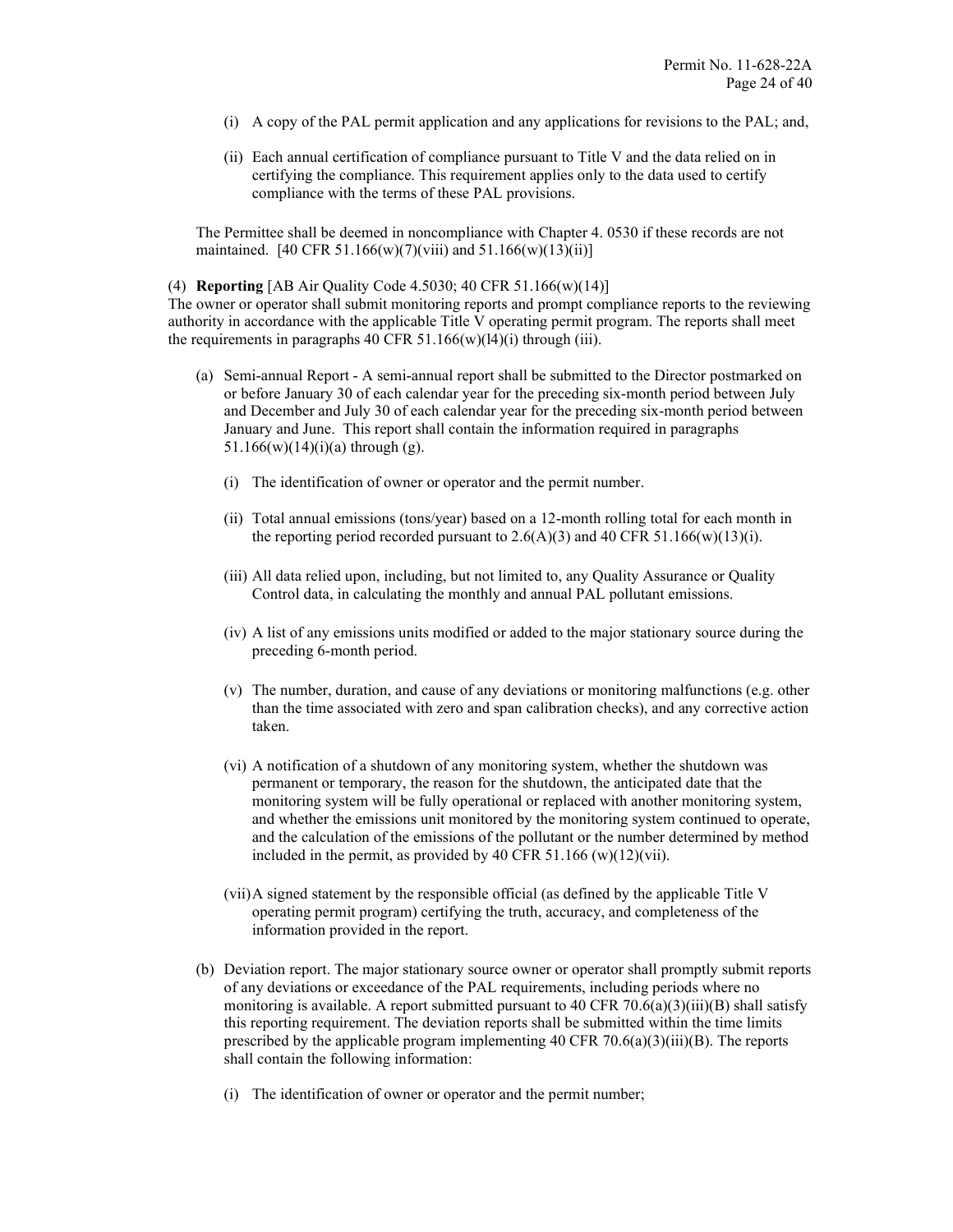(i) A copy of the PAL permit application and any applications for revisions to the PAL; and,

(ii) Each annual certification of compliance pursuant to Title V and the data relied on in certifying the compliance. This requirement applies only to the data used to certify compliance with the terms of these PAL provisions.

The Permittee shall be deemed in noncompliance with Chapter 4. 0530 if these records are not maintained. [40 CFR 51.166(w)(7)(viii) and 51.166(w)(13)(ii)]

(4) **Reporting** [AB Air Quality Code 4.5030; 40 CFR 51.166(w)(14)]
The owner or operator shall submit monitoring reports and prompt compliance reports to the reviewing authority in accordance with the applicable Title V operating permit program. The reports shall meet the requirements in paragraphs 40 CFR 51.166(w)(l4)(i) through (iii).

(a) Semi-annual Report - A semi-annual report shall be submitted to the Director postmarked on or before January 30 of each calendar year for the preceding six-month period between July and December and July 30 of each calendar year for the preceding six-month period between January and June. This report shall contain the information required in paragraphs 51.166(w)(14)(i)(a) through (g).

   (i) The identification of owner or operator and the permit number.

   (ii) Total annual emissions (tons/year) based on a 12-month rolling total for each month in the reporting period recorded pursuant to 2.6(A)(3) and 40 CFR 51.166(w)(13)(i).

   (iii) All data relied upon, including, but not limited to, any Quality Assurance or Quality Control data, in calculating the monthly and annual PAL pollutant emissions.

   (iv) A list of any emissions units modified or added to the major stationary source during the preceding 6-month period.

   (v) The number, duration, and cause of any deviations or monitoring malfunctions (e.g. other than the time associated with zero and span calibration checks), and any corrective action taken.

   (vi) A notification of a shutdown of any monitoring system, whether the shutdown was permanent or temporary, the reason for the shutdown, the anticipated date that the monitoring system will be fully operational or replaced with another monitoring system, and whether the emissions unit monitored by the monitoring system continued to operate, and the calculation of the emissions of the pollutant or the number determined by method included in the permit, as provided by 40 CFR 51.166 (w)(12)(vii).

   (vii) A signed statement by the responsible official (as defined by the applicable Title V operating permit program) certifying the truth, accuracy, and completeness of the information provided in the report.

(b) Deviation report. The major stationary source owner or operator shall promptly submit reports of any deviations or exceedance of the PAL requirements, including periods where no monitoring is available. A report submitted pursuant to 40 CFR 70.6(a)(3)(iii)(B) shall satisfy this reporting requirement. The deviation reports shall be submitted within the time limits prescribed by the applicable program implementing 40 CFR 70.6(a)(3)(iii)(B). The reports shall contain the following information:

   (i) The identification of owner or operator and the permit number;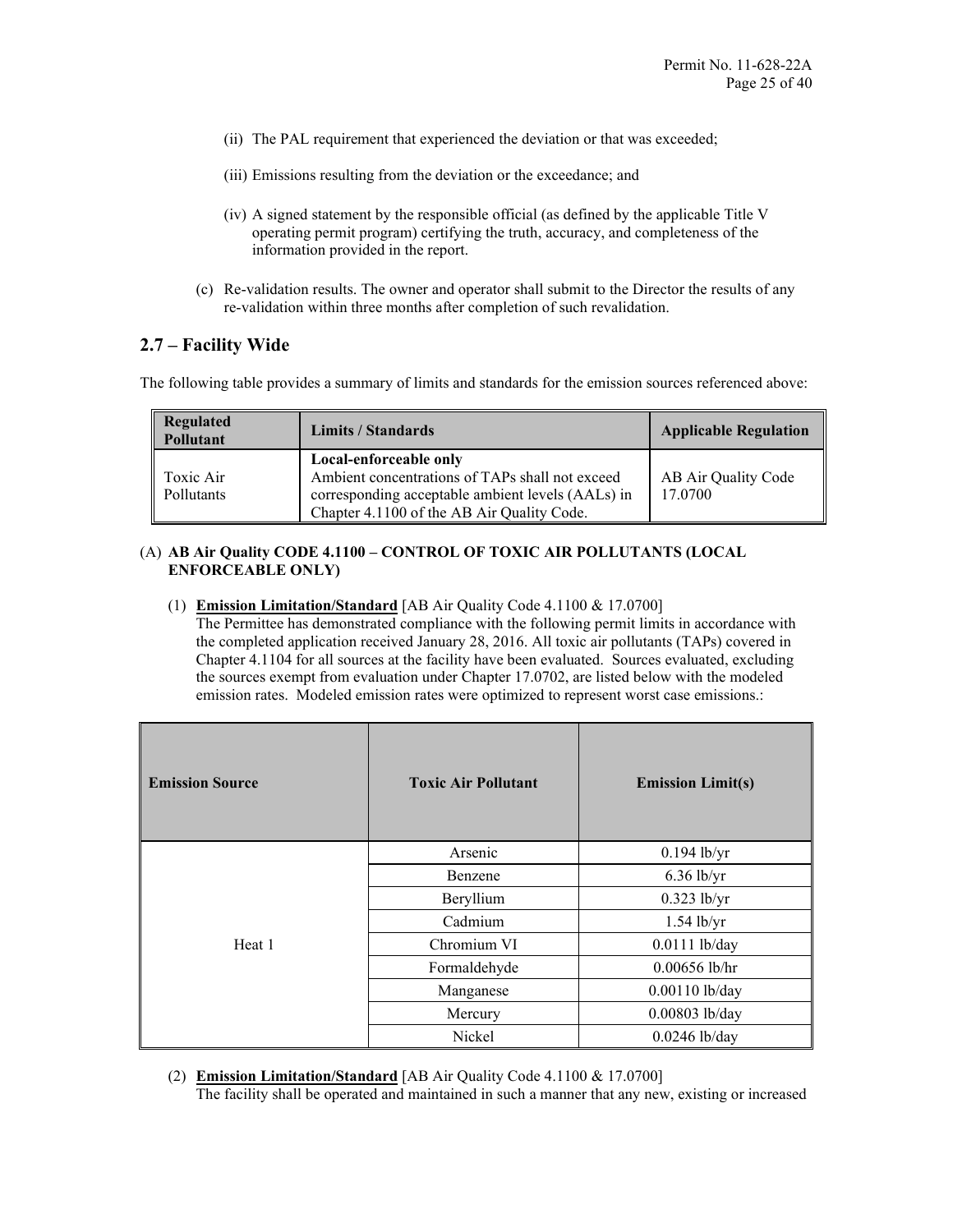(ii) The PAL requirement that experienced the deviation or that was exceeded;

(iii) Emissions resulting from the deviation or the exceedance; and

(iv) A signed statement by the responsible official (as defined by the applicable Title V operating permit program) certifying the truth, accuracy, and completeness of the information provided in the report.

(c) Re-validation results. The owner and operator shall submit to the Director the results of any re-validation within three months after completion of such revalidation.

## 2.7 – Facility Wide

The following table provides a summary of limits and standards for the emission sources referenced above:

| Regulated Pollutant | Limits / Standards | Applicable Regulation |
|---|---|---|
| Toxic Air Pollutants | **Local-enforceable only** Ambient concentrations of TAPs shall not exceed corresponding acceptable ambient levels (AALs) in Chapter 4.1100 of the AB Air Quality Code. | AB Air Quality Code 17.0700 |

(A) **AB Air Quality CODE 4.1100 – CONTROL OF TOXIC AIR POLLUTANTS (LOCAL ENFORCEABLE ONLY)**

(1) **Emission Limitation/Standard** [AB Air Quality Code 4.1100 & 17.0700]
The Permittee has demonstrated compliance with the following permit limits in accordance with the completed application received January 28, 2016. All toxic air pollutants (TAPs) covered in Chapter 4.1104 for all sources at the facility have been evaluated. Sources evaluated, excluding the sources exempt from evaluation under Chapter 17.0702, are listed below with the modeled emission rates. Modeled emission rates were optimized to represent worst case emissions.:

| Emission Source | Toxic Air Pollutant | Emission Limit(s) |
|---|---|---|
| Heat 1 | Arsenic | 0.194 lb/yr |
| | Benzene | 6.36 lb/yr |
| | Beryllium | 0.323 lb/yr |
| | Cadmium | 1.54 lb/yr |
| | Chromium VI | 0.0111 lb/day |
| | Formaldehyde | 0.00656 lb/hr |
| | Manganese | 0.00110 lb/day |
| | Mercury | 0.00803 lb/day |
| | Nickel | 0.0246 lb/day |

(2) **Emission Limitation/Standard** [AB Air Quality Code 4.1100 & 17.0700]
The facility shall be operated and maintained in such a manner that any new, existing or increased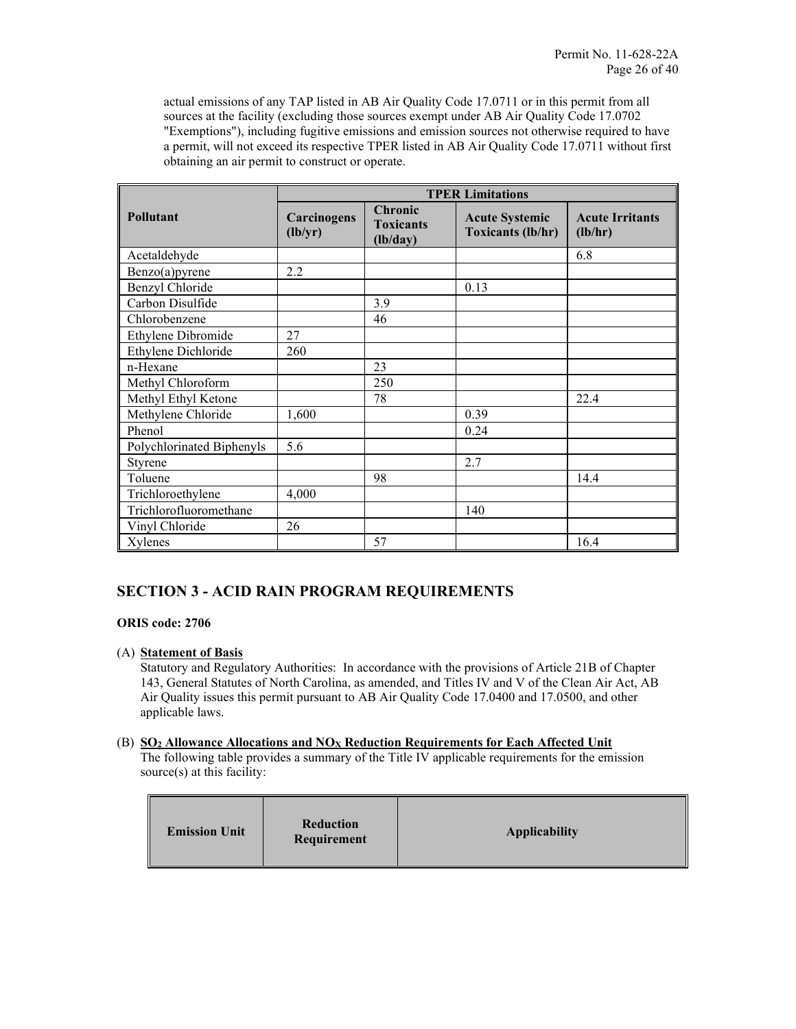actual emissions of any TAP listed in AB Air Quality Code 17.0711 or in this permit from all sources at the facility (excluding those sources exempt under AB Air Quality Code 17.0702 "Exemptions"), including fugitive emissions and emission sources not otherwise required to have a permit, will not exceed its respective TPER listed in AB Air Quality Code 17.0711 without first obtaining an air permit to construct or operate.

| Pollutant | TPER Limitations | | | |
|---|---|---|---|---|
| | **Carcinogens (lb/yr)** | **Chronic Toxicants (lb/day)** | **Acute Systemic Toxicants (lb/hr)** | **Acute Irritants (lb/hr)** |
| Acetaldehyde | | | | 6.8 |
| Benzo(a)pyrene | 2.2 | | | |
| Benzyl Chloride | | | 0.13 | |
| Carbon Disulfide | | 3.9 | | |
| Chlorobenzene | | 46 | | |
| Ethylene Dibromide | 27 | | | |
| Ethylene Dichloride | 260 | | | |
| n-Hexane | | 23 | | |
| Methyl Chloroform | | 250 | | |
| Methyl Ethyl Ketone | | 78 | | 22.4 |
| Methylene Chloride | 1,600 | | 0.39 | |
| Phenol | | | 0.24 | |
| Polychlorinated Biphenyls | 5.6 | | | |
| Styrene | | | 2.7 | |
| Toluene | | 98 | | 14.4 |
| Trichloroethylene | 4,000 | | | |
| Trichlorofluoromethane | | | 140 | |
| Vinyl Chloride | 26 | | | |
| Xylenes | | 57 | | 16.4 |

## SECTION 3 - ACID RAIN PROGRAM REQUIREMENTS

**ORIS code: 2706**

(A) **Statement of Basis**
Statutory and Regulatory Authorities: In accordance with the provisions of Article 21B of Chapter 143, General Statutes of North Carolina, as amended, and Titles IV and V of the Clean Air Act, AB Air Quality issues this permit pursuant to AB Air Quality Code 17.0400 and 17.0500, and other applicable laws.

(B) **$SO_2$ Allowance Allocations and $NO_X$ Reduction Requirements for Each Affected Unit**
The following table provides a summary of the Title IV applicable requirements for the emission source(s) at this facility:

| Emission Unit | Reduction Requirement | Applicability |
|---|---|---|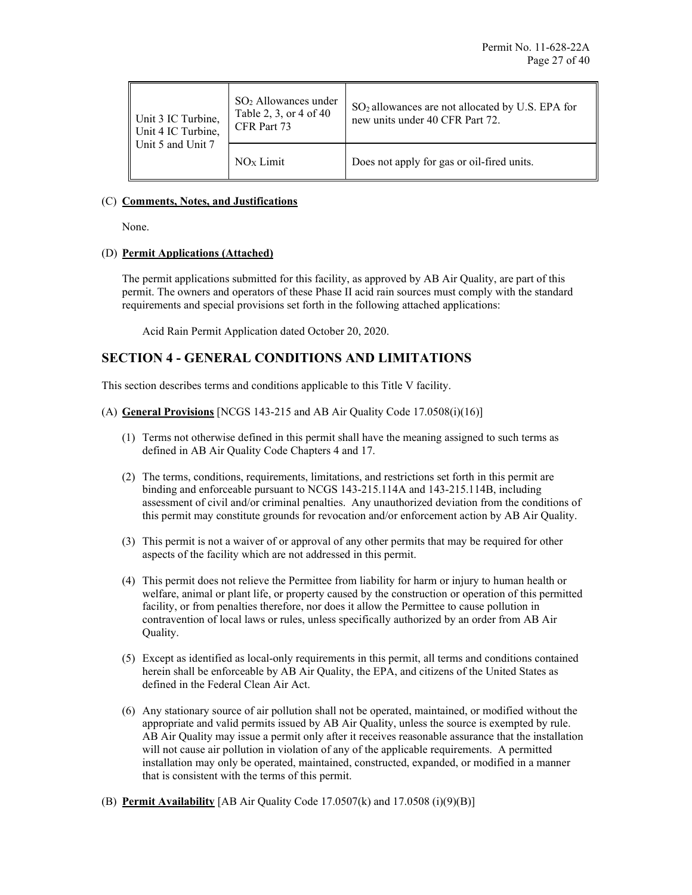| | | |
|---|---|---|
| Unit 3 IC Turbine, Unit 4 IC Turbine, Unit 5 and Unit 7 | $SO_2$ Allowances under Table 2, 3, or 4 of 40 CFR Part 73 | $SO_2$ allowances are not allocated by U.S. EPA for new units under 40 CFR Part 72. |
| | $NO_X$ Limit | Does not apply for gas or oil-fired units. |

(C) **Comments, Notes, and Justifications**

None.

(D) **Permit Applications (Attached)**

The permit applications submitted for this facility, as approved by AB Air Quality, are part of this permit. The owners and operators of these Phase II acid rain sources must comply with the standard requirements and special provisions set forth in the following attached applications:

Acid Rain Permit Application dated October 20, 2020.

## SECTION 4 - GENERAL CONDITIONS AND LIMITATIONS

This section describes terms and conditions applicable to this Title V facility.

(A) **General Provisions** [NCGS 143-215 and AB Air Quality Code 17.0508(i)(16)]

(1) Terms not otherwise defined in this permit shall have the meaning assigned to such terms as defined in AB Air Quality Code Chapters 4 and 17.

(2) The terms, conditions, requirements, limitations, and restrictions set forth in this permit are binding and enforceable pursuant to NCGS 143-215.114A and 143-215.114B, including assessment of civil and/or criminal penalties. Any unauthorized deviation from the conditions of this permit may constitute grounds for revocation and/or enforcement action by AB Air Quality.

(3) This permit is not a waiver of or approval of any other permits that may be required for other aspects of the facility which are not addressed in this permit.

(4) This permit does not relieve the Permittee from liability for harm or injury to human health or welfare, animal or plant life, or property caused by the construction or operation of this permitted facility, or from penalties therefore, nor does it allow the Permittee to cause pollution in contravention of local laws or rules, unless specifically authorized by an order from AB Air Quality.

(5) Except as identified as local-only requirements in this permit, all terms and conditions contained herein shall be enforceable by AB Air Quality, the EPA, and citizens of the United States as defined in the Federal Clean Air Act.

(6) Any stationary source of air pollution shall not be operated, maintained, or modified without the appropriate and valid permits issued by AB Air Quality, unless the source is exempted by rule. AB Air Quality may issue a permit only after it receives reasonable assurance that the installation will not cause air pollution in violation of any of the applicable requirements. A permitted installation may only be operated, maintained, constructed, expanded, or modified in a manner that is consistent with the terms of this permit.

(B) **Permit Availability** [AB Air Quality Code 17.0507(k) and 17.0508 (i)(9)(B)]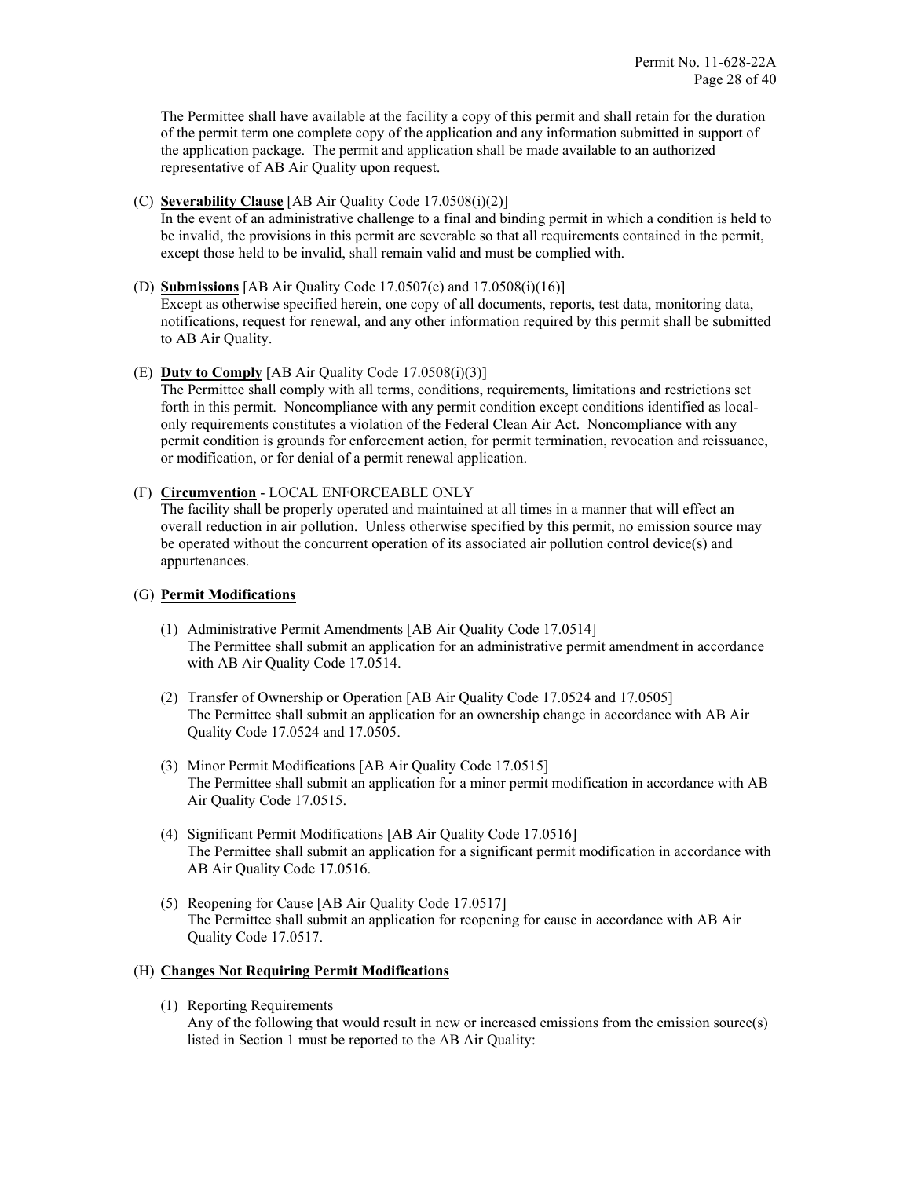The Permittee shall have available at the facility a copy of this permit and shall retain for the duration of the permit term one complete copy of the application and any information submitted in support of the application package. The permit and application shall be made available to an authorized representative of AB Air Quality upon request.

(C) **Severability Clause** [AB Air Quality Code 17.0508(i)(2)]
In the event of an administrative challenge to a final and binding permit in which a condition is held to be invalid, the provisions in this permit are severable so that all requirements contained in the permit, except those held to be invalid, shall remain valid and must be complied with.

(D) **Submissions** [AB Air Quality Code 17.0507(e) and 17.0508(i)(16)]
Except as otherwise specified herein, one copy of all documents, reports, test data, monitoring data, notifications, request for renewal, and any other information required by this permit shall be submitted to AB Air Quality.

(E) **Duty to Comply** [AB Air Quality Code 17.0508(i)(3)]
The Permittee shall comply with all terms, conditions, requirements, limitations and restrictions set forth in this permit. Noncompliance with any permit condition except conditions identified as local-only requirements constitutes a violation of the Federal Clean Air Act. Noncompliance with any permit condition is grounds for enforcement action, for permit termination, revocation and reissuance, or modification, or for denial of a permit renewal application.

(F) **Circumvention** - LOCAL ENFORCEABLE ONLY
The facility shall be properly operated and maintained at all times in a manner that will effect an overall reduction in air pollution. Unless otherwise specified by this permit, no emission source may be operated without the concurrent operation of its associated air pollution control device(s) and appurtenances.

(G) **Permit Modifications**

(1) Administrative Permit Amendments [AB Air Quality Code 17.0514]
The Permittee shall submit an application for an administrative permit amendment in accordance with AB Air Quality Code 17.0514.

(2) Transfer of Ownership or Operation [AB Air Quality Code 17.0524 and 17.0505]
The Permittee shall submit an application for an ownership change in accordance with AB Air Quality Code 17.0524 and 17.0505.

(3) Minor Permit Modifications [AB Air Quality Code 17.0515]
The Permittee shall submit an application for a minor permit modification in accordance with AB Air Quality Code 17.0515.

(4) Significant Permit Modifications [AB Air Quality Code 17.0516]
The Permittee shall submit an application for a significant permit modification in accordance with AB Air Quality Code 17.0516.

(5) Reopening for Cause [AB Air Quality Code 17.0517]
The Permittee shall submit an application for reopening for cause in accordance with AB Air Quality Code 17.0517.

(H) **Changes Not Requiring Permit Modifications**

(1) Reporting Requirements
Any of the following that would result in new or increased emissions from the emission source(s) listed in Section 1 must be reported to the AB Air Quality: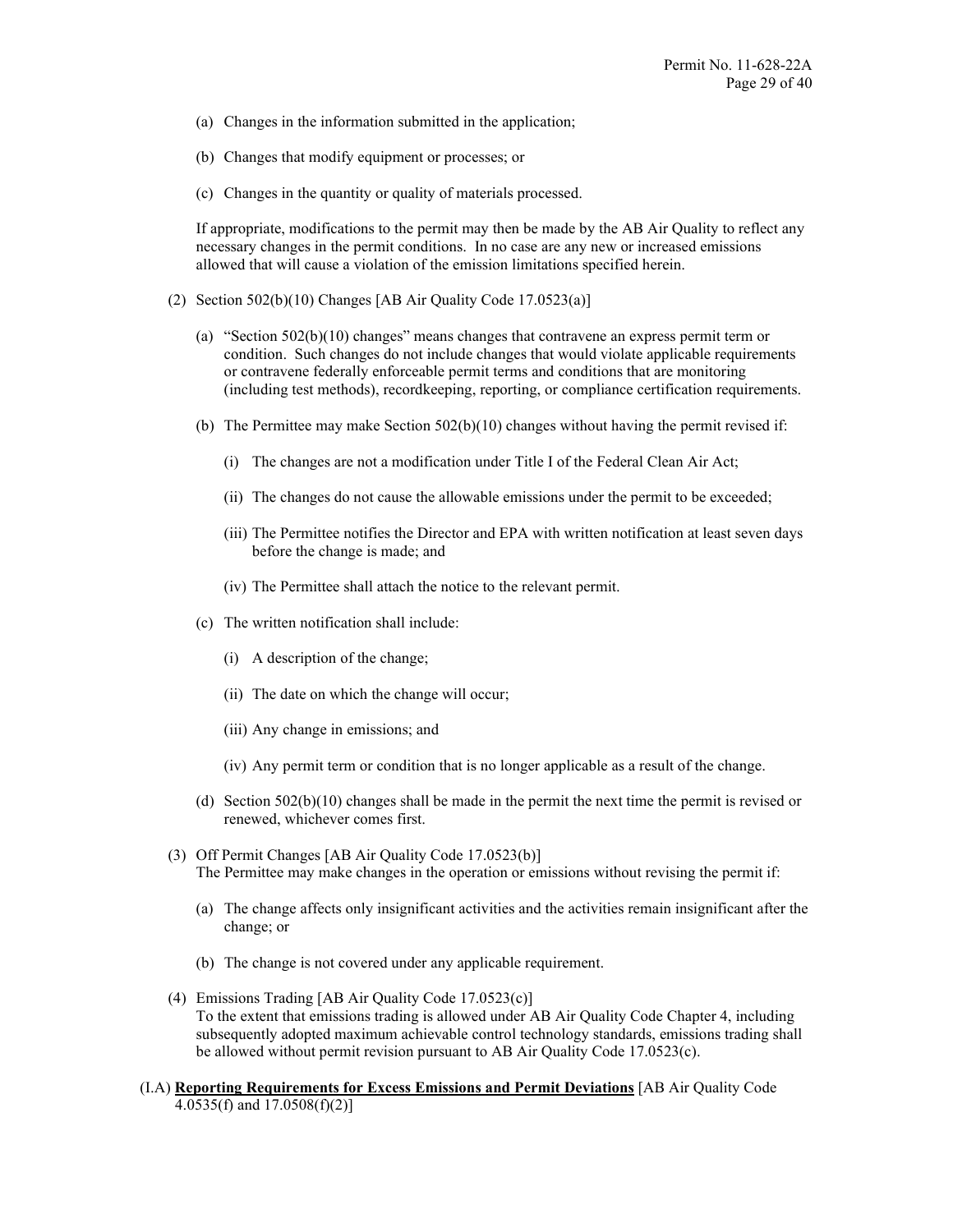(a) Changes in the information submitted in the application;

(b) Changes that modify equipment or processes; or

(c) Changes in the quantity or quality of materials processed.

If appropriate, modifications to the permit may then be made by the AB Air Quality to reflect any necessary changes in the permit conditions. In no case are any new or increased emissions allowed that will cause a violation of the emission limitations specified herein.

(2) Section 502(b)(10) Changes [AB Air Quality Code 17.0523(a)]

(a) "Section 502(b)(10) changes" means changes that contravene an express permit term or condition. Such changes do not include changes that would violate applicable requirements or contravene federally enforceable permit terms and conditions that are monitoring (including test methods), recordkeeping, reporting, or compliance certification requirements.

(b) The Permittee may make Section 502(b)(10) changes without having the permit revised if:

(i) The changes are not a modification under Title I of the Federal Clean Air Act;

(ii) The changes do not cause the allowable emissions under the permit to be exceeded;

(iii) The Permittee notifies the Director and EPA with written notification at least seven days before the change is made; and

(iv) The Permittee shall attach the notice to the relevant permit.

(c) The written notification shall include:

(i) A description of the change;

(ii) The date on which the change will occur;

(iii) Any change in emissions; and

(iv) Any permit term or condition that is no longer applicable as a result of the change.

(d) Section 502(b)(10) changes shall be made in the permit the next time the permit is revised or renewed, whichever comes first.

(3) Off Permit Changes [AB Air Quality Code 17.0523(b)]
The Permittee may make changes in the operation or emissions without revising the permit if:

(a) The change affects only insignificant activities and the activities remain insignificant after the change; or

(b) The change is not covered under any applicable requirement.

(4) Emissions Trading [AB Air Quality Code 17.0523(c)]
To the extent that emissions trading is allowed under AB Air Quality Code Chapter 4, including subsequently adopted maximum achievable control technology standards, emissions trading shall be allowed without permit revision pursuant to AB Air Quality Code 17.0523(c).

(I.A) **Reporting Requirements for Excess Emissions and Permit Deviations** [AB Air Quality Code 4.0535(f) and 17.0508(f)(2)]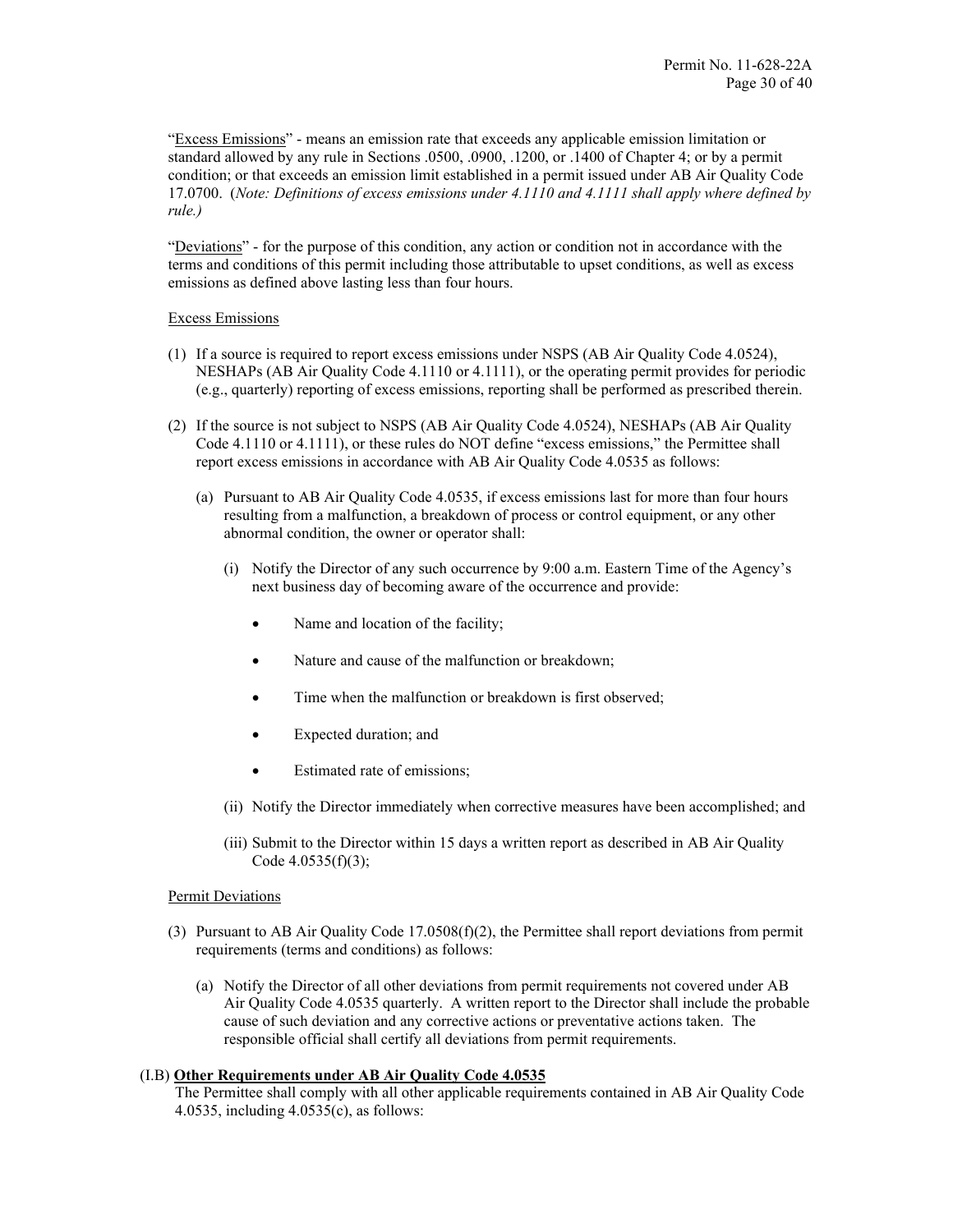"Excess Emissions" - means an emission rate that exceeds any applicable emission limitation or standard allowed by any rule in Sections .0500, .0900, .1200, or .1400 of Chapter 4; or by a permit condition; or that exceeds an emission limit established in a permit issued under AB Air Quality Code 17.0700. (*Note: Definitions of excess emissions under 4.1110 and 4.1111 shall apply where defined by rule.)*

"Deviations" - for the purpose of this condition, any action or condition not in accordance with the terms and conditions of this permit including those attributable to upset conditions, as well as excess emissions as defined above lasting less than four hours.

Excess Emissions

(1) If a source is required to report excess emissions under NSPS (AB Air Quality Code 4.0524), NESHAPs (AB Air Quality Code 4.1110 or 4.1111), or the operating permit provides for periodic (e.g., quarterly) reporting of excess emissions, reporting shall be performed as prescribed therein.

(2) If the source is not subject to NSPS (AB Air Quality Code 4.0524), NESHAPs (AB Air Quality Code 4.1110 or 4.1111), or these rules do NOT define "excess emissions," the Permittee shall report excess emissions in accordance with AB Air Quality Code 4.0535 as follows:

   (a) Pursuant to AB Air Quality Code 4.0535, if excess emissions last for more than four hours resulting from a malfunction, a breakdown of process or control equipment, or any other abnormal condition, the owner or operator shall:

      (i) Notify the Director of any such occurrence by 9:00 a.m. Eastern Time of the Agency's next business day of becoming aware of the occurrence and provide:

         - Name and location of the facility;
         - Nature and cause of the malfunction or breakdown;
         - Time when the malfunction or breakdown is first observed;
         - Expected duration; and
         - Estimated rate of emissions;

      (ii) Notify the Director immediately when corrective measures have been accomplished; and

      (iii) Submit to the Director within 15 days a written report as described in AB Air Quality Code 4.0535(f)(3);

Permit Deviations

(3) Pursuant to AB Air Quality Code 17.0508(f)(2), the Permittee shall report deviations from permit requirements (terms and conditions) as follows:

   (a) Notify the Director of all other deviations from permit requirements not covered under AB Air Quality Code 4.0535 quarterly. A written report to the Director shall include the probable cause of such deviation and any corrective actions or preventative actions taken. The responsible official shall certify all deviations from permit requirements.

(I.B) **Other Requirements under AB Air Quality Code 4.0535**

The Permittee shall comply with all other applicable requirements contained in AB Air Quality Code 4.0535, including 4.0535(c), as follows: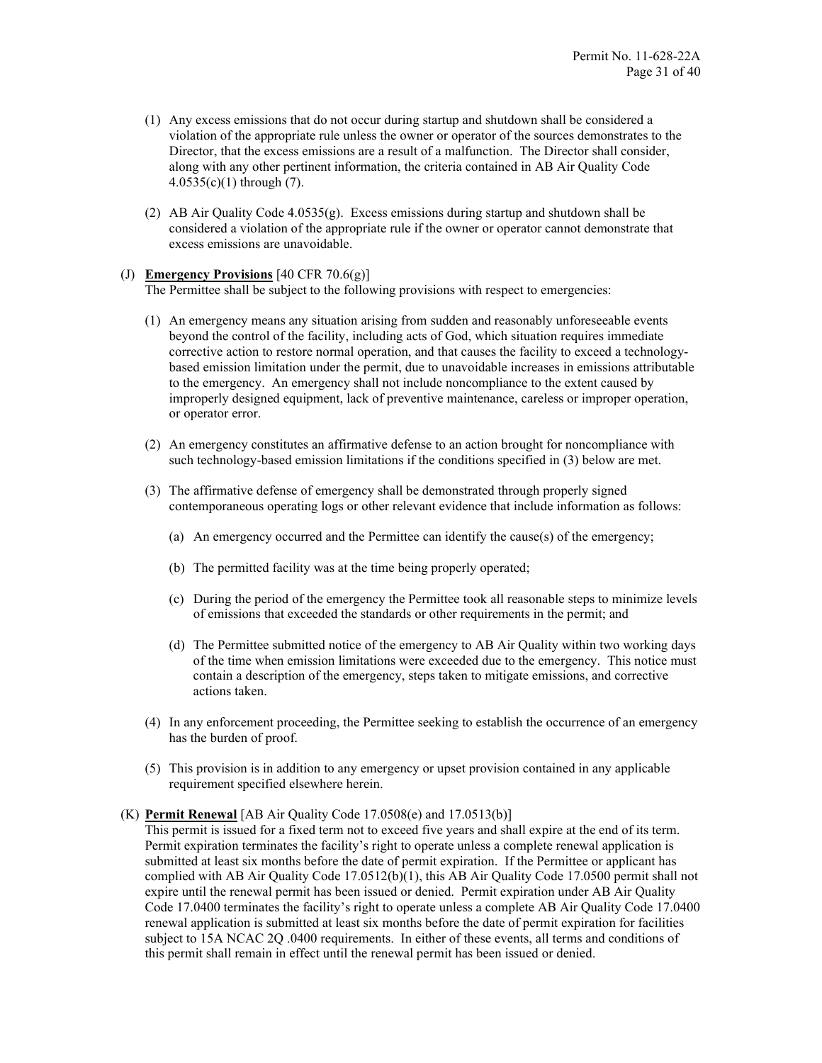(1) Any excess emissions that do not occur during startup and shutdown shall be considered a violation of the appropriate rule unless the owner or operator of the sources demonstrates to the Director, that the excess emissions are a result of a malfunction. The Director shall consider, along with any other pertinent information, the criteria contained in AB Air Quality Code 4.0535(c)(1) through (7).

(2) AB Air Quality Code 4.0535(g). Excess emissions during startup and shutdown shall be considered a violation of the appropriate rule if the owner or operator cannot demonstrate that excess emissions are unavoidable.

(J) **Emergency Provisions** [40 CFR 70.6(g)]
The Permittee shall be subject to the following provisions with respect to emergencies:

(1) An emergency means any situation arising from sudden and reasonably unforeseeable events beyond the control of the facility, including acts of God, which situation requires immediate corrective action to restore normal operation, and that causes the facility to exceed a technology-based emission limitation under the permit, due to unavoidable increases in emissions attributable to the emergency. An emergency shall not include noncompliance to the extent caused by improperly designed equipment, lack of preventive maintenance, careless or improper operation, or operator error.

(2) An emergency constitutes an affirmative defense to an action brought for noncompliance with such technology-based emission limitations if the conditions specified in (3) below are met.

(3) The affirmative defense of emergency shall be demonstrated through properly signed contemporaneous operating logs or other relevant evidence that include information as follows:

(a) An emergency occurred and the Permittee can identify the cause(s) of the emergency;

(b) The permitted facility was at the time being properly operated;

(c) During the period of the emergency the Permittee took all reasonable steps to minimize levels of emissions that exceeded the standards or other requirements in the permit; and

(d) The Permittee submitted notice of the emergency to AB Air Quality within two working days of the time when emission limitations were exceeded due to the emergency. This notice must contain a description of the emergency, steps taken to mitigate emissions, and corrective actions taken.

(4) In any enforcement proceeding, the Permittee seeking to establish the occurrence of an emergency has the burden of proof.

(5) This provision is in addition to any emergency or upset provision contained in any applicable requirement specified elsewhere herein.

(K) **Permit Renewal** [AB Air Quality Code 17.0508(e) and 17.0513(b)]
This permit is issued for a fixed term not to exceed five years and shall expire at the end of its term. Permit expiration terminates the facility's right to operate unless a complete renewal application is submitted at least six months before the date of permit expiration. If the Permittee or applicant has complied with AB Air Quality Code 17.0512(b)(1), this AB Air Quality Code 17.0500 permit shall not expire until the renewal permit has been issued or denied. Permit expiration under AB Air Quality Code 17.0400 terminates the facility's right to operate unless a complete AB Air Quality Code 17.0400 renewal application is submitted at least six months before the date of permit expiration for facilities subject to 15A NCAC 2Q .0400 requirements. In either of these events, all terms and conditions of this permit shall remain in effect until the renewal permit has been issued or denied.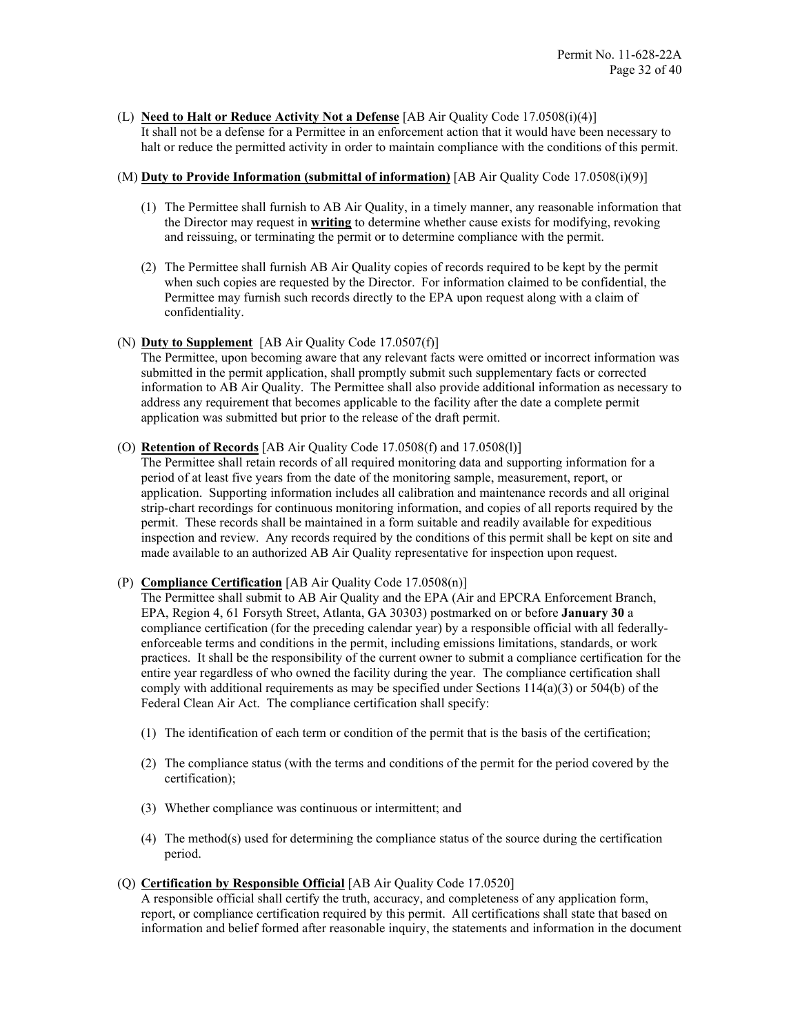(L) **<u>Need to Halt or Reduce Activity Not a Defense</u>** [AB Air Quality Code 17.0508(i)(4)]
It shall not be a defense for a Permittee in an enforcement action that it would have been necessary to halt or reduce the permitted activity in order to maintain compliance with the conditions of this permit.

(M) **<u>Duty to Provide Information (submittal of information)</u>** [AB Air Quality Code 17.0508(i)(9)]

(1) The Permittee shall furnish to AB Air Quality, in a timely manner, any reasonable information that the Director may request in **<u>writing</u>** to determine whether cause exists for modifying, revoking and reissuing, or terminating the permit or to determine compliance with the permit.

(2) The Permittee shall furnish AB Air Quality copies of records required to be kept by the permit when such copies are requested by the Director. For information claimed to be confidential, the Permittee may furnish such records directly to the EPA upon request along with a claim of confidentiality.

(N) **<u>Duty to Supplement</u>** [AB Air Quality Code 17.0507(f)]
The Permittee, upon becoming aware that any relevant facts were omitted or incorrect information was submitted in the permit application, shall promptly submit such supplementary facts or corrected information to AB Air Quality. The Permittee shall also provide additional information as necessary to address any requirement that becomes applicable to the facility after the date a complete permit application was submitted but prior to the release of the draft permit.

(O) **<u>Retention of Records</u>** [AB Air Quality Code 17.0508(f) and 17.0508(l)]
The Permittee shall retain records of all required monitoring data and supporting information for a period of at least five years from the date of the monitoring sample, measurement, report, or application. Supporting information includes all calibration and maintenance records and all original strip-chart recordings for continuous monitoring information, and copies of all reports required by the permit. These records shall be maintained in a form suitable and readily available for expeditious inspection and review. Any records required by the conditions of this permit shall be kept on site and made available to an authorized AB Air Quality representative for inspection upon request.

(P) **<u>Compliance Certification</u>** [AB Air Quality Code 17.0508(n)]
The Permittee shall submit to AB Air Quality and the EPA (Air and EPCRA Enforcement Branch, EPA, Region 4, 61 Forsyth Street, Atlanta, GA 30303) postmarked on or before **January 30** a compliance certification (for the preceding calendar year) by a responsible official with all federally-enforceable terms and conditions in the permit, including emissions limitations, standards, or work practices. It shall be the responsibility of the current owner to submit a compliance certification for the entire year regardless of who owned the facility during the year. The compliance certification shall comply with additional requirements as may be specified under Sections 114(a)(3) or 504(b) of the Federal Clean Air Act. The compliance certification shall specify:

(1) The identification of each term or condition of the permit that is the basis of the certification;

(2) The compliance status (with the terms and conditions of the permit for the period covered by the certification);

(3) Whether compliance was continuous or intermittent; and

(4) The method(s) used for determining the compliance status of the source during the certification period.

(Q) **<u>Certification by Responsible Official</u>** [AB Air Quality Code 17.0520]
A responsible official shall certify the truth, accuracy, and completeness of any application form, report, or compliance certification required by this permit. All certifications shall state that based on information and belief formed after reasonable inquiry, the statements and information in the document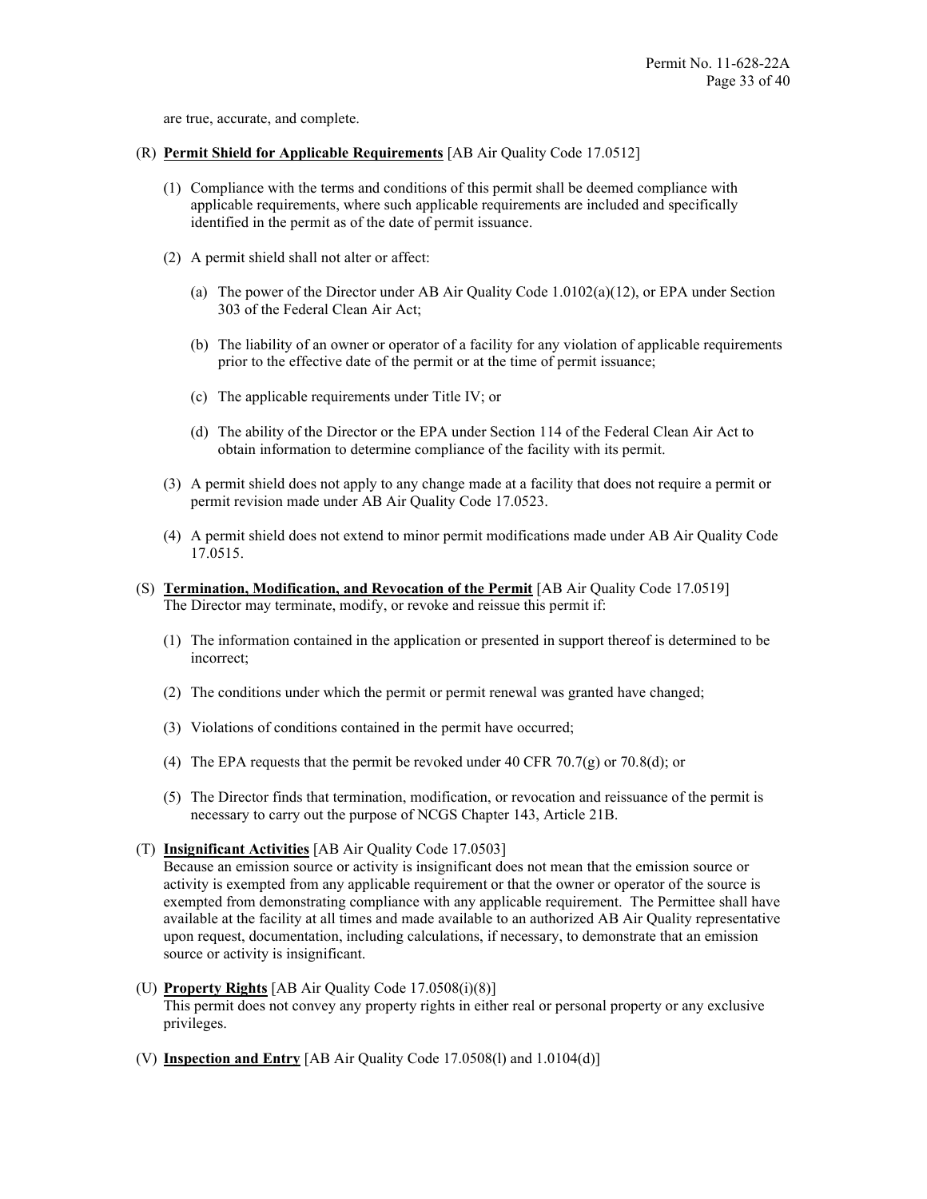are true, accurate, and complete.

(R) **Permit Shield for Applicable Requirements** [AB Air Quality Code 17.0512]

(1) Compliance with the terms and conditions of this permit shall be deemed compliance with applicable requirements, where such applicable requirements are included and specifically identified in the permit as of the date of permit issuance.

(2) A permit shield shall not alter or affect:

(a) The power of the Director under AB Air Quality Code 1.0102(a)(12), or EPA under Section 303 of the Federal Clean Air Act;

(b) The liability of an owner or operator of a facility for any violation of applicable requirements prior to the effective date of the permit or at the time of permit issuance;

(c) The applicable requirements under Title IV; or

(d) The ability of the Director or the EPA under Section 114 of the Federal Clean Air Act to obtain information to determine compliance of the facility with its permit.

(3) A permit shield does not apply to any change made at a facility that does not require a permit or permit revision made under AB Air Quality Code 17.0523.

(4) A permit shield does not extend to minor permit modifications made under AB Air Quality Code 17.0515.

(S) **Termination, Modification, and Revocation of the Permit** [AB Air Quality Code 17.0519]
The Director may terminate, modify, or revoke and reissue this permit if:

(1) The information contained in the application or presented in support thereof is determined to be incorrect;

(2) The conditions under which the permit or permit renewal was granted have changed;

(3) Violations of conditions contained in the permit have occurred;

(4) The EPA requests that the permit be revoked under 40 CFR 70.7(g) or 70.8(d); or

(5) The Director finds that termination, modification, or revocation and reissuance of the permit is necessary to carry out the purpose of NCGS Chapter 143, Article 21B.

(T) **Insignificant Activities** [AB Air Quality Code 17.0503]
Because an emission source or activity is insignificant does not mean that the emission source or activity is exempted from any applicable requirement or that the owner or operator of the source is exempted from demonstrating compliance with any applicable requirement. The Permittee shall have available at the facility at all times and made available to an authorized AB Air Quality representative upon request, documentation, including calculations, if necessary, to demonstrate that an emission source or activity is insignificant.

(U) **Property Rights** [AB Air Quality Code 17.0508(i)(8)]
This permit does not convey any property rights in either real or personal property or any exclusive privileges.

(V) **Inspection and Entry** [AB Air Quality Code 17.0508(l) and 1.0104(d)]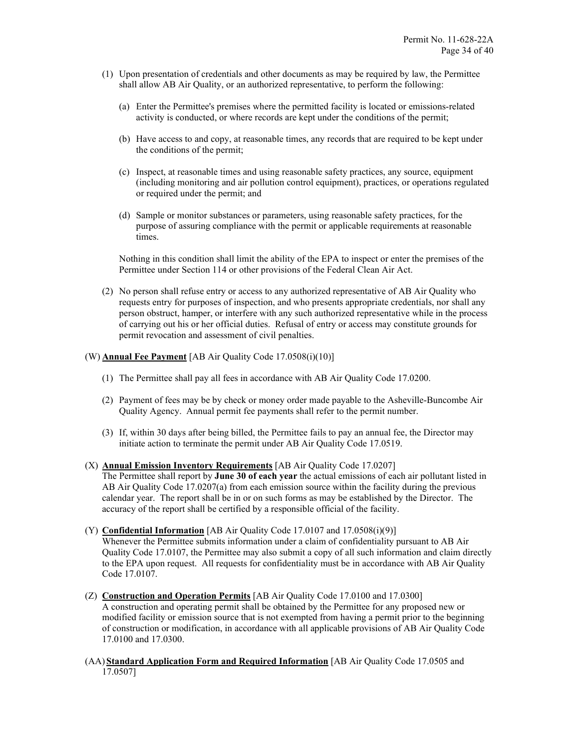(1) Upon presentation of credentials and other documents as may be required by law, the Permittee shall allow AB Air Quality, or an authorized representative, to perform the following:

   (a) Enter the Permittee's premises where the permitted facility is located or emissions-related activity is conducted, or where records are kept under the conditions of the permit;

   (b) Have access to and copy, at reasonable times, any records that are required to be kept under the conditions of the permit;

   (c) Inspect, at reasonable times and using reasonable safety practices, any source, equipment (including monitoring and air pollution control equipment), practices, or operations regulated or required under the permit; and

   (d) Sample or monitor substances or parameters, using reasonable safety practices, for the purpose of assuring compliance with the permit or applicable requirements at reasonable times.

   Nothing in this condition shall limit the ability of the EPA to inspect or enter the premises of the Permittee under Section 114 or other provisions of the Federal Clean Air Act.

(2) No person shall refuse entry or access to any authorized representative of AB Air Quality who requests entry for purposes of inspection, and who presents appropriate credentials, nor shall any person obstruct, hamper, or interfere with any such authorized representative while in the process of carrying out his or her official duties. Refusal of entry or access may constitute grounds for permit revocation and assessment of civil penalties.

(W) **Annual Fee Payment** [AB Air Quality Code 17.0508(i)(10)]

(1) The Permittee shall pay all fees in accordance with AB Air Quality Code 17.0200.

(2) Payment of fees may be by check or money order made payable to the Asheville-Buncombe Air Quality Agency. Annual permit fee payments shall refer to the permit number.

(3) If, within 30 days after being billed, the Permittee fails to pay an annual fee, the Director may initiate action to terminate the permit under AB Air Quality Code 17.0519.

(X) **Annual Emission Inventory Requirements** [AB Air Quality Code 17.0207]
The Permittee shall report by **June 30 of each year** the actual emissions of each air pollutant listed in AB Air Quality Code 17.0207(a) from each emission source within the facility during the previous calendar year. The report shall be in or on such forms as may be established by the Director. The accuracy of the report shall be certified by a responsible official of the facility.

(Y) **Confidential Information** [AB Air Quality Code 17.0107 and 17.0508(i)(9)]
Whenever the Permittee submits information under a claim of confidentiality pursuant to AB Air Quality Code 17.0107, the Permittee may also submit a copy of all such information and claim directly to the EPA upon request. All requests for confidentiality must be in accordance with AB Air Quality Code 17.0107.

(Z) **Construction and Operation Permits** [AB Air Quality Code 17.0100 and 17.0300]
A construction and operating permit shall be obtained by the Permittee for any proposed new or modified facility or emission source that is not exempted from having a permit prior to the beginning of construction or modification, in accordance with all applicable provisions of AB Air Quality Code 17.0100 and 17.0300.

(AA) **Standard Application Form and Required Information** [AB Air Quality Code 17.0505 and 17.0507]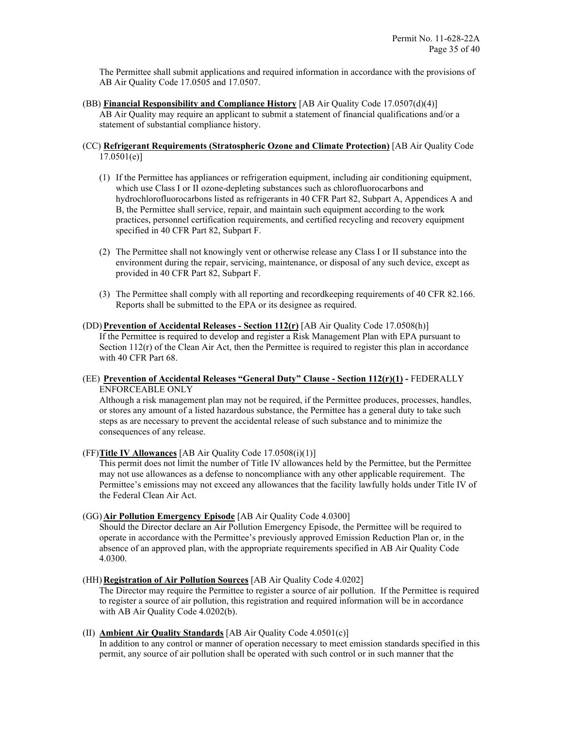The Permittee shall submit applications and required information in accordance with the provisions of AB Air Quality Code 17.0505 and 17.0507.

(BB) **Financial Responsibility and Compliance History** [AB Air Quality Code 17.0507(d)(4)]
AB Air Quality may require an applicant to submit a statement of financial qualifications and/or a statement of substantial compliance history.

(CC) **Refrigerant Requirements (Stratospheric Ozone and Climate Protection)** [AB Air Quality Code 17.0501(e)]

(1) If the Permittee has appliances or refrigeration equipment, including air conditioning equipment, which use Class I or II ozone-depleting substances such as chlorofluorocarbons and hydrochlorofluorocarbons listed as refrigerants in 40 CFR Part 82, Subpart A, Appendices A and B, the Permittee shall service, repair, and maintain such equipment according to the work practices, personnel certification requirements, and certified recycling and recovery equipment specified in 40 CFR Part 82, Subpart F.

(2) The Permittee shall not knowingly vent or otherwise release any Class I or II substance into the environment during the repair, servicing, maintenance, or disposal of any such device, except as provided in 40 CFR Part 82, Subpart F.

(3) The Permittee shall comply with all reporting and recordkeeping requirements of 40 CFR 82.166. Reports shall be submitted to the EPA or its designee as required.

(DD) **Prevention of Accidental Releases - Section 112(r)** [AB Air Quality Code 17.0508(h)]
If the Permittee is required to develop and register a Risk Management Plan with EPA pursuant to Section 112(r) of the Clean Air Act, then the Permittee is required to register this plan in accordance with 40 CFR Part 68.

(EE) **Prevention of Accidental Releases "General Duty" Clause - Section 112(r)(1) -** FEDERALLY ENFORCEABLE ONLY
Although a risk management plan may not be required, if the Permittee produces, processes, handles, or stores any amount of a listed hazardous substance, the Permittee has a general duty to take such steps as are necessary to prevent the accidental release of such substance and to minimize the consequences of any release.

(FF) **Title IV Allowances** [AB Air Quality Code 17.0508(i)(1)]
This permit does not limit the number of Title IV allowances held by the Permittee, but the Permittee may not use allowances as a defense to noncompliance with any other applicable requirement. The Permittee's emissions may not exceed any allowances that the facility lawfully holds under Title IV of the Federal Clean Air Act.

(GG) **Air Pollution Emergency Episode** [AB Air Quality Code 4.0300]
Should the Director declare an Air Pollution Emergency Episode, the Permittee will be required to operate in accordance with the Permittee's previously approved Emission Reduction Plan or, in the absence of an approved plan, with the appropriate requirements specified in AB Air Quality Code 4.0300.

(HH) **Registration of Air Pollution Sources** [AB Air Quality Code 4.0202]
The Director may require the Permittee to register a source of air pollution. If the Permittee is required to register a source of air pollution, this registration and required information will be in accordance with AB Air Quality Code 4.0202(b).

(II) **Ambient Air Quality Standards** [AB Air Quality Code 4.0501(c)]
In addition to any control or manner of operation necessary to meet emission standards specified in this permit, any source of air pollution shall be operated with such control or in such manner that the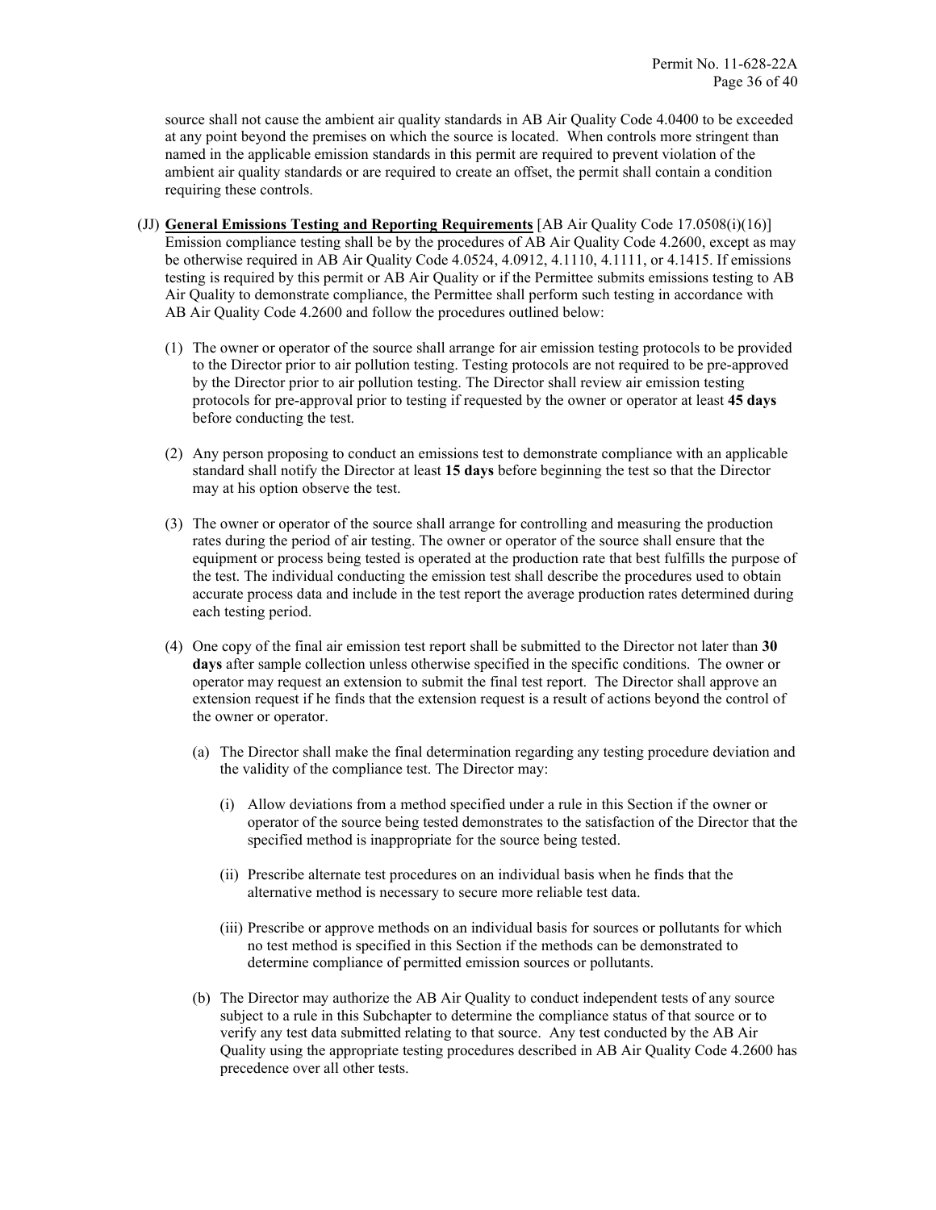source shall not cause the ambient air quality standards in AB Air Quality Code 4.0400 to be exceeded at any point beyond the premises on which the source is located. When controls more stringent than named in the applicable emission standards in this permit are required to prevent violation of the ambient air quality standards or are required to create an offset, the permit shall contain a condition requiring these controls.

(JJ) **General Emissions Testing and Reporting Requirements** [AB Air Quality Code 17.0508(i)(16)] Emission compliance testing shall be by the procedures of AB Air Quality Code 4.2600, except as may be otherwise required in AB Air Quality Code 4.0524, 4.0912, 4.1110, 4.1111, or 4.1415. If emissions testing is required by this permit or AB Air Quality or if the Permittee submits emissions testing to AB Air Quality to demonstrate compliance, the Permittee shall perform such testing in accordance with AB Air Quality Code 4.2600 and follow the procedures outlined below:

(1) The owner or operator of the source shall arrange for air emission testing protocols to be provided to the Director prior to air pollution testing. Testing protocols are not required to be pre-approved by the Director prior to air pollution testing. The Director shall review air emission testing protocols for pre-approval prior to testing if requested by the owner or operator at least **45 days** before conducting the test.

(2) Any person proposing to conduct an emissions test to demonstrate compliance with an applicable standard shall notify the Director at least **15 days** before beginning the test so that the Director may at his option observe the test.

(3) The owner or operator of the source shall arrange for controlling and measuring the production rates during the period of air testing. The owner or operator of the source shall ensure that the equipment or process being tested is operated at the production rate that best fulfills the purpose of the test. The individual conducting the emission test shall describe the procedures used to obtain accurate process data and include in the test report the average production rates determined during each testing period.

(4) One copy of the final air emission test report shall be submitted to the Director not later than **30 days** after sample collection unless otherwise specified in the specific conditions. The owner or operator may request an extension to submit the final test report. The Director shall approve an extension request if he finds that the extension request is a result of actions beyond the control of the owner or operator.

   (a) The Director shall make the final determination regarding any testing procedure deviation and the validity of the compliance test. The Director may:

      (i) Allow deviations from a method specified under a rule in this Section if the owner or operator of the source being tested demonstrates to the satisfaction of the Director that the specified method is inappropriate for the source being tested.

      (ii) Prescribe alternate test procedures on an individual basis when he finds that the alternative method is necessary to secure more reliable test data.

      (iii) Prescribe or approve methods on an individual basis for sources or pollutants for which no test method is specified in this Section if the methods can be demonstrated to determine compliance of permitted emission sources or pollutants.

   (b) The Director may authorize the AB Air Quality to conduct independent tests of any source subject to a rule in this Subchapter to determine the compliance status of that source or to verify any test data submitted relating to that source. Any test conducted by the AB Air Quality using the appropriate testing procedures described in AB Air Quality Code 4.2600 has precedence over all other tests.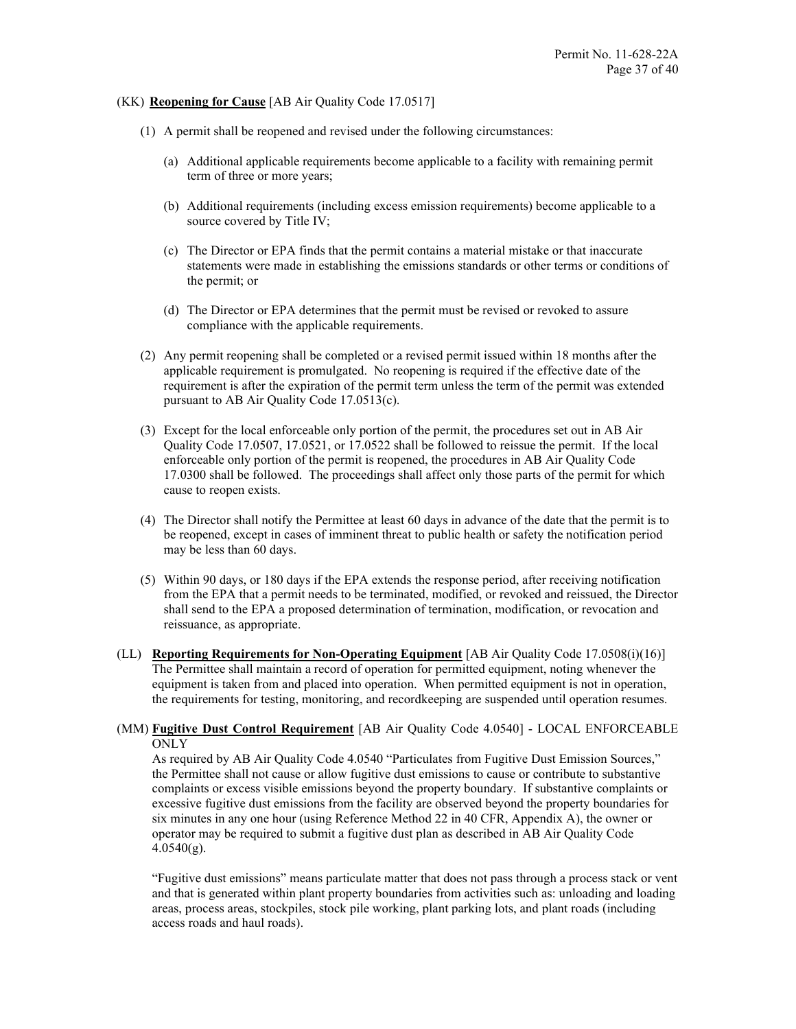(KK) **Reopening for Cause** [AB Air Quality Code 17.0517]

(1) A permit shall be reopened and revised under the following circumstances:

(a) Additional applicable requirements become applicable to a facility with remaining permit term of three or more years;

(b) Additional requirements (including excess emission requirements) become applicable to a source covered by Title IV;

(c) The Director or EPA finds that the permit contains a material mistake or that inaccurate statements were made in establishing the emissions standards or other terms or conditions of the permit; or

(d) The Director or EPA determines that the permit must be revised or revoked to assure compliance with the applicable requirements.

(2) Any permit reopening shall be completed or a revised permit issued within 18 months after the applicable requirement is promulgated. No reopening is required if the effective date of the requirement is after the expiration of the permit term unless the term of the permit was extended pursuant to AB Air Quality Code 17.0513(c).

(3) Except for the local enforceable only portion of the permit, the procedures set out in AB Air Quality Code 17.0507, 17.0521, or 17.0522 shall be followed to reissue the permit. If the local enforceable only portion of the permit is reopened, the procedures in AB Air Quality Code 17.0300 shall be followed. The proceedings shall affect only those parts of the permit for which cause to reopen exists.

(4) The Director shall notify the Permittee at least 60 days in advance of the date that the permit is to be reopened, except in cases of imminent threat to public health or safety the notification period may be less than 60 days.

(5) Within 90 days, or 180 days if the EPA extends the response period, after receiving notification from the EPA that a permit needs to be terminated, modified, or revoked and reissued, the Director shall send to the EPA a proposed determination of termination, modification, or revocation and reissuance, as appropriate.

(LL) **Reporting Requirements for Non-Operating Equipment** [AB Air Quality Code 17.0508(i)(16)] The Permittee shall maintain a record of operation for permitted equipment, noting whenever the equipment is taken from and placed into operation. When permitted equipment is not in operation, the requirements for testing, monitoring, and recordkeeping are suspended until operation resumes.

(MM) **Fugitive Dust Control Requirement** [AB Air Quality Code 4.0540] - LOCAL ENFORCEABLE ONLY

As required by AB Air Quality Code 4.0540 "Particulates from Fugitive Dust Emission Sources," the Permittee shall not cause or allow fugitive dust emissions to cause or contribute to substantive complaints or excess visible emissions beyond the property boundary. If substantive complaints or excessive fugitive dust emissions from the facility are observed beyond the property boundaries for six minutes in any one hour (using Reference Method 22 in 40 CFR, Appendix A), the owner or operator may be required to submit a fugitive dust plan as described in AB Air Quality Code 4.0540(g).

"Fugitive dust emissions" means particulate matter that does not pass through a process stack or vent and that is generated within plant property boundaries from activities such as: unloading and loading areas, process areas, stockpiles, stock pile working, plant parking lots, and plant roads (including access roads and haul roads).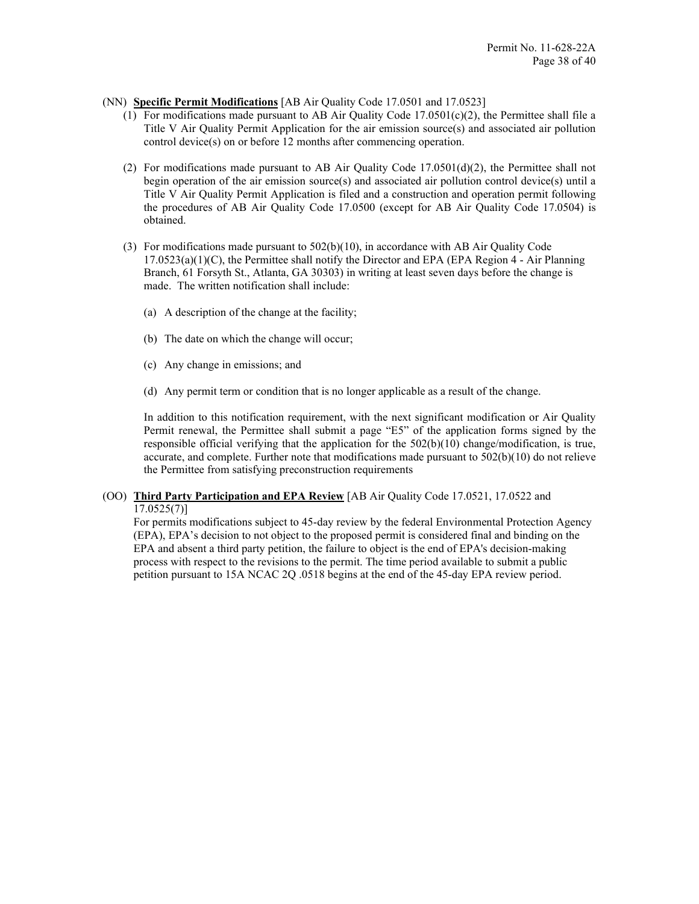(NN) **Specific Permit Modifications** [AB Air Quality Code 17.0501 and 17.0523]

(1) For modifications made pursuant to AB Air Quality Code 17.0501(c)(2), the Permittee shall file a Title V Air Quality Permit Application for the air emission source(s) and associated air pollution control device(s) on or before 12 months after commencing operation.

(2) For modifications made pursuant to AB Air Quality Code 17.0501(d)(2), the Permittee shall not begin operation of the air emission source(s) and associated air pollution control device(s) until a Title V Air Quality Permit Application is filed and a construction and operation permit following the procedures of AB Air Quality Code 17.0500 (except for AB Air Quality Code 17.0504) is obtained.

(3) For modifications made pursuant to 502(b)(10), in accordance with AB Air Quality Code 17.0523(a)(1)(C), the Permittee shall notify the Director and EPA (EPA Region 4 - Air Planning Branch, 61 Forsyth St., Atlanta, GA 30303) in writing at least seven days before the change is made. The written notification shall include:

(a) A description of the change at the facility;

(b) The date on which the change will occur;

(c) Any change in emissions; and

(d) Any permit term or condition that is no longer applicable as a result of the change.

In addition to this notification requirement, with the next significant modification or Air Quality Permit renewal, the Permittee shall submit a page "E5" of the application forms signed by the responsible official verifying that the application for the 502(b)(10) change/modification, is true, accurate, and complete. Further note that modifications made pursuant to 502(b)(10) do not relieve the Permittee from satisfying preconstruction requirements

(OO) **Third Party Participation and EPA Review** [AB Air Quality Code 17.0521, 17.0522 and 17.0525(7)]

For permits modifications subject to 45-day review by the federal Environmental Protection Agency (EPA), EPA's decision to not object to the proposed permit is considered final and binding on the EPA and absent a third party petition, the failure to object is the end of EPA's decision-making process with respect to the revisions to the permit. The time period available to submit a public petition pursuant to 15A NCAC 2Q .0518 begins at the end of the 45-day EPA review period.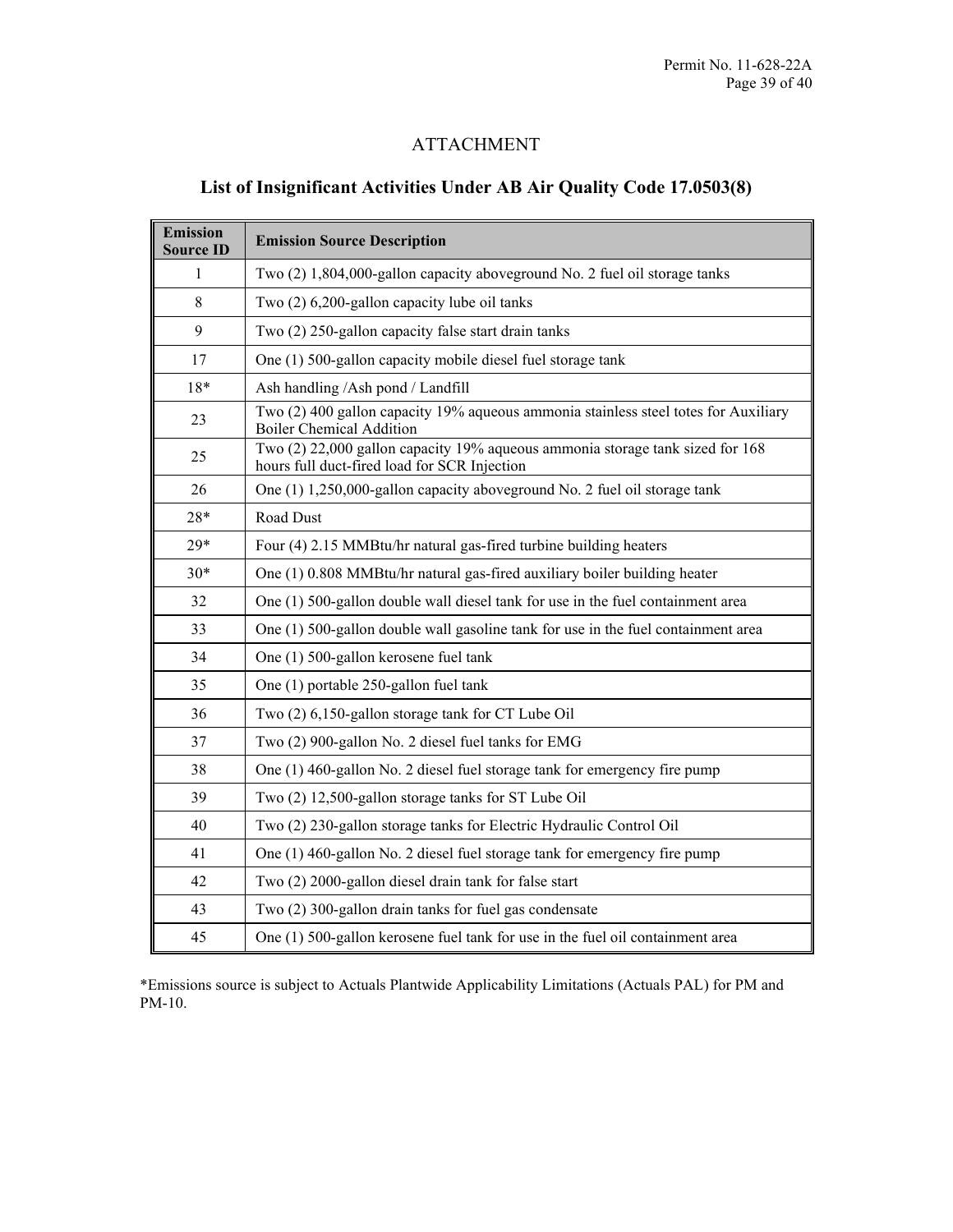# ATTACHMENT

## List of Insignificant Activities Under AB Air Quality Code 17.0503(8)

| Emission Source ID | Emission Source Description |
|---|---|
| 1 | Two (2) 1,804,000-gallon capacity aboveground No. 2 fuel oil storage tanks |
| 8 | Two (2) 6,200-gallon capacity lube oil tanks |
| 9 | Two (2) 250-gallon capacity false start drain tanks |
| 17 | One (1) 500-gallon capacity mobile diesel fuel storage tank |
| 18* | Ash handling /Ash pond / Landfill |
| 23 | Two (2) 400 gallon capacity 19% aqueous ammonia stainless steel totes for Auxiliary Boiler Chemical Addition |
| 25 | Two (2) 22,000 gallon capacity 19% aqueous ammonia storage tank sized for 168 hours full duct-fired load for SCR Injection |
| 26 | One (1) 1,250,000-gallon capacity aboveground No. 2 fuel oil storage tank |
| 28* | Road Dust |
| 29* | Four (4) 2.15 MMBtu/hr natural gas-fired turbine building heaters |
| 30* | One (1) 0.808 MMBtu/hr natural gas-fired auxiliary boiler building heater |
| 32 | One (1) 500-gallon double wall diesel tank for use in the fuel containment area |
| 33 | One (1) 500-gallon double wall gasoline tank for use in the fuel containment area |
| 34 | One (1) 500-gallon kerosene fuel tank |
| 35 | One (1) portable 250-gallon fuel tank |
| 36 | Two (2) 6,150-gallon storage tank for CT Lube Oil |
| 37 | Two (2) 900-gallon No. 2 diesel fuel tanks for EMG |
| 38 | One (1) 460-gallon No. 2 diesel fuel storage tank for emergency fire pump |
| 39 | Two (2) 12,500-gallon storage tanks for ST Lube Oil |
| 40 | Two (2) 230-gallon storage tanks for Electric Hydraulic Control Oil |
| 41 | One (1) 460-gallon No. 2 diesel fuel storage tank for emergency fire pump |
| 42 | Two (2) 2000-gallon diesel drain tank for false start |
| 43 | Two (2) 300-gallon drain tanks for fuel gas condensate |
| 45 | One (1) 500-gallon kerosene fuel tank for use in the fuel oil containment area |

*Emissions source is subject to Actuals Plantwide Applicability Limitations (Actuals PAL) for PM and PM-10.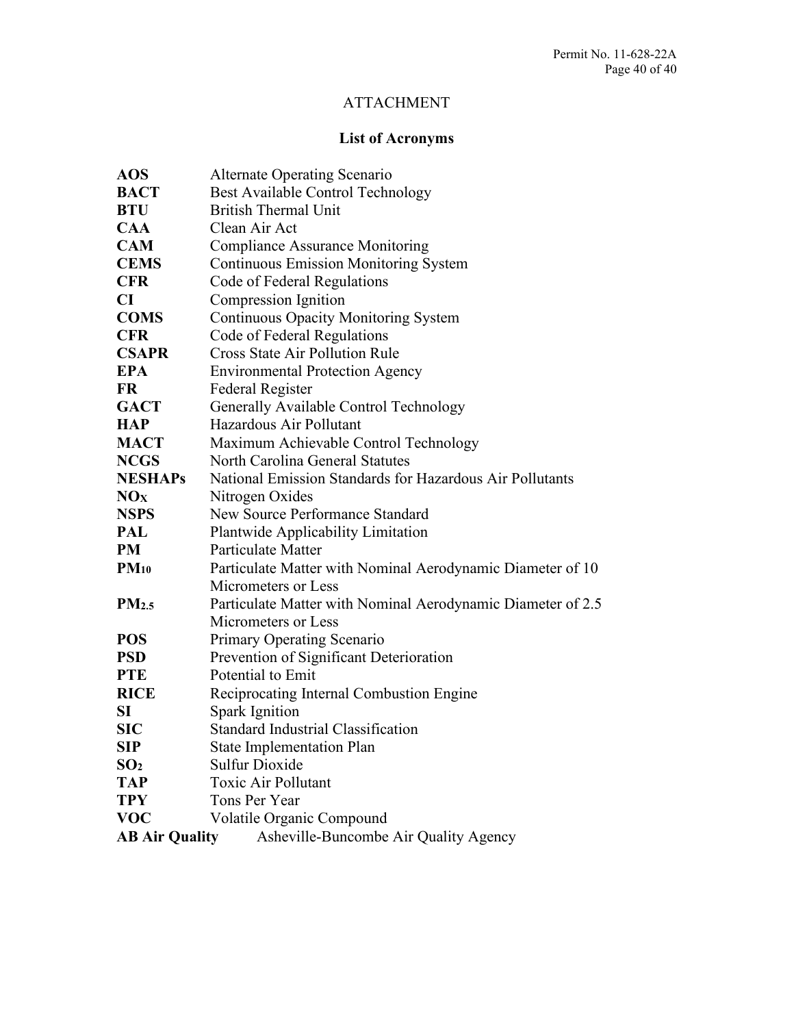ATTACHMENT

## List of Acronyms

| | |
|---|---|
| **AOS** | Alternate Operating Scenario |
| **BACT** | Best Available Control Technology |
| **BTU** | British Thermal Unit |
| **CAA** | Clean Air Act |
| **CAM** | Compliance Assurance Monitoring |
| **CEMS** | Continuous Emission Monitoring System |
| **CFR** | Code of Federal Regulations |
| **CI** | Compression Ignition |
| **COMS** | Continuous Opacity Monitoring System |
| **CFR** | Code of Federal Regulations |
| **CSAPR** | Cross State Air Pollution Rule |
| **EPA** | Environmental Protection Agency |
| **FR** | Federal Register |
| **GACT** | Generally Available Control Technology |
| **HAP** | Hazardous Air Pollutant |
| **MACT** | Maximum Achievable Control Technology |
| **NCGS** | North Carolina General Statutes |
| **NESHAPs** | National Emission Standards for Hazardous Air Pollutants |
| **$NO_X$** | Nitrogen Oxides |
| **NSPS** | New Source Performance Standard |
| **PAL** | Plantwide Applicability Limitation |
| **PM** | Particulate Matter |
| **$PM_{10}$** | Particulate Matter with Nominal Aerodynamic Diameter of 10 Micrometers or Less |
| **$PM_{2.5}$** | Particulate Matter with Nominal Aerodynamic Diameter of 2.5 Micrometers or Less |
| **POS** | Primary Operating Scenario |
| **PSD** | Prevention of Significant Deterioration |
| **PTE** | Potential to Emit |
| **RICE** | Reciprocating Internal Combustion Engine |
| **SI** | Spark Ignition |
| **SIC** | Standard Industrial Classification |
| **SIP** | State Implementation Plan |
| **$SO_2$** | Sulfur Dioxide |
| **TAP** | Toxic Air Pollutant |
| **TPY** | Tons Per Year |
| **VOC** | Volatile Organic Compound |
| **AB Air Quality** | Asheville-Buncombe Air Quality Agency |